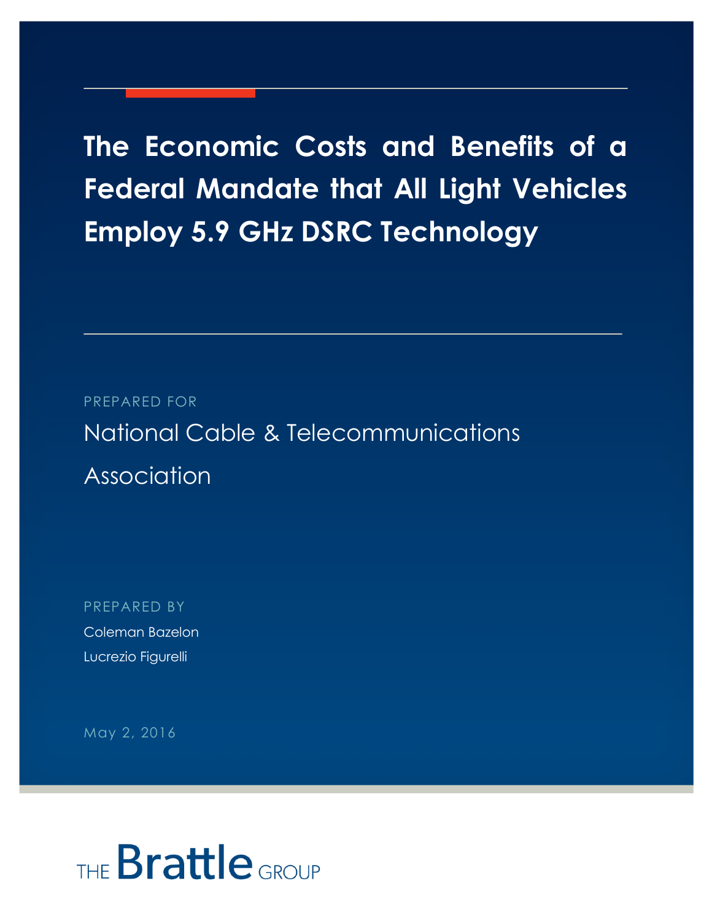# The Economic Costs and Benefits of a Federal Mandate that All Light Vehicles Employ 5.9 GHz DSRC Technology

PREPARED FOR

National Cable & Telecommunications Association

PREPARED BY

Coleman Bazelon

Lucrezio Figurelli

May 2, 2016

THE Brattle GROUP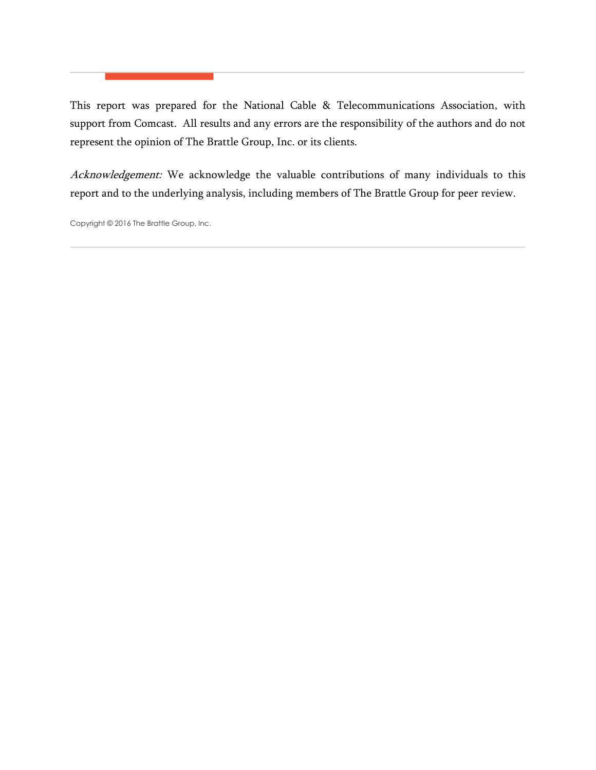This report was prepared for the National Cable & Telecommunications Association, with support from Comcast. All results and any errors are the responsibility of the authors and do not represent the opinion of The Brattle Group, Inc. or its clients.

*Acknowledgement:* We acknowledge the valuable contributions of many individuals to this report and to the underlying analysis, including members of The Brattle Group for peer review.

Copyright © 2016 The Brattle Group, Inc.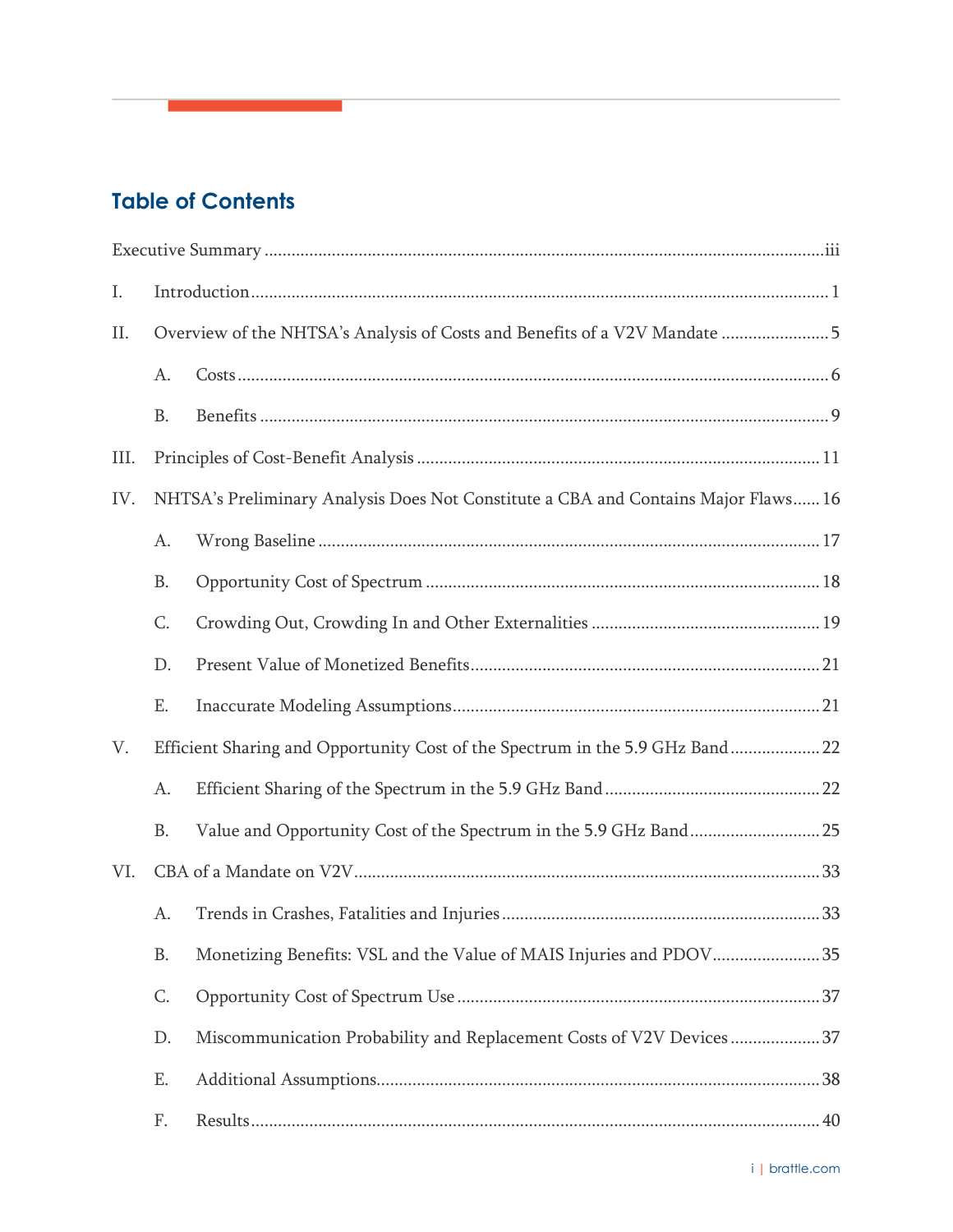## Table of Contents

Executive Summary ........................................................................ iii

I. Introduction ........................................................................ 1

II. Overview of the NHTSA's Analysis of Costs and Benefits of a V2V Mandate ........................ 5

  A. Costs ........................................................................ 6

  B. Benefits ........................................................................ 9

III. Principles of Cost-Benefit Analysis ........................................................................ 11

IV. NHTSA's Preliminary Analysis Does Not Constitute a CBA and Contains Major Flaws ...... 16

  A. Wrong Baseline ........................................................................ 17

  B. Opportunity Cost of Spectrum ........................................................................ 18

  C. Crowding Out, Crowding In and Other Externalities ........................................................................ 19

  D. Present Value of Monetized Benefits ........................................................................ 21

  E. Inaccurate Modeling Assumptions ........................................................................ 21

V. Efficient Sharing and Opportunity Cost of the Spectrum in the 5.9 GHz Band .................... 22

  A. Efficient Sharing of the Spectrum in the 5.9 GHz Band ........................................................................ 22

  B. Value and Opportunity Cost of the Spectrum in the 5.9 GHz Band ............................ 25

VI. CBA of a Mandate on V2V ........................................................................ 33

  A. Trends in Crashes, Fatalities and Injuries ........................................................................ 33

  B. Monetizing Benefits: VSL and the Value of MAIS Injuries and PDOV ........................ 35

  C. Opportunity Cost of Spectrum Use ........................................................................ 37

  D. Miscommunication Probability and Replacement Costs of V2V Devices .................... 37

  E. Additional Assumptions ........................................................................ 38

  F. Results ........................................................................ 40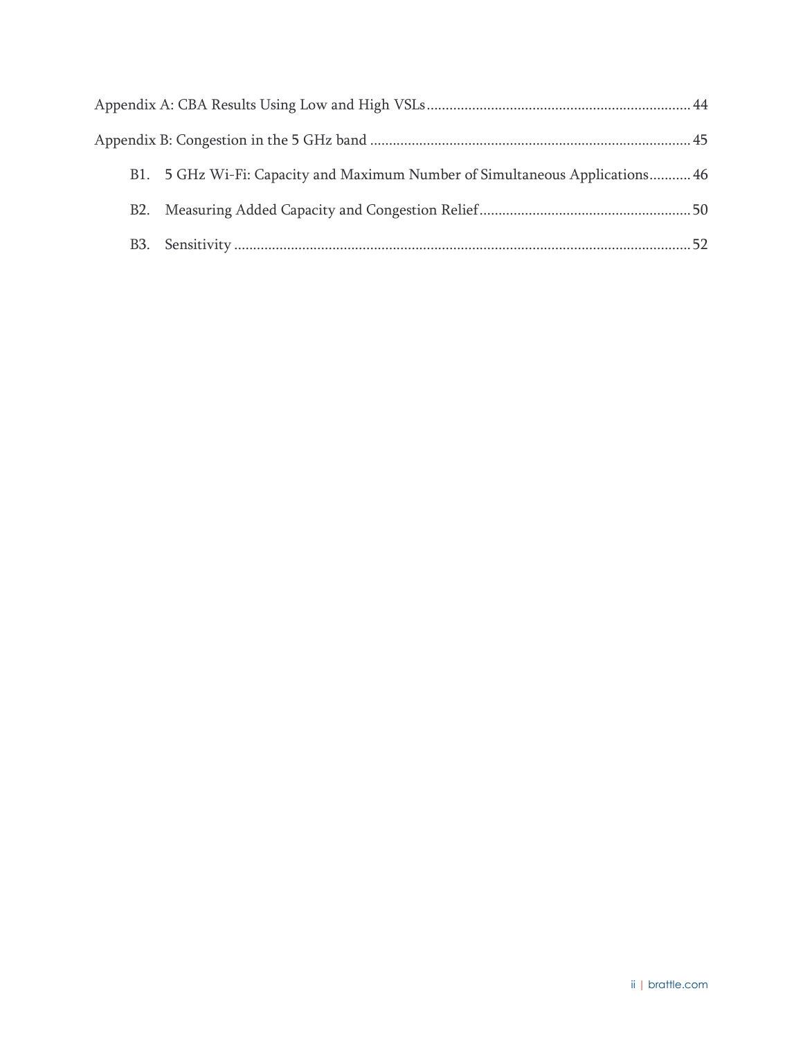Appendix A: CBA Results Using Low and High VSLs ..... 44

Appendix B: Congestion in the 5 GHz band ..... 45

- B1. 5 GHz Wi-Fi: Capacity and Maximum Number of Simultaneous Applications ..... 46
- B2. Measuring Added Capacity and Congestion Relief ..... 50
- B3. Sensitivity ..... 52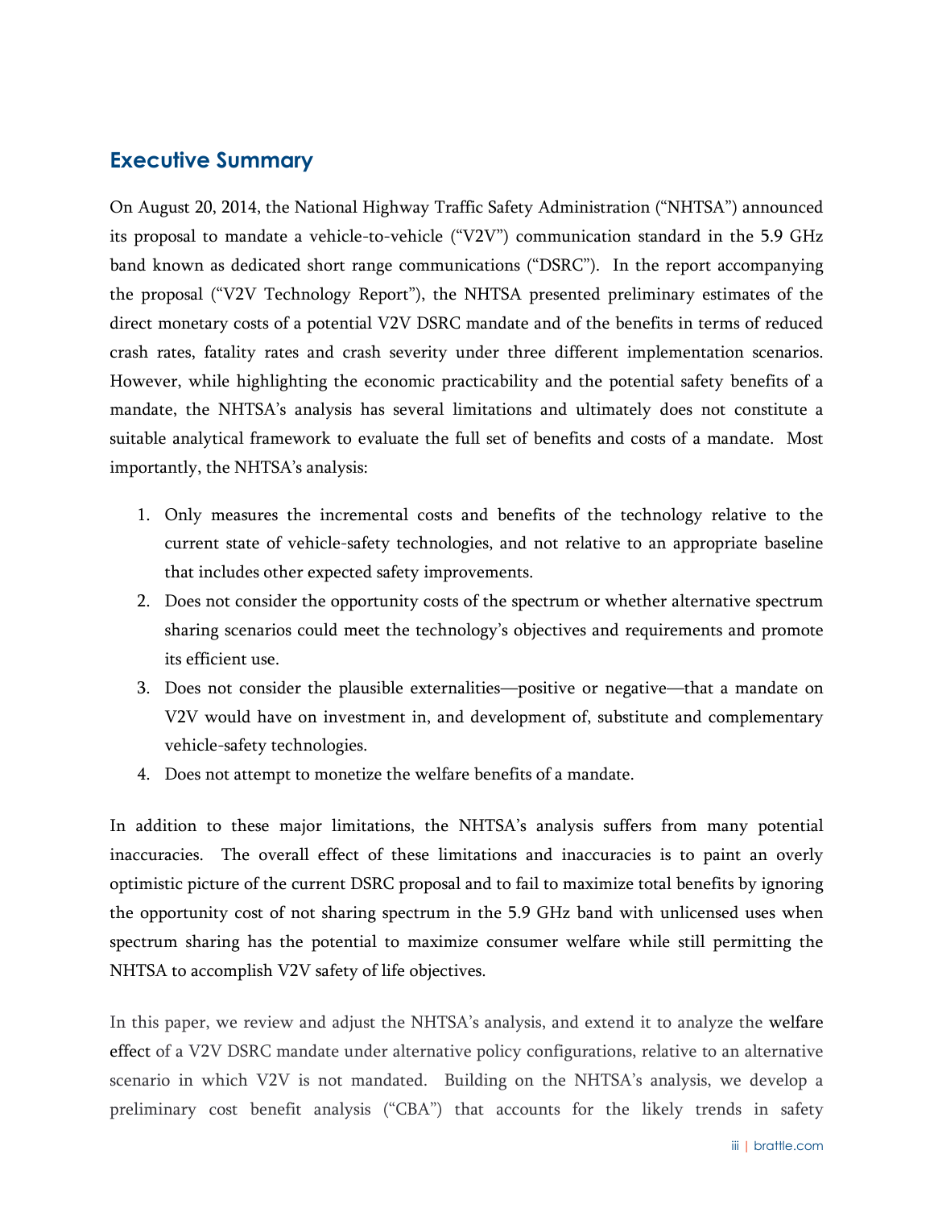## Executive Summary

On August 20, 2014, the National Highway Traffic Safety Administration ("NHTSA") announced its proposal to mandate a vehicle-to-vehicle ("V2V") communication standard in the 5.9 GHz band known as dedicated short range communications ("DSRC"). In the report accompanying the proposal ("V2V Technology Report"), the NHTSA presented preliminary estimates of the direct monetary costs of a potential V2V DSRC mandate and of the benefits in terms of reduced crash rates, fatality rates and crash severity under three different implementation scenarios. However, while highlighting the economic practicability and the potential safety benefits of a mandate, the NHTSA's analysis has several limitations and ultimately does not constitute a suitable analytical framework to evaluate the full set of benefits and costs of a mandate. Most importantly, the NHTSA's analysis:

1. Only measures the incremental costs and benefits of the technology relative to the current state of vehicle-safety technologies, and not relative to an appropriate baseline that includes other expected safety improvements.
2. Does not consider the opportunity costs of the spectrum or whether alternative spectrum sharing scenarios could meet the technology's objectives and requirements and promote its efficient use.
3. Does not consider the plausible externalities—positive or negative—that a mandate on V2V would have on investment in, and development of, substitute and complementary vehicle-safety technologies.
4. Does not attempt to monetize the welfare benefits of a mandate.

In addition to these major limitations, the NHTSA's analysis suffers from many potential inaccuracies. The overall effect of these limitations and inaccuracies is to paint an overly optimistic picture of the current DSRC proposal and to fail to maximize total benefits by ignoring the opportunity cost of not sharing spectrum in the 5.9 GHz band with unlicensed uses when spectrum sharing has the potential to maximize consumer welfare while still permitting the NHTSA to accomplish V2V safety of life objectives.

In this paper, we review and adjust the NHTSA's analysis, and extend it to analyze the welfare effect of a V2V DSRC mandate under alternative policy configurations, relative to an alternative scenario in which V2V is not mandated. Building on the NHTSA's analysis, we develop a preliminary cost benefit analysis ("CBA") that accounts for the likely trends in safety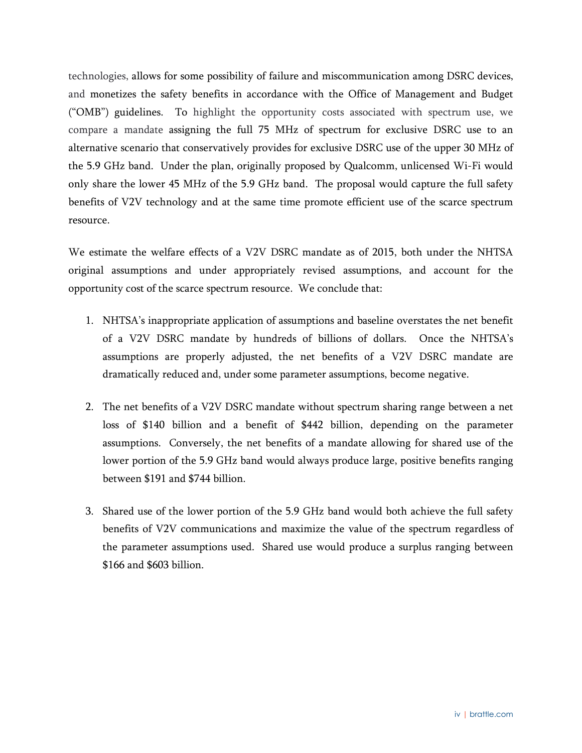technologies, allows for some possibility of failure and miscommunication among DSRC devices, and monetizes the safety benefits in accordance with the Office of Management and Budget ("OMB") guidelines. To highlight the opportunity costs associated with spectrum use, we compare a mandate assigning the full 75 MHz of spectrum for exclusive DSRC use to an alternative scenario that conservatively provides for exclusive DSRC use of the upper 30 MHz of the 5.9 GHz band. Under the plan, originally proposed by Qualcomm, unlicensed Wi-Fi would only share the lower 45 MHz of the 5.9 GHz band. The proposal would capture the full safety benefits of V2V technology and at the same time promote efficient use of the scarce spectrum resource.

We estimate the welfare effects of a V2V DSRC mandate as of 2015, both under the NHTSA original assumptions and under appropriately revised assumptions, and account for the opportunity cost of the scarce spectrum resource. We conclude that:

1. NHTSA's inappropriate application of assumptions and baseline overstates the net benefit of a V2V DSRC mandate by hundreds of billions of dollars. Once the NHTSA's assumptions are properly adjusted, the net benefits of a V2V DSRC mandate are dramatically reduced and, under some parameter assumptions, become negative.

2. The net benefits of a V2V DSRC mandate without spectrum sharing range between a net loss of $140 billion and a benefit of $442 billion, depending on the parameter assumptions. Conversely, the net benefits of a mandate allowing for shared use of the lower portion of the 5.9 GHz band would always produce large, positive benefits ranging between $191 and $744 billion.

3. Shared use of the lower portion of the 5.9 GHz band would both achieve the full safety benefits of V2V communications and maximize the value of the spectrum regardless of the parameter assumptions used. Shared use would produce a surplus ranging between $166 and $603 billion.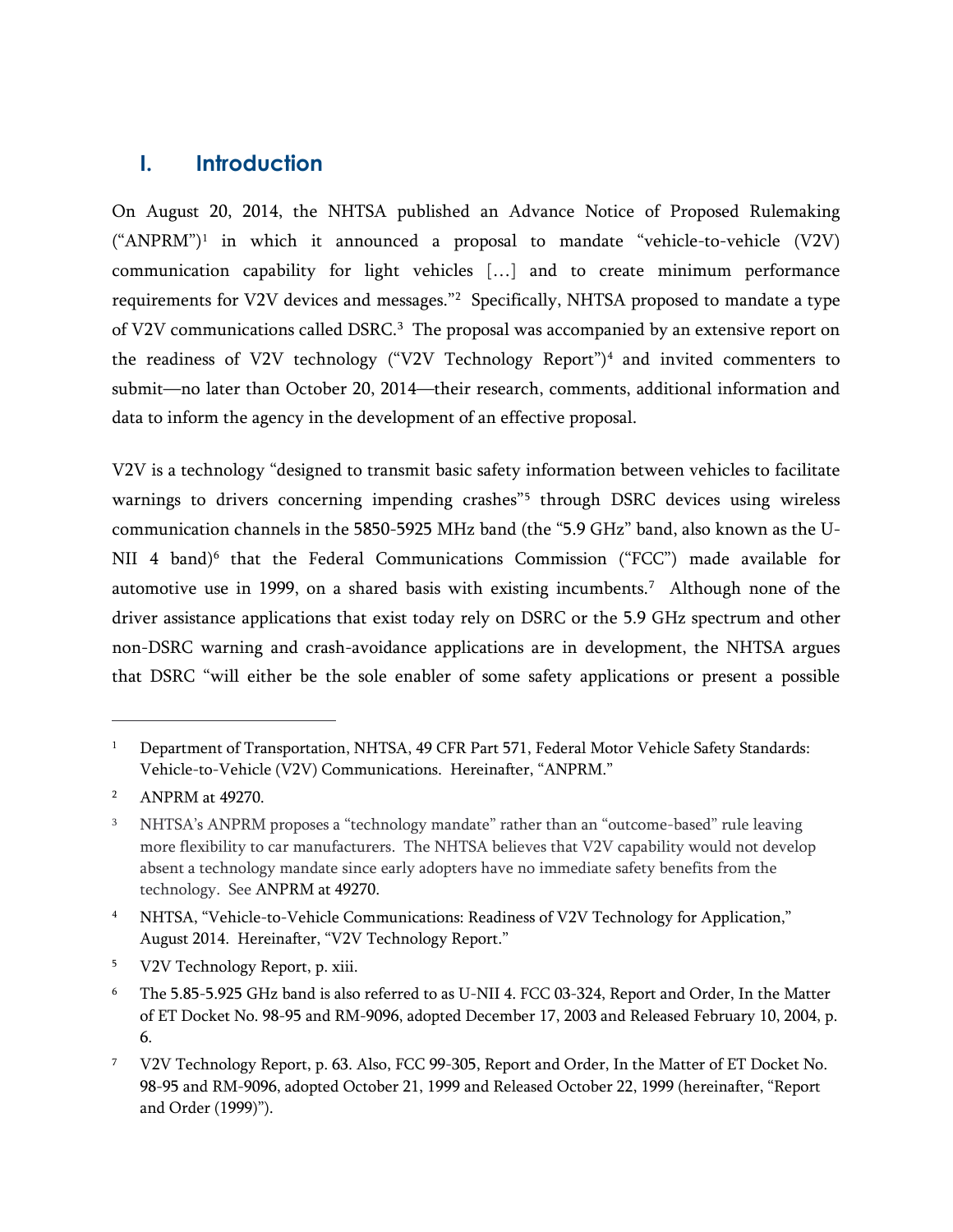## I. Introduction

On August 20, 2014, the NHTSA published an Advance Notice of Proposed Rulemaking ("ANPRM")[1] in which it announced a proposal to mandate "vehicle-to-vehicle (V2V) communication capability for light vehicles […] and to create minimum performance requirements for V2V devices and messages."[2] Specifically, NHTSA proposed to mandate a type of V2V communications called DSRC.[3] The proposal was accompanied by an extensive report on the readiness of V2V technology ("V2V Technology Report")[4] and invited commenters to submit—no later than October 20, 2014—their research, comments, additional information and data to inform the agency in the development of an effective proposal.

V2V is a technology "designed to transmit basic safety information between vehicles to facilitate warnings to drivers concerning impending crashes"[5] through DSRC devices using wireless communication channels in the 5850-5925 MHz band (the "5.9 GHz" band, also known as the U-NII 4 band)[6] that the Federal Communications Commission ("FCC") made available for automotive use in 1999, on a shared basis with existing incumbents.[7] Although none of the driver assistance applications that exist today rely on DSRC or the 5.9 GHz spectrum and other non-DSRC warning and crash-avoidance applications are in development, the NHTSA argues that DSRC "will either be the sole enabler of some safety applications or present a possible

---

[1] Department of Transportation, NHTSA, 49 CFR Part 571, Federal Motor Vehicle Safety Standards: Vehicle-to-Vehicle (V2V) Communications. Hereinafter, "ANPRM."

[2] ANPRM at 49270.

[3] NHTSA's ANPRM proposes a "technology mandate" rather than an "outcome-based" rule leaving more flexibility to car manufacturers. The NHTSA believes that V2V capability would not develop absent a technology mandate since early adopters have no immediate safety benefits from the technology. See ANPRM at 49270.

[4] NHTSA, "Vehicle-to-Vehicle Communications: Readiness of V2V Technology for Application," August 2014. Hereinafter, "V2V Technology Report."

[5] V2V Technology Report, p. xiii.

[6] The 5.85-5.925 GHz band is also referred to as U-NII 4. FCC 03-324, Report and Order, In the Matter of ET Docket No. 98-95 and RM-9096, adopted December 17, 2003 and Released February 10, 2004, p. 6.

[7] V2V Technology Report, p. 63. Also, FCC 99-305, Report and Order, In the Matter of ET Docket No. 98-95 and RM-9096, adopted October 21, 1999 and Released October 22, 1999 (hereinafter, "Report and Order (1999)").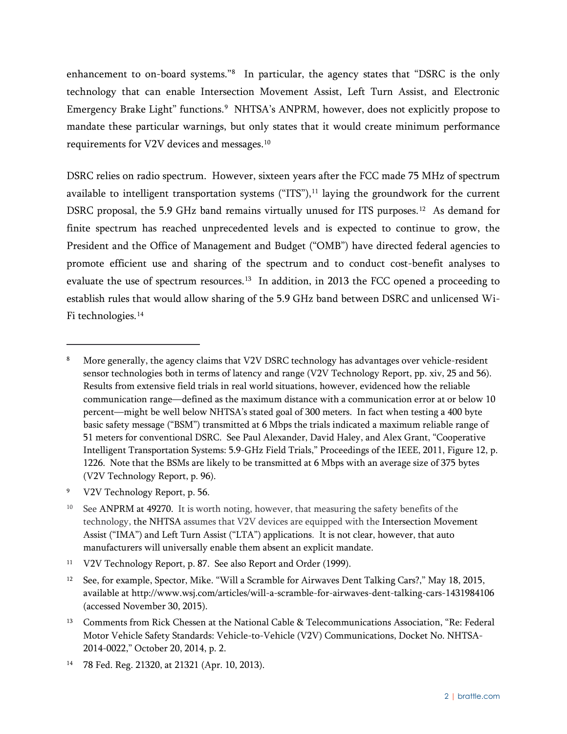enhancement to on-board systems."[8] In particular, the agency states that "DSRC is the only technology that can enable Intersection Movement Assist, Left Turn Assist, and Electronic Emergency Brake Light" functions.[9] NHTSA's ANPRM, however, does not explicitly propose to mandate these particular warnings, but only states that it would create minimum performance requirements for V2V devices and messages.[10]

DSRC relies on radio spectrum. However, sixteen years after the FCC made 75 MHz of spectrum available to intelligent transportation systems ("ITS"),[11] laying the groundwork for the current DSRC proposal, the 5.9 GHz band remains virtually unused for ITS purposes.[12] As demand for finite spectrum has reached unprecedented levels and is expected to continue to grow, the President and the Office of Management and Budget ("OMB") have directed federal agencies to promote efficient use and sharing of the spectrum and to conduct cost-benefit analyses to evaluate the use of spectrum resources.[13] In addition, in 2013 the FCC opened a proceeding to establish rules that would allow sharing of the 5.9 GHz band between DSRC and unlicensed Wi-Fi technologies.[14]

---

[8] More generally, the agency claims that V2V DSRC technology has advantages over vehicle-resident sensor technologies both in terms of latency and range (V2V Technology Report, pp. xiv, 25 and 56). Results from extensive field trials in real world situations, however, evidenced how the reliable communication range—defined as the maximum distance with a communication error at or below 10 percent—might be well below NHTSA's stated goal of 300 meters. In fact when testing a 400 byte basic safety message ("BSM") transmitted at 6 Mbps the trials indicated a maximum reliable range of 51 meters for conventional DSRC. See Paul Alexander, David Haley, and Alex Grant, "Cooperative Intelligent Transportation Systems: 5.9-GHz Field Trials," Proceedings of the IEEE, 2011, Figure 12, p. 1226. Note that the BSMs are likely to be transmitted at 6 Mbps with an average size of 375 bytes (V2V Technology Report, p. 96).

[9] V2V Technology Report, p. 56.

[10] See ANPRM at 49270. It is worth noting, however, that measuring the safety benefits of the technology, the NHTSA assumes that V2V devices are equipped with the Intersection Movement Assist ("IMA") and Left Turn Assist ("LTA") applications. It is not clear, however, that auto manufacturers will universally enable them absent an explicit mandate.

[11] V2V Technology Report, p. 87. See also Report and Order (1999).

[12] See, for example, Spector, Mike. "Will a Scramble for Airwaves Dent Talking Cars?," May 18, 2015, available at http://www.wsj.com/articles/will-a-scramble-for-airwaves-dent-talking-cars-1431984106 (accessed November 30, 2015).

[13] Comments from Rick Chessen at the National Cable & Telecommunications Association, "Re: Federal Motor Vehicle Safety Standards: Vehicle-to-Vehicle (V2V) Communications, Docket No. NHTSA-2014-0022," October 20, 2014, p. 2.

[14] 78 Fed. Reg. 21320, at 21321 (Apr. 10, 2013).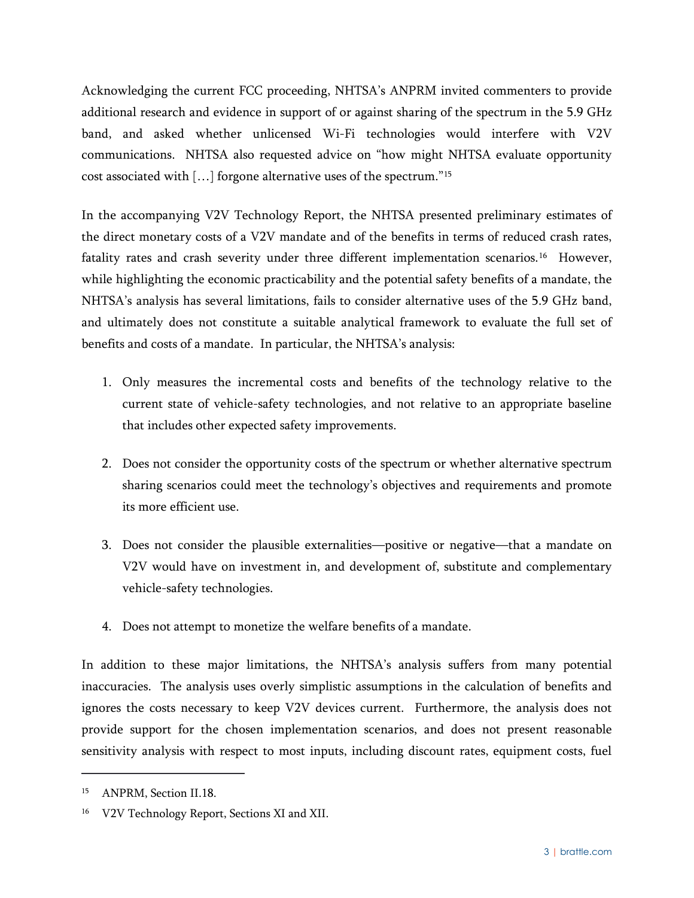Acknowledging the current FCC proceeding, NHTSA's ANPRM invited commenters to provide additional research and evidence in support of or against sharing of the spectrum in the 5.9 GHz band, and asked whether unlicensed Wi-Fi technologies would interfere with V2V communications. NHTSA also requested advice on "how might NHTSA evaluate opportunity cost associated with […] forgone alternative uses of the spectrum."[15]

In the accompanying V2V Technology Report, the NHTSA presented preliminary estimates of the direct monetary costs of a V2V mandate and of the benefits in terms of reduced crash rates, fatality rates and crash severity under three different implementation scenarios.[16] However, while highlighting the economic practicability and the potential safety benefits of a mandate, the NHTSA's analysis has several limitations, fails to consider alternative uses of the 5.9 GHz band, and ultimately does not constitute a suitable analytical framework to evaluate the full set of benefits and costs of a mandate. In particular, the NHTSA's analysis:

1. Only measures the incremental costs and benefits of the technology relative to the current state of vehicle-safety technologies, and not relative to an appropriate baseline that includes other expected safety improvements.

2. Does not consider the opportunity costs of the spectrum or whether alternative spectrum sharing scenarios could meet the technology's objectives and requirements and promote its more efficient use.

3. Does not consider the plausible externalities—positive or negative—that a mandate on V2V would have on investment in, and development of, substitute and complementary vehicle-safety technologies.

4. Does not attempt to monetize the welfare benefits of a mandate.

In addition to these major limitations, the NHTSA's analysis suffers from many potential inaccuracies. The analysis uses overly simplistic assumptions in the calculation of benefits and ignores the costs necessary to keep V2V devices current. Furthermore, the analysis does not provide support for the chosen implementation scenarios, and does not present reasonable sensitivity analysis with respect to most inputs, including discount rates, equipment costs, fuel

---

[15] ANPRM, Section II.18.

[16] V2V Technology Report, Sections XI and XII.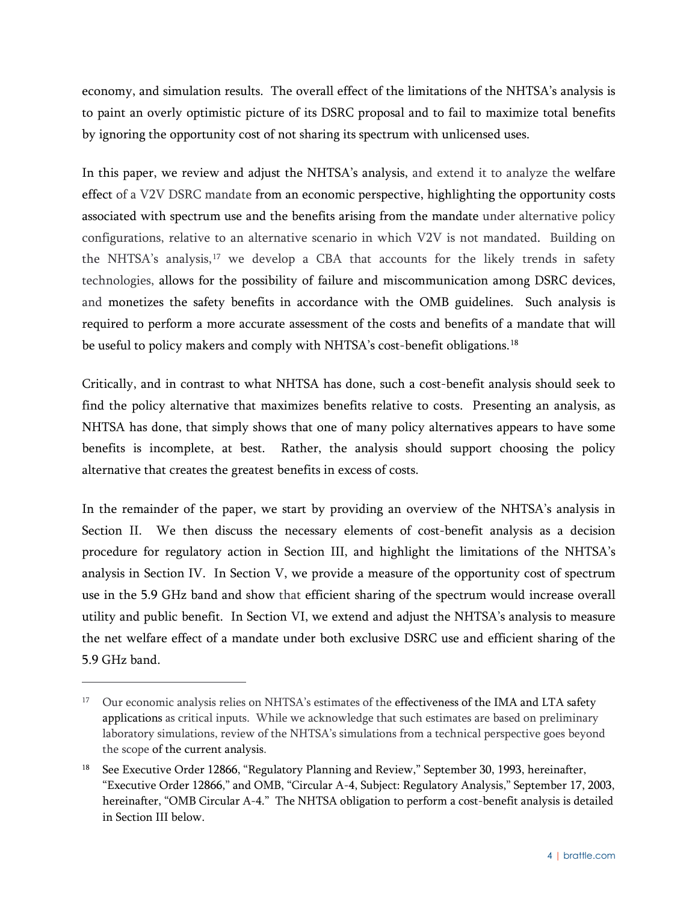economy, and simulation results. The overall effect of the limitations of the NHTSA's analysis is to paint an overly optimistic picture of its DSRC proposal and to fail to maximize total benefits by ignoring the opportunity cost of not sharing its spectrum with unlicensed uses.

In this paper, we review and adjust the NHTSA's analysis, and extend it to analyze the welfare effect of a V2V DSRC mandate from an economic perspective, highlighting the opportunity costs associated with spectrum use and the benefits arising from the mandate under alternative policy configurations, relative to an alternative scenario in which V2V is not mandated. Building on the NHTSA's analysis,[17] we develop a CBA that accounts for the likely trends in safety technologies, allows for the possibility of failure and miscommunication among DSRC devices, and monetizes the safety benefits in accordance with the OMB guidelines. Such analysis is required to perform a more accurate assessment of the costs and benefits of a mandate that will be useful to policy makers and comply with NHTSA's cost-benefit obligations.[18]

Critically, and in contrast to what NHTSA has done, such a cost-benefit analysis should seek to find the policy alternative that maximizes benefits relative to costs. Presenting an analysis, as NHTSA has done, that simply shows that one of many policy alternatives appears to have some benefits is incomplete, at best. Rather, the analysis should support choosing the policy alternative that creates the greatest benefits in excess of costs.

In the remainder of the paper, we start by providing an overview of the NHTSA's analysis in Section II. We then discuss the necessary elements of cost-benefit analysis as a decision procedure for regulatory action in Section III, and highlight the limitations of the NHTSA's analysis in Section IV. In Section V, we provide a measure of the opportunity cost of spectrum use in the 5.9 GHz band and show that efficient sharing of the spectrum would increase overall utility and public benefit. In Section VI, we extend and adjust the NHTSA's analysis to measure the net welfare effect of a mandate under both exclusive DSRC use and efficient sharing of the 5.9 GHz band.

---

[17] Our economic analysis relies on NHTSA's estimates of the effectiveness of the IMA and LTA safety applications as critical inputs. While we acknowledge that such estimates are based on preliminary laboratory simulations, review of the NHTSA's simulations from a technical perspective goes beyond the scope of the current analysis.

[18] See Executive Order 12866, "Regulatory Planning and Review," September 30, 1993, hereinafter, "Executive Order 12866," and OMB, "Circular A-4, Subject: Regulatory Analysis," September 17, 2003, hereinafter, "OMB Circular A-4." The NHTSA obligation to perform a cost-benefit analysis is detailed in Section III below.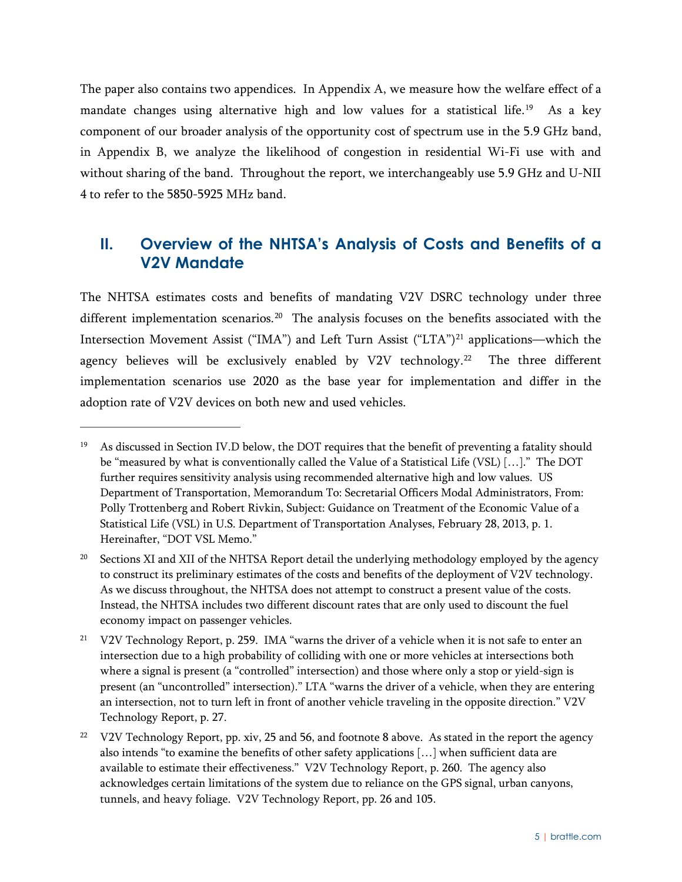The paper also contains two appendices. In Appendix A, we measure how the welfare effect of a mandate changes using alternative high and low values for a statistical life.[19] As a key component of our broader analysis of the opportunity cost of spectrum use in the 5.9 GHz band, in Appendix B, we analyze the likelihood of congestion in residential Wi-Fi use with and without sharing of the band. Throughout the report, we interchangeably use 5.9 GHz and U-NII 4 to refer to the 5850-5925 MHz band.

## II. Overview of the NHTSA's Analysis of Costs and Benefits of a V2V Mandate

The NHTSA estimates costs and benefits of mandating V2V DSRC technology under three different implementation scenarios.[20] The analysis focuses on the benefits associated with the Intersection Movement Assist ("IMA") and Left Turn Assist ("LTA")[21] applications—which the agency believes will be exclusively enabled by V2V technology.[22] The three different implementation scenarios use 2020 as the base year for implementation and differ in the adoption rate of V2V devices on both new and used vehicles.

---

[19] As discussed in Section IV.D below, the DOT requires that the benefit of preventing a fatality should be "measured by what is conventionally called the Value of a Statistical Life (VSL) […]." The DOT further requires sensitivity analysis using recommended alternative high and low values. US Department of Transportation, Memorandum To: Secretarial Officers Modal Administrators, From: Polly Trottenberg and Robert Rivkin, Subject: Guidance on Treatment of the Economic Value of a Statistical Life (VSL) in U.S. Department of Transportation Analyses, February 28, 2013, p. 1. Hereinafter, "DOT VSL Memo."

[20] Sections XI and XII of the NHTSA Report detail the underlying methodology employed by the agency to construct its preliminary estimates of the costs and benefits of the deployment of V2V technology. As we discuss throughout, the NHTSA does not attempt to construct a present value of the costs. Instead, the NHTSA includes two different discount rates that are only used to discount the fuel economy impact on passenger vehicles.

[21] V2V Technology Report, p. 259. IMA "warns the driver of a vehicle when it is not safe to enter an intersection due to a high probability of colliding with one or more vehicles at intersections both where a signal is present (a "controlled" intersection) and those where only a stop or yield-sign is present (an "uncontrolled" intersection)." LTA "warns the driver of a vehicle, when they are entering an intersection, not to turn left in front of another vehicle traveling in the opposite direction." V2V Technology Report, p. 27.

[22] V2V Technology Report, pp. xiv, 25 and 56, and footnote 8 above. As stated in the report the agency also intends "to examine the benefits of other safety applications […] when sufficient data are available to estimate their effectiveness." V2V Technology Report, p. 260. The agency also acknowledges certain limitations of the system due to reliance on the GPS signal, urban canyons, tunnels, and heavy foliage. V2V Technology Report, pp. 26 and 105.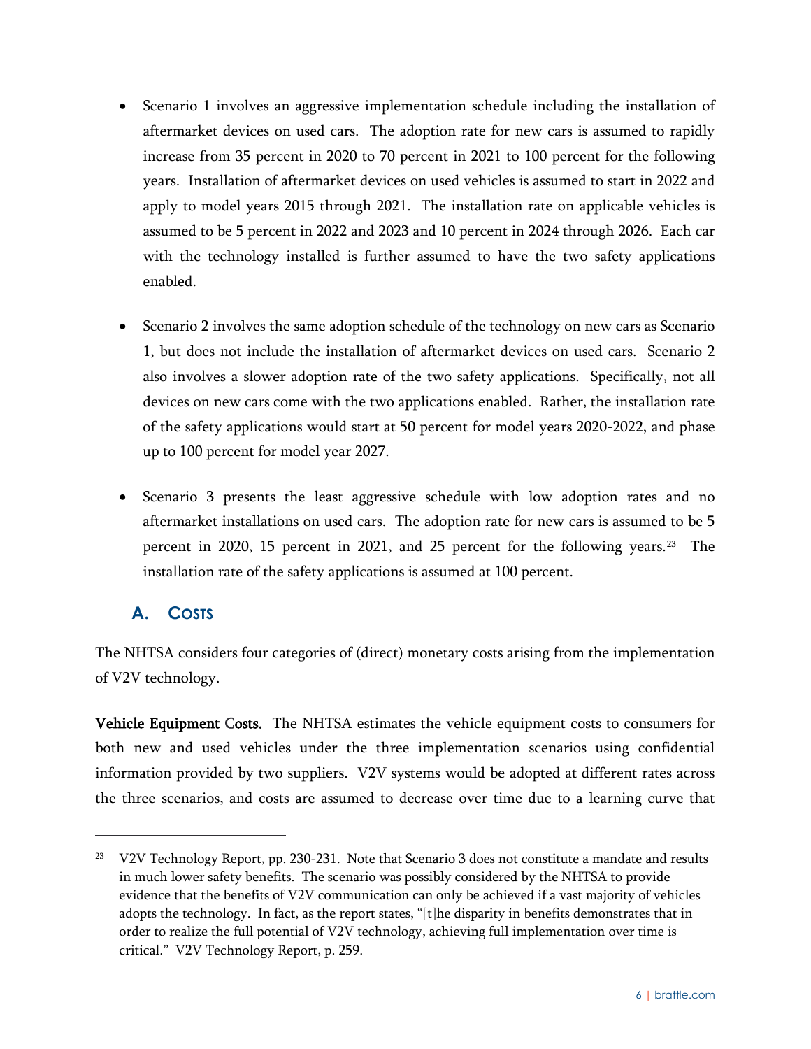- Scenario 1 involves an aggressive implementation schedule including the installation of aftermarket devices on used cars. The adoption rate for new cars is assumed to rapidly increase from 35 percent in 2020 to 70 percent in 2021 to 100 percent for the following years. Installation of aftermarket devices on used vehicles is assumed to start in 2022 and apply to model years 2015 through 2021. The installation rate on applicable vehicles is assumed to be 5 percent in 2022 and 2023 and 10 percent in 2024 through 2026. Each car with the technology installed is further assumed to have the two safety applications enabled.

- Scenario 2 involves the same adoption schedule of the technology on new cars as Scenario 1, but does not include the installation of aftermarket devices on used cars. Scenario 2 also involves a slower adoption rate of the two safety applications. Specifically, not all devices on new cars come with the two applications enabled. Rather, the installation rate of the safety applications would start at 50 percent for model years 2020-2022, and phase up to 100 percent for model year 2027.

- Scenario 3 presents the least aggressive schedule with low adoption rates and no aftermarket installations on used cars. The adoption rate for new cars is assumed to be 5 percent in 2020, 15 percent in 2021, and 25 percent for the following years.[23] The installation rate of the safety applications is assumed at 100 percent.

## A. Costs

The NHTSA considers four categories of (direct) monetary costs arising from the implementation of V2V technology.

**Vehicle Equipment Costs.** The NHTSA estimates the vehicle equipment costs to consumers for both new and used vehicles under the three implementation scenarios using confidential information provided by two suppliers. V2V systems would be adopted at different rates across the three scenarios, and costs are assumed to decrease over time due to a learning curve that

---

[23] V2V Technology Report, pp. 230-231. Note that Scenario 3 does not constitute a mandate and results in much lower safety benefits. The scenario was possibly considered by the NHTSA to provide evidence that the benefits of V2V communication can only be achieved if a vast majority of vehicles adopts the technology. In fact, as the report states, "[t]he disparity in benefits demonstrates that in order to realize the full potential of V2V technology, achieving full implementation over time is critical." V2V Technology Report, p. 259.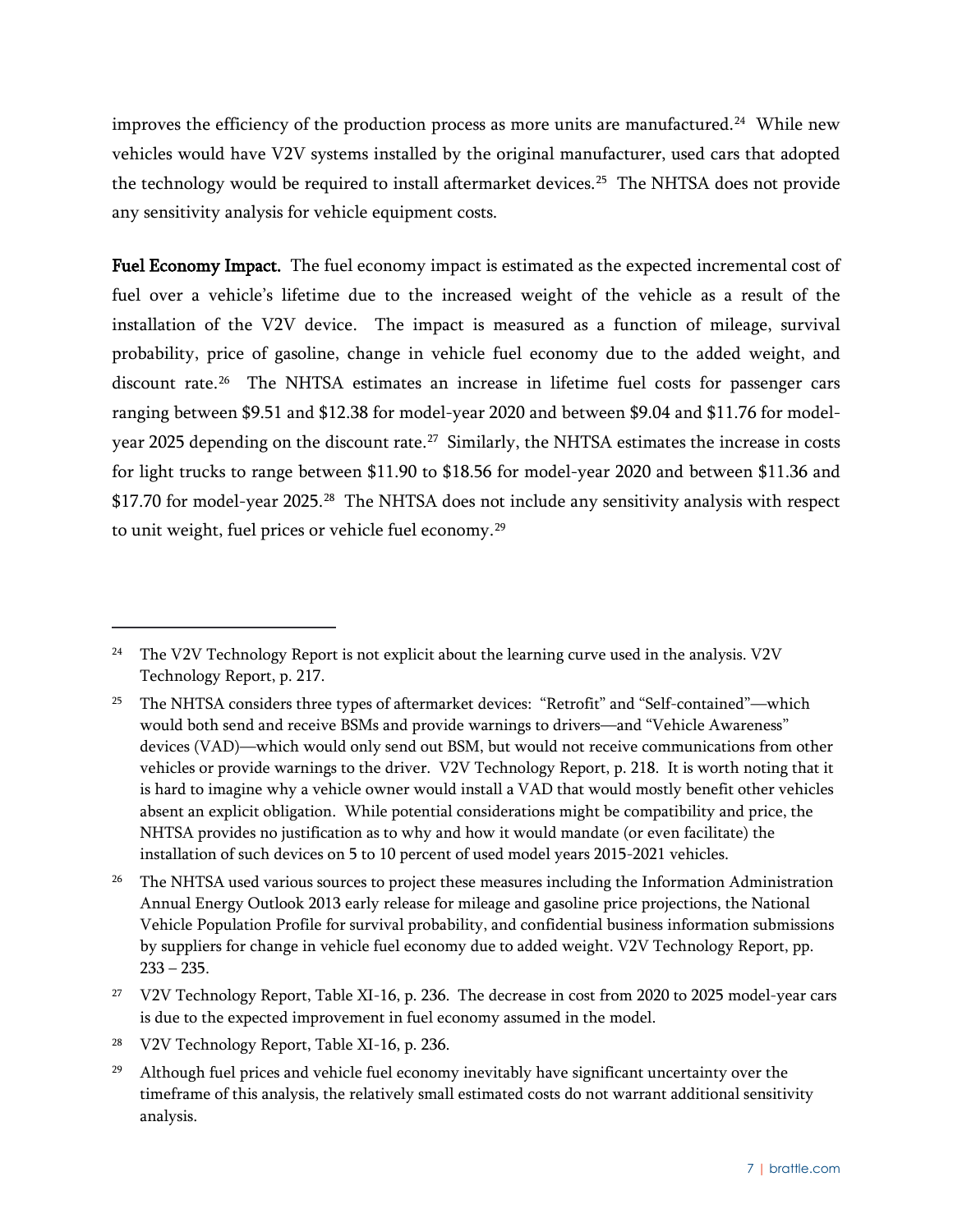improves the efficiency of the production process as more units are manufactured.[24] While new vehicles would have V2V systems installed by the original manufacturer, used cars that adopted the technology would be required to install aftermarket devices.[25] The NHTSA does not provide any sensitivity analysis for vehicle equipment costs.

**Fuel Economy Impact.** The fuel economy impact is estimated as the expected incremental cost of fuel over a vehicle's lifetime due to the increased weight of the vehicle as a result of the installation of the V2V device. The impact is measured as a function of mileage, survival probability, price of gasoline, change in vehicle fuel economy due to the added weight, and discount rate.[26] The NHTSA estimates an increase in lifetime fuel costs for passenger cars ranging between $9.51 and $12.38 for model-year 2020 and between $9.04 and $11.76 for model-year 2025 depending on the discount rate.[27] Similarly, the NHTSA estimates the increase in costs for light trucks to range between $11.90 to $18.56 for model-year 2020 and between $11.36 and $17.70 for model-year 2025.[28] The NHTSA does not include any sensitivity analysis with respect to unit weight, fuel prices or vehicle fuel economy.[29]

---

[24] The V2V Technology Report is not explicit about the learning curve used in the analysis. V2V Technology Report, p. 217.

[25] The NHTSA considers three types of aftermarket devices: "Retrofit" and "Self-contained"—which would both send and receive BSMs and provide warnings to drivers—and "Vehicle Awareness" devices (VAD)—which would only send out BSM, but would not receive communications from other vehicles or provide warnings to the driver. V2V Technology Report, p. 218. It is worth noting that it is hard to imagine why a vehicle owner would install a VAD that would mostly benefit other vehicles absent an explicit obligation. While potential considerations might be compatibility and price, the NHTSA provides no justification as to why and how it would mandate (or even facilitate) the installation of such devices on 5 to 10 percent of used model years 2015-2021 vehicles.

[26] The NHTSA used various sources to project these measures including the Information Administration Annual Energy Outlook 2013 early release for mileage and gasoline price projections, the National Vehicle Population Profile for survival probability, and confidential business information submissions by suppliers for change in vehicle fuel economy due to added weight. V2V Technology Report, pp. 233 – 235.

[27] V2V Technology Report, Table XI-16, p. 236. The decrease in cost from 2020 to 2025 model-year cars is due to the expected improvement in fuel economy assumed in the model.

[28] V2V Technology Report, Table XI-16, p. 236.

[29] Although fuel prices and vehicle fuel economy inevitably have significant uncertainty over the timeframe of this analysis, the relatively small estimated costs do not warrant additional sensitivity analysis.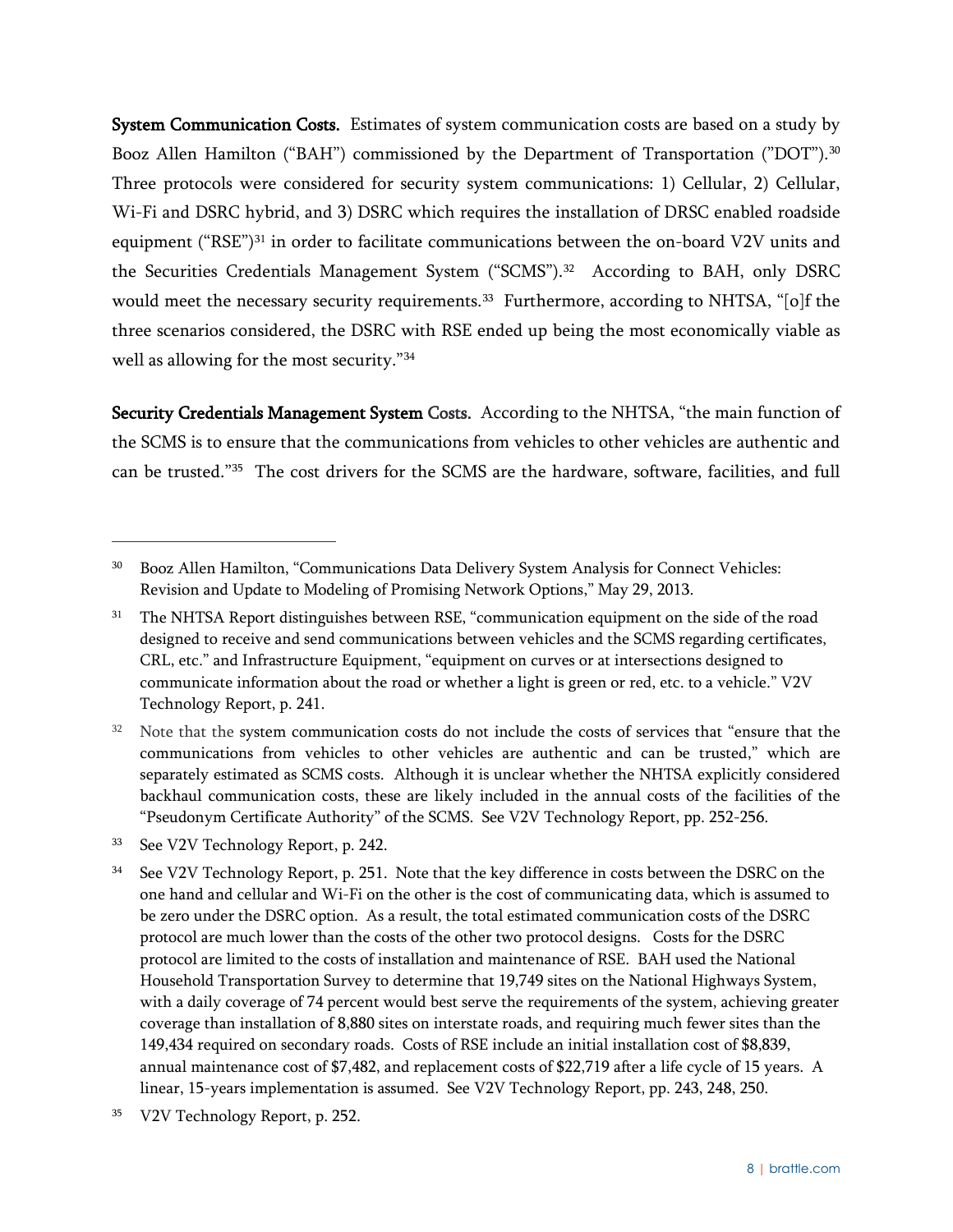**System Communication Costs.** Estimates of system communication costs are based on a study by Booz Allen Hamilton ("BAH") commissioned by the Department of Transportation ("DOT").[30] Three protocols were considered for security system communications: 1) Cellular, 2) Cellular, Wi-Fi and DSRC hybrid, and 3) DSRC which requires the installation of DRSC enabled roadside equipment ("RSE")[31] in order to facilitate communications between the on-board V2V units and the Securities Credentials Management System ("SCMS").[32] According to BAH, only DSRC would meet the necessary security requirements.[33] Furthermore, according to NHTSA, "[o]f the three scenarios considered, the DSRC with RSE ended up being the most economically viable as well as allowing for the most security."[34]

**Security Credentials Management System Costs.** According to the NHTSA, "the main function of the SCMS is to ensure that the communications from vehicles to other vehicles are authentic and can be trusted."[35] The cost drivers for the SCMS are the hardware, software, facilities, and full

---

[30] Booz Allen Hamilton, "Communications Data Delivery System Analysis for Connect Vehicles: Revision and Update to Modeling of Promising Network Options," May 29, 2013.

[31] The NHTSA Report distinguishes between RSE, "communication equipment on the side of the road designed to receive and send communications between vehicles and the SCMS regarding certificates, CRL, etc." and Infrastructure Equipment, "equipment on curves or at intersections designed to communicate information about the road or whether a light is green or red, etc. to a vehicle." V2V Technology Report, p. 241.

[32] Note that the system communication costs do not include the costs of services that "ensure that the communications from vehicles to other vehicles are authentic and can be trusted," which are separately estimated as SCMS costs. Although it is unclear whether the NHTSA explicitly considered backhaul communication costs, these are likely included in the annual costs of the facilities of the "Pseudonym Certificate Authority" of the SCMS. See V2V Technology Report, pp. 252-256.

[33] See V2V Technology Report, p. 242.

[34] See V2V Technology Report, p. 251. Note that the key difference in costs between the DSRC on the one hand and cellular and Wi-Fi on the other is the cost of communicating data, which is assumed to be zero under the DSRC option. As a result, the total estimated communication costs of the DSRC protocol are much lower than the costs of the other two protocol designs. Costs for the DSRC protocol are limited to the costs of installation and maintenance of RSE. BAH used the National Household Transportation Survey to determine that 19,749 sites on the National Highways System, with a daily coverage of 74 percent would best serve the requirements of the system, achieving greater coverage than installation of 8,880 sites on interstate roads, and requiring much fewer sites than the 149,434 required on secondary roads. Costs of RSE include an initial installation cost of $8,839, annual maintenance cost of $7,482, and replacement costs of $22,719 after a life cycle of 15 years. A linear, 15-years implementation is assumed. See V2V Technology Report, pp. 243, 248, 250.

[35] V2V Technology Report, p. 252.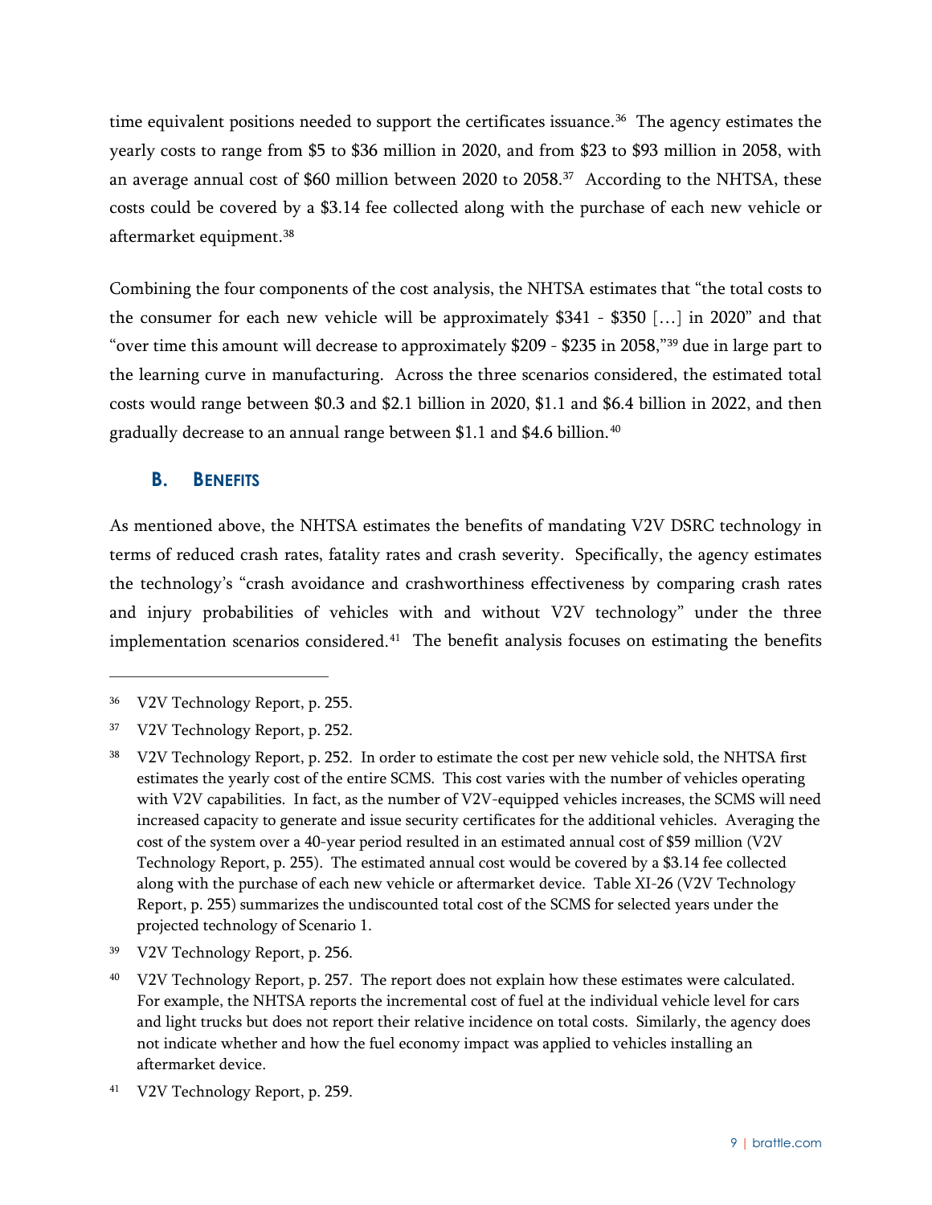time equivalent positions needed to support the certificates issuance.[36] The agency estimates the yearly costs to range from $5 to $36 million in 2020, and from $23 to $93 million in 2058, with an average annual cost of $60 million between 2020 to 2058.[37] According to the NHTSA, these costs could be covered by a $3.14 fee collected along with the purchase of each new vehicle or aftermarket equipment.[38]

Combining the four components of the cost analysis, the NHTSA estimates that "the total costs to the consumer for each new vehicle will be approximately $341 - $350 […] in 2020" and that "over time this amount will decrease to approximately $209 - $235 in 2058,"[39] due in large part to the learning curve in manufacturing. Across the three scenarios considered, the estimated total costs would range between $0.3 and $2.1 billion in 2020, $1.1 and $6.4 billion in 2022, and then gradually decrease to an annual range between $1.1 and $4.6 billion.[40]

### B. BENEFITS

As mentioned above, the NHTSA estimates the benefits of mandating V2V DSRC technology in terms of reduced crash rates, fatality rates and crash severity. Specifically, the agency estimates the technology's "crash avoidance and crashworthiness effectiveness by comparing crash rates and injury probabilities of vehicles with and without V2V technology" under the three implementation scenarios considered.[41] The benefit analysis focuses on estimating the benefits

---

[36] V2V Technology Report, p. 255.

[37] V2V Technology Report, p. 252.

[38] V2V Technology Report, p. 252. In order to estimate the cost per new vehicle sold, the NHTSA first estimates the yearly cost of the entire SCMS. This cost varies with the number of vehicles operating with V2V capabilities. In fact, as the number of V2V-equipped vehicles increases, the SCMS will need increased capacity to generate and issue security certificates for the additional vehicles. Averaging the cost of the system over a 40-year period resulted in an estimated annual cost of $59 million (V2V Technology Report, p. 255). The estimated annual cost would be covered by a $3.14 fee collected along with the purchase of each new vehicle or aftermarket device. Table XI-26 (V2V Technology Report, p. 255) summarizes the undiscounted total cost of the SCMS for selected years under the projected technology of Scenario 1.

[39] V2V Technology Report, p. 256.

[40] V2V Technology Report, p. 257. The report does not explain how these estimates were calculated. For example, the NHTSA reports the incremental cost of fuel at the individual vehicle level for cars and light trucks but does not report their relative incidence on total costs. Similarly, the agency does not indicate whether and how the fuel economy impact was applied to vehicles installing an aftermarket device.

[41] V2V Technology Report, p. 259.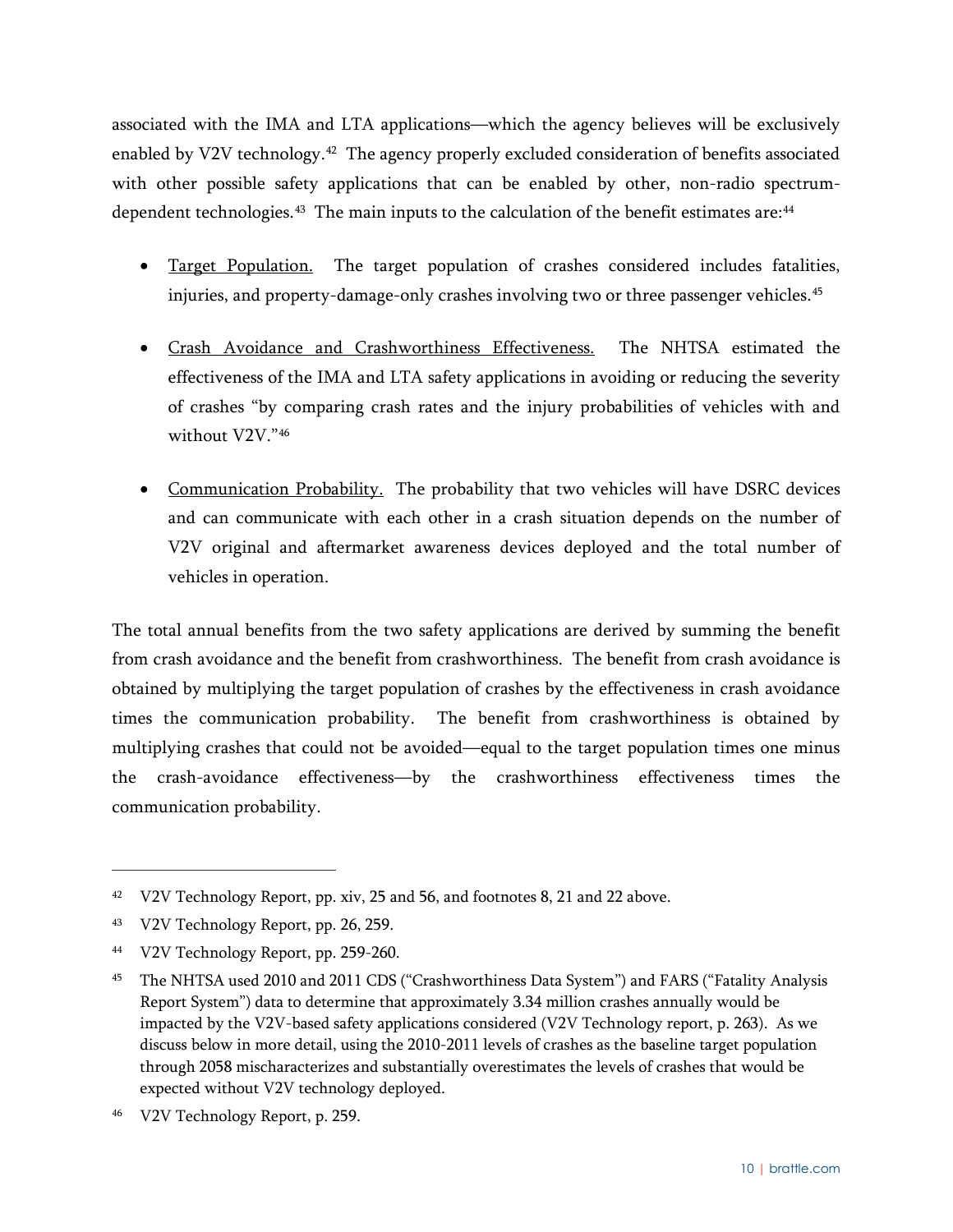associated with the IMA and LTA applications—which the agency believes will be exclusively enabled by V2V technology.[42] The agency properly excluded consideration of benefits associated with other possible safety applications that can be enabled by other, non-radio spectrum-dependent technologies.[43] The main inputs to the calculation of the benefit estimates are:[44]

- <u>Target Population.</u> The target population of crashes considered includes fatalities, injuries, and property-damage-only crashes involving two or three passenger vehicles.[45]

- <u>Crash Avoidance and Crashworthiness Effectiveness.</u> The NHTSA estimated the effectiveness of the IMA and LTA safety applications in avoiding or reducing the severity of crashes "by comparing crash rates and the injury probabilities of vehicles with and without V2V."[46]

- <u>Communication Probability.</u> The probability that two vehicles will have DSRC devices and can communicate with each other in a crash situation depends on the number of V2V original and aftermarket awareness devices deployed and the total number of vehicles in operation.

The total annual benefits from the two safety applications are derived by summing the benefit from crash avoidance and the benefit from crashworthiness. The benefit from crash avoidance is obtained by multiplying the target population of crashes by the effectiveness in crash avoidance times the communication probability. The benefit from crashworthiness is obtained by multiplying crashes that could not be avoided—equal to the target population times one minus the crash-avoidance effectiveness—by the crashworthiness effectiveness times the communication probability.

---

[42] V2V Technology Report, pp. xiv, 25 and 56, and footnotes 8, 21 and 22 above.

[43] V2V Technology Report, pp. 26, 259.

[44] V2V Technology Report, pp. 259-260.

[45] The NHTSA used 2010 and 2011 CDS ("Crashworthiness Data System") and FARS ("Fatality Analysis Report System") data to determine that approximately 3.34 million crashes annually would be impacted by the V2V-based safety applications considered (V2V Technology report, p. 263). As we discuss below in more detail, using the 2010-2011 levels of crashes as the baseline target population through 2058 mischaracterizes and substantially overestimates the levels of crashes that would be expected without V2V technology deployed.

[46] V2V Technology Report, p. 259.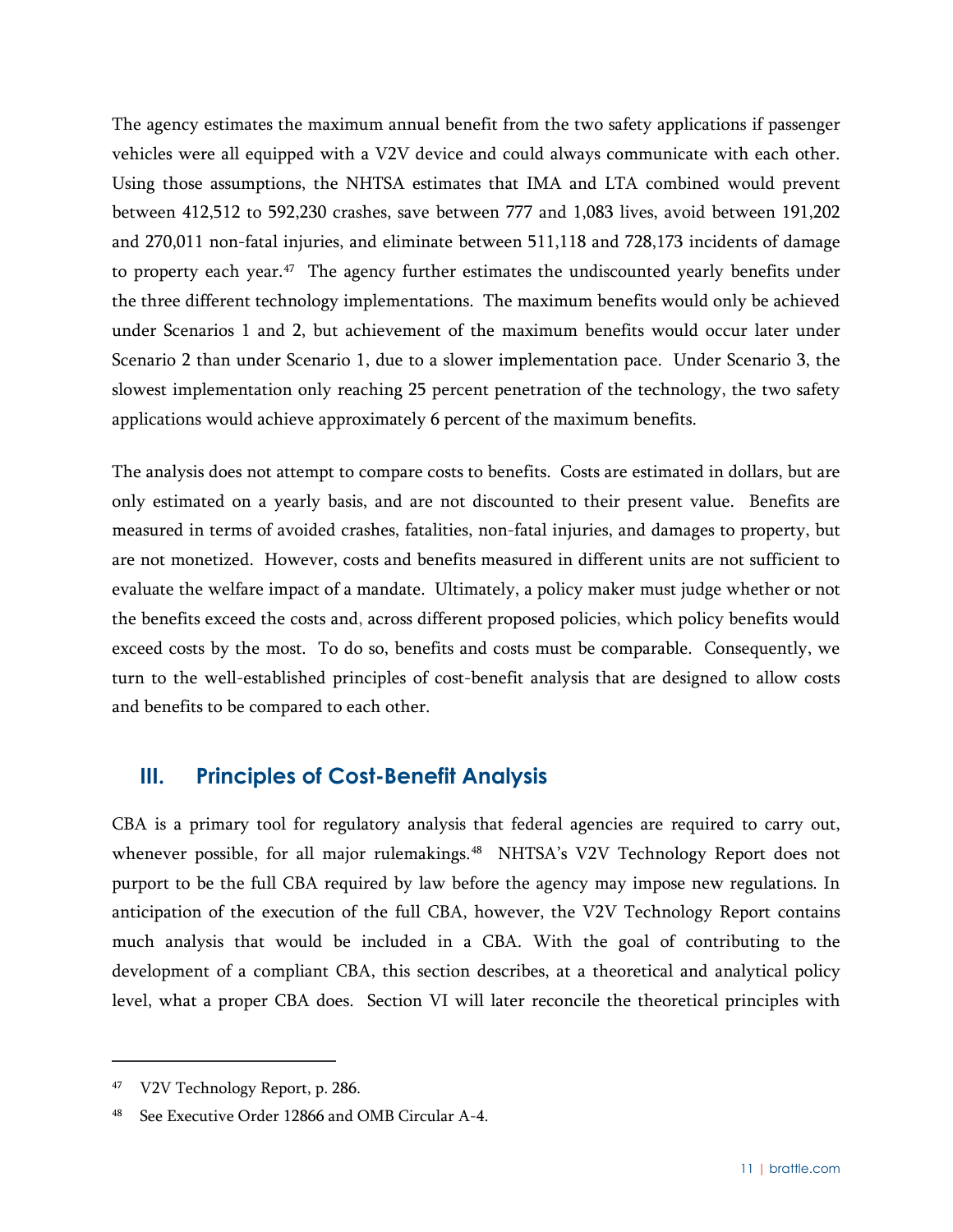The agency estimates the maximum annual benefit from the two safety applications if passenger vehicles were all equipped with a V2V device and could always communicate with each other. Using those assumptions, the NHTSA estimates that IMA and LTA combined would prevent between 412,512 to 592,230 crashes, save between 777 and 1,083 lives, avoid between 191,202 and 270,011 non-fatal injuries, and eliminate between 511,118 and 728,173 incidents of damage to property each year.[47] The agency further estimates the undiscounted yearly benefits under the three different technology implementations. The maximum benefits would only be achieved under Scenarios 1 and 2, but achievement of the maximum benefits would occur later under Scenario 2 than under Scenario 1, due to a slower implementation pace. Under Scenario 3, the slowest implementation only reaching 25 percent penetration of the technology, the two safety applications would achieve approximately 6 percent of the maximum benefits.

The analysis does not attempt to compare costs to benefits. Costs are estimated in dollars, but are only estimated on a yearly basis, and are not discounted to their present value. Benefits are measured in terms of avoided crashes, fatalities, non-fatal injuries, and damages to property, but are not monetized. However, costs and benefits measured in different units are not sufficient to evaluate the welfare impact of a mandate. Ultimately, a policy maker must judge whether or not the benefits exceed the costs and, across different proposed policies, which policy benefits would exceed costs by the most. To do so, benefits and costs must be comparable. Consequently, we turn to the well-established principles of cost-benefit analysis that are designed to allow costs and benefits to be compared to each other.

## III. Principles of Cost-Benefit Analysis

CBA is a primary tool for regulatory analysis that federal agencies are required to carry out, whenever possible, for all major rulemakings.[48] NHTSA's V2V Technology Report does not purport to be the full CBA required by law before the agency may impose new regulations. In anticipation of the execution of the full CBA, however, the V2V Technology Report contains much analysis that would be included in a CBA. With the goal of contributing to the development of a compliant CBA, this section describes, at a theoretical and analytical policy level, what a proper CBA does. Section VI will later reconcile the theoretical principles with

---

[47] V2V Technology Report, p. 286.

[48] See Executive Order 12866 and OMB Circular A-4.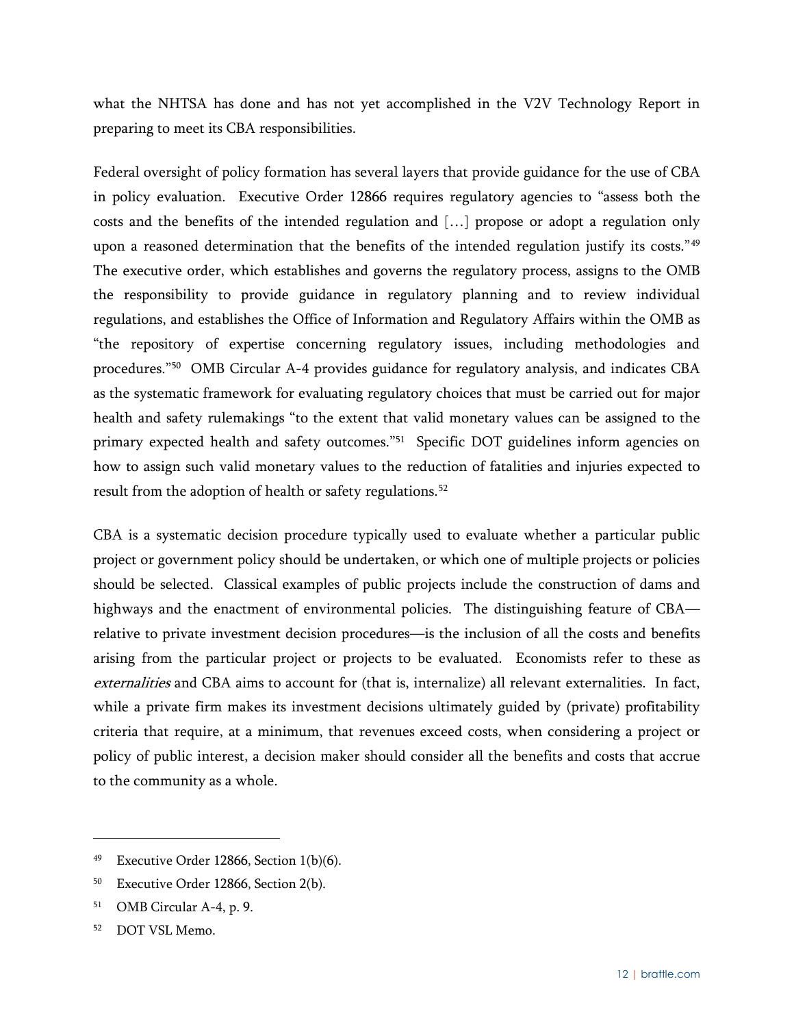what the NHTSA has done and has not yet accomplished in the V2V Technology Report in preparing to meet its CBA responsibilities.

Federal oversight of policy formation has several layers that provide guidance for the use of CBA in policy evaluation. Executive Order 12866 requires regulatory agencies to "assess both the costs and the benefits of the intended regulation and […] propose or adopt a regulation only upon a reasoned determination that the benefits of the intended regulation justify its costs."[49] The executive order, which establishes and governs the regulatory process, assigns to the OMB the responsibility to provide guidance in regulatory planning and to review individual regulations, and establishes the Office of Information and Regulatory Affairs within the OMB as "the repository of expertise concerning regulatory issues, including methodologies and procedures."[50] OMB Circular A-4 provides guidance for regulatory analysis, and indicates CBA as the systematic framework for evaluating regulatory choices that must be carried out for major health and safety rulemakings "to the extent that valid monetary values can be assigned to the primary expected health and safety outcomes."[51] Specific DOT guidelines inform agencies on how to assign such valid monetary values to the reduction of fatalities and injuries expected to result from the adoption of health or safety regulations.[52]

CBA is a systematic decision procedure typically used to evaluate whether a particular public project or government policy should be undertaken, or which one of multiple projects or policies should be selected. Classical examples of public projects include the construction of dams and highways and the enactment of environmental policies. The distinguishing feature of CBA—relative to private investment decision procedures—is the inclusion of all the costs and benefits arising from the particular project or projects to be evaluated. Economists refer to these as *externalities* and CBA aims to account for (that is, internalize) all relevant externalities. In fact, while a private firm makes its investment decisions ultimately guided by (private) profitability criteria that require, at a minimum, that revenues exceed costs, when considering a project or policy of public interest, a decision maker should consider all the benefits and costs that accrue to the community as a whole.

---

[49] Executive Order 12866, Section 1(b)(6).

[50] Executive Order 12866, Section 2(b).

[51] OMB Circular A-4, p. 9.

[52] DOT VSL Memo.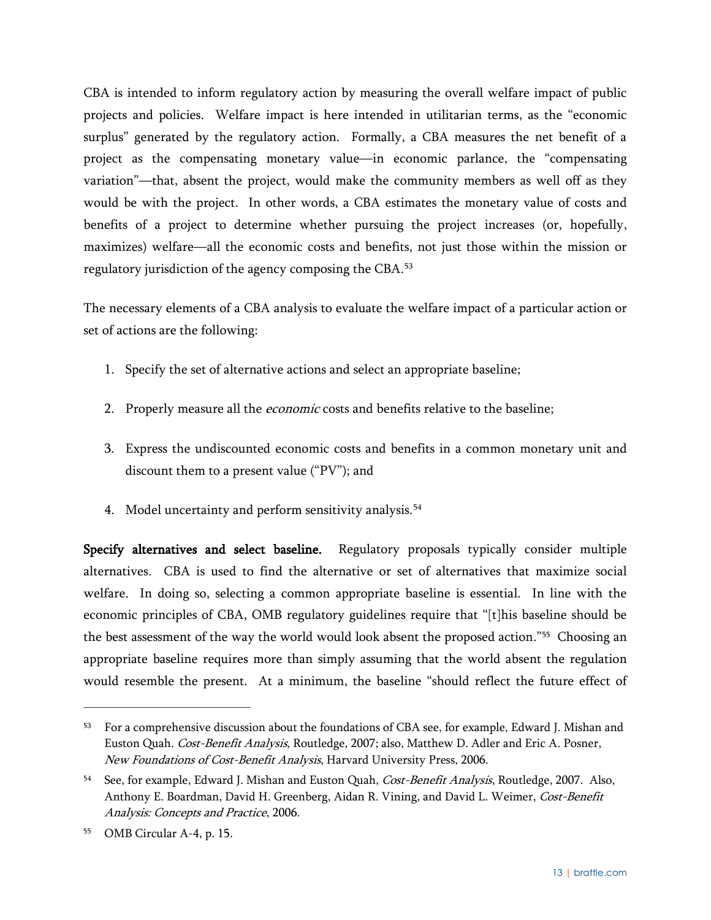CBA is intended to inform regulatory action by measuring the overall welfare impact of public projects and policies. Welfare impact is here intended in utilitarian terms, as the "economic surplus" generated by the regulatory action. Formally, a CBA measures the net benefit of a project as the compensating monetary value—in economic parlance, the "compensating variation"—that, absent the project, would make the community members as well off as they would be with the project. In other words, a CBA estimates the monetary value of costs and benefits of a project to determine whether pursuing the project increases (or, hopefully, maximizes) welfare—all the economic costs and benefits, not just those within the mission or regulatory jurisdiction of the agency composing the CBA.[53]

The necessary elements of a CBA analysis to evaluate the welfare impact of a particular action or set of actions are the following:

1. Specify the set of alternative actions and select an appropriate baseline;
2. Properly measure all the *economic* costs and benefits relative to the baseline;
3. Express the undiscounted economic costs and benefits in a common monetary unit and discount them to a present value ("PV"); and
4. Model uncertainty and perform sensitivity analysis.[54]

**Specify alternatives and select baseline.** Regulatory proposals typically consider multiple alternatives. CBA is used to find the alternative or set of alternatives that maximize social welfare. In doing so, selecting a common appropriate baseline is essential. In line with the economic principles of CBA, OMB regulatory guidelines require that "[t]his baseline should be the best assessment of the way the world would look absent the proposed action."[55] Choosing an appropriate baseline requires more than simply assuming that the world absent the regulation would resemble the present. At a minimum, the baseline "should reflect the future effect of

---

[53] For a comprehensive discussion about the foundations of CBA see, for example, Edward J. Mishan and Euston Quah. *Cost-Benefit Analysis*, Routledge, 2007; also, Matthew D. Adler and Eric A. Posner, *New Foundations of Cost-Benefit Analysis*, Harvard University Press, 2006.

[54] See, for example, Edward J. Mishan and Euston Quah, *Cost-Benefit Analysis*, Routledge, 2007. Also, Anthony E. Boardman, David H. Greenberg, Aidan R. Vining, and David L. Weimer, *Cost-Benefit Analysis: Concepts and Practice*, 2006.

[55] OMB Circular A-4, p. 15.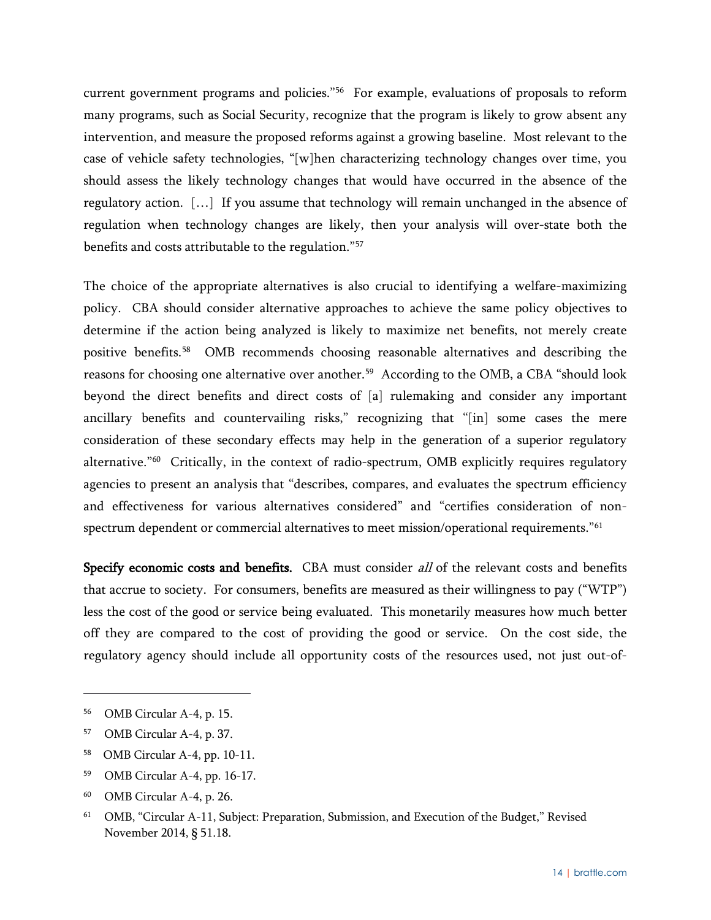current government programs and policies."[56] For example, evaluations of proposals to reform many programs, such as Social Security, recognize that the program is likely to grow absent any intervention, and measure the proposed reforms against a growing baseline. Most relevant to the case of vehicle safety technologies, "[w]hen characterizing technology changes over time, you should assess the likely technology changes that would have occurred in the absence of the regulatory action. […] If you assume that technology will remain unchanged in the absence of regulation when technology changes are likely, then your analysis will over-state both the benefits and costs attributable to the regulation."[57]

The choice of the appropriate alternatives is also crucial to identifying a welfare-maximizing policy. CBA should consider alternative approaches to achieve the same policy objectives to determine if the action being analyzed is likely to maximize net benefits, not merely create positive benefits.[58] OMB recommends choosing reasonable alternatives and describing the reasons for choosing one alternative over another.[59] According to the OMB, a CBA "should look beyond the direct benefits and direct costs of [a] rulemaking and consider any important ancillary benefits and countervailing risks," recognizing that "[in] some cases the mere consideration of these secondary effects may help in the generation of a superior regulatory alternative."[60] Critically, in the context of radio-spectrum, OMB explicitly requires regulatory agencies to present an analysis that "describes, compares, and evaluates the spectrum efficiency and effectiveness for various alternatives considered" and "certifies consideration of non-spectrum dependent or commercial alternatives to meet mission/operational requirements."[61]

**Specify economic costs and benefits.** CBA must consider *all* of the relevant costs and benefits that accrue to society. For consumers, benefits are measured as their willingness to pay ("WTP") less the cost of the good or service being evaluated. This monetarily measures how much better off they are compared to the cost of providing the good or service. On the cost side, the regulatory agency should include all opportunity costs of the resources used, not just out-of-

---

[56] OMB Circular A-4, p. 15.

[57] OMB Circular A-4, p. 37.

[58] OMB Circular A-4, pp. 10-11.

[59] OMB Circular A-4, pp. 16-17.

[60] OMB Circular A-4, p. 26.

[61] OMB, "Circular A-11, Subject: Preparation, Submission, and Execution of the Budget," Revised November 2014, § 51.18.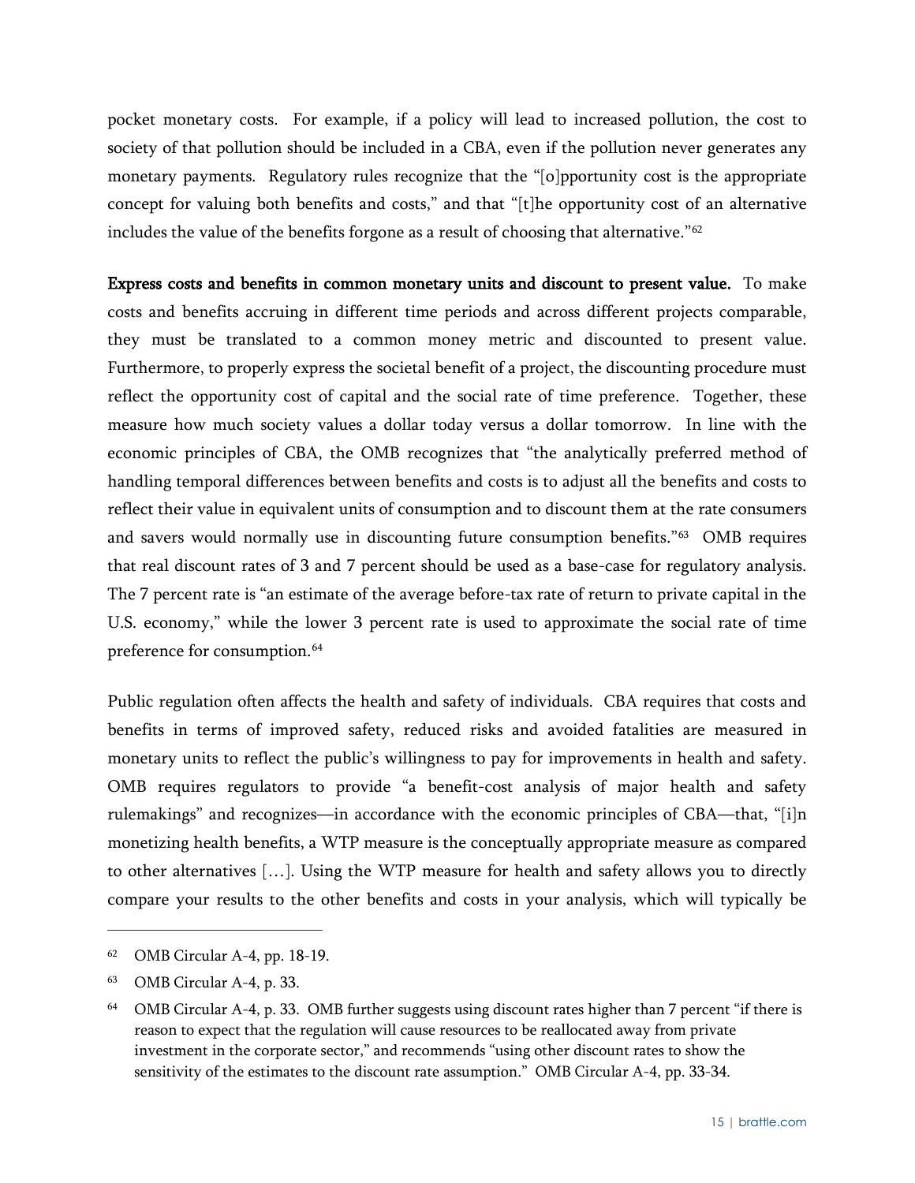pocket monetary costs. For example, if a policy will lead to increased pollution, the cost to society of that pollution should be included in a CBA, even if the pollution never generates any monetary payments. Regulatory rules recognize that the "[o]pportunity cost is the appropriate concept for valuing both benefits and costs," and that "[t]he opportunity cost of an alternative includes the value of the benefits forgone as a result of choosing that alternative."[62]

**Express costs and benefits in common monetary units and discount to present value.** To make costs and benefits accruing in different time periods and across different projects comparable, they must be translated to a common money metric and discounted to present value. Furthermore, to properly express the societal benefit of a project, the discounting procedure must reflect the opportunity cost of capital and the social rate of time preference. Together, these measure how much society values a dollar today versus a dollar tomorrow. In line with the economic principles of CBA, the OMB recognizes that "the analytically preferred method of handling temporal differences between benefits and costs is to adjust all the benefits and costs to reflect their value in equivalent units of consumption and to discount them at the rate consumers and savers would normally use in discounting future consumption benefits."[63] OMB requires that real discount rates of 3 and 7 percent should be used as a base-case for regulatory analysis. The 7 percent rate is "an estimate of the average before-tax rate of return to private capital in the U.S. economy," while the lower 3 percent rate is used to approximate the social rate of time preference for consumption.[64]

Public regulation often affects the health and safety of individuals. CBA requires that costs and benefits in terms of improved safety, reduced risks and avoided fatalities are measured in monetary units to reflect the public's willingness to pay for improvements in health and safety. OMB requires regulators to provide "a benefit-cost analysis of major health and safety rulemakings" and recognizes—in accordance with the economic principles of CBA—that, "[i]n monetizing health benefits, a WTP measure is the conceptually appropriate measure as compared to other alternatives […]. Using the WTP measure for health and safety allows you to directly compare your results to the other benefits and costs in your analysis, which will typically be

---

[62] OMB Circular A-4, pp. 18-19.

[63] OMB Circular A-4, p. 33.

[64] OMB Circular A-4, p. 33. OMB further suggests using discount rates higher than 7 percent "if there is reason to expect that the regulation will cause resources to be reallocated away from private investment in the corporate sector," and recommends "using other discount rates to show the sensitivity of the estimates to the discount rate assumption." OMB Circular A-4, pp. 33-34.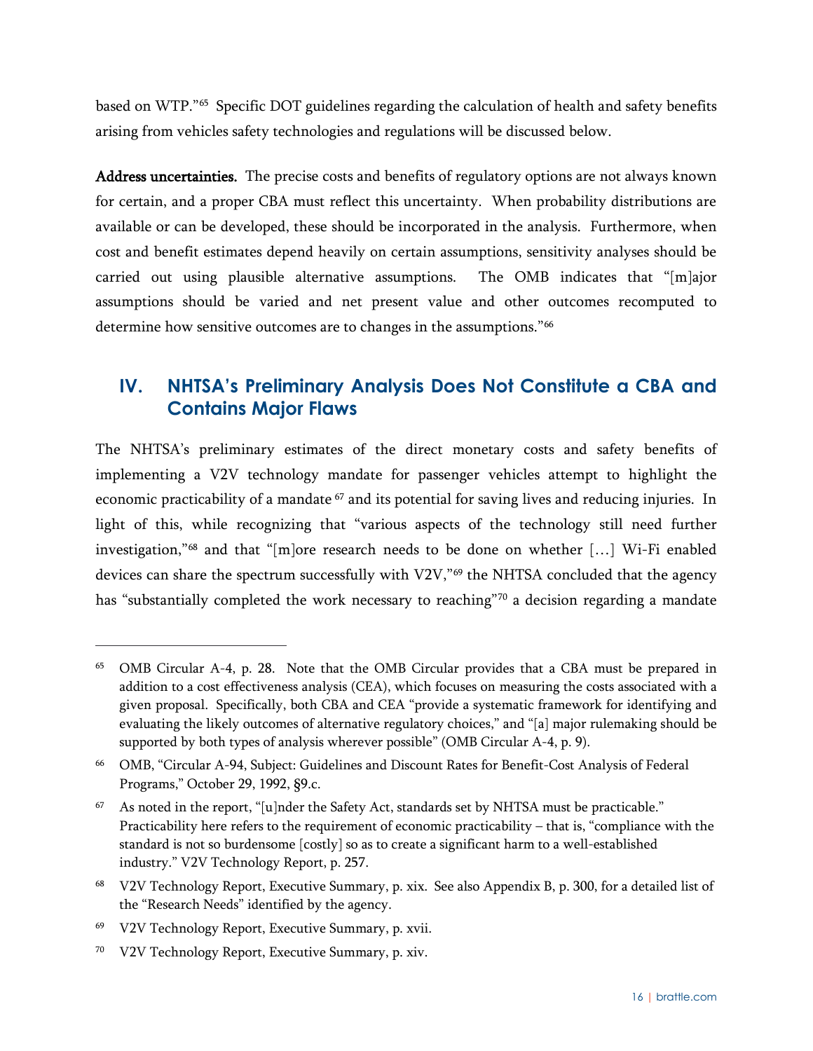based on WTP."[65] Specific DOT guidelines regarding the calculation of health and safety benefits arising from vehicles safety technologies and regulations will be discussed below.

**Address uncertainties.** The precise costs and benefits of regulatory options are not always known for certain, and a proper CBA must reflect this uncertainty. When probability distributions are available or can be developed, these should be incorporated in the analysis. Furthermore, when cost and benefit estimates depend heavily on certain assumptions, sensitivity analyses should be carried out using plausible alternative assumptions. The OMB indicates that "[m]ajor assumptions should be varied and net present value and other outcomes recomputed to determine how sensitive outcomes are to changes in the assumptions."[66]

## IV. NHTSA's Preliminary Analysis Does Not Constitute a CBA and Contains Major Flaws

The NHTSA's preliminary estimates of the direct monetary costs and safety benefits of implementing a V2V technology mandate for passenger vehicles attempt to highlight the economic practicability of a mandate[67] and its potential for saving lives and reducing injuries. In light of this, while recognizing that "various aspects of the technology still need further investigation,"[68] and that "[m]ore research needs to be done on whether […] Wi-Fi enabled devices can share the spectrum successfully with V2V,"[69] the NHTSA concluded that the agency has "substantially completed the work necessary to reaching"[70] a decision regarding a mandate

---

[65] OMB Circular A-4, p. 28. Note that the OMB Circular provides that a CBA must be prepared in addition to a cost effectiveness analysis (CEA), which focuses on measuring the costs associated with a given proposal. Specifically, both CBA and CEA "provide a systematic framework for identifying and evaluating the likely outcomes of alternative regulatory choices," and "[a] major rulemaking should be supported by both types of analysis wherever possible" (OMB Circular A-4, p. 9).

[66] OMB, "Circular A-94, Subject: Guidelines and Discount Rates for Benefit-Cost Analysis of Federal Programs," October 29, 1992, §9.c.

[67] As noted in the report, "[u]nder the Safety Act, standards set by NHTSA must be practicable." Practicability here refers to the requirement of economic practicability – that is, "compliance with the standard is not so burdensome [costly] so as to create a significant harm to a well-established industry." V2V Technology Report, p. 257.

[68] V2V Technology Report, Executive Summary, p. xix. See also Appendix B, p. 300, for a detailed list of the "Research Needs" identified by the agency.

[69] V2V Technology Report, Executive Summary, p. xvii.

[70] V2V Technology Report, Executive Summary, p. xiv.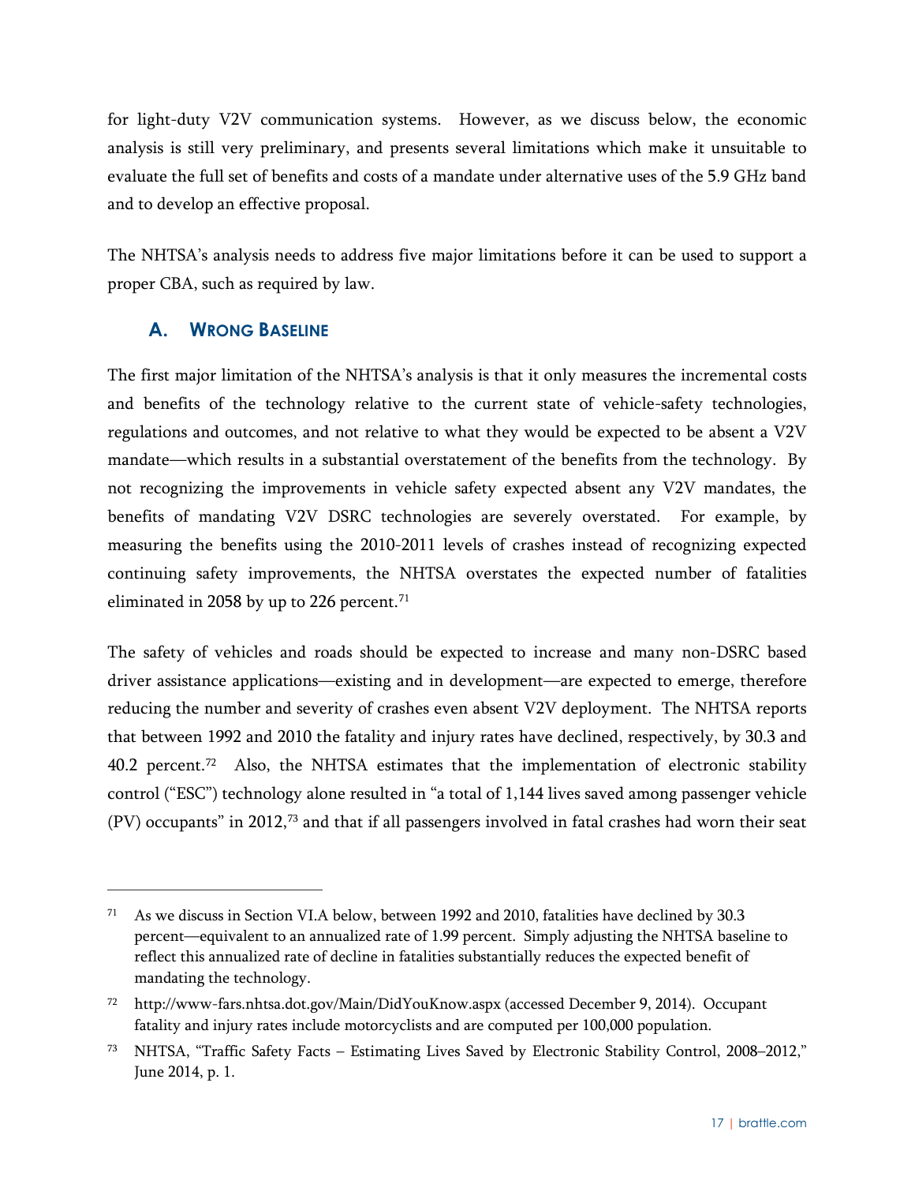for light-duty V2V communication systems. However, as we discuss below, the economic analysis is still very preliminary, and presents several limitations which make it unsuitable to evaluate the full set of benefits and costs of a mandate under alternative uses of the 5.9 GHz band and to develop an effective proposal.

The NHTSA's analysis needs to address five major limitations before it can be used to support a proper CBA, such as required by law.

### A. Wrong Baseline

The first major limitation of the NHTSA's analysis is that it only measures the incremental costs and benefits of the technology relative to the current state of vehicle-safety technologies, regulations and outcomes, and not relative to what they would be expected to be absent a V2V mandate—which results in a substantial overstatement of the benefits from the technology. By not recognizing the improvements in vehicle safety expected absent any V2V mandates, the benefits of mandating V2V DSRC technologies are severely overstated. For example, by measuring the benefits using the 2010-2011 levels of crashes instead of recognizing expected continuing safety improvements, the NHTSA overstates the expected number of fatalities eliminated in 2058 by up to 226 percent.[71]

The safety of vehicles and roads should be expected to increase and many non-DSRC based driver assistance applications—existing and in development—are expected to emerge, therefore reducing the number and severity of crashes even absent V2V deployment. The NHTSA reports that between 1992 and 2010 the fatality and injury rates have declined, respectively, by 30.3 and 40.2 percent.[72] Also, the NHTSA estimates that the implementation of electronic stability control ("ESC") technology alone resulted in "a total of 1,144 lives saved among passenger vehicle (PV) occupants" in 2012,[73] and that if all passengers involved in fatal crashes had worn their seat

---

[71] As we discuss in Section VI.A below, between 1992 and 2010, fatalities have declined by 30.3 percent—equivalent to an annualized rate of 1.99 percent. Simply adjusting the NHTSA baseline to reflect this annualized rate of decline in fatalities substantially reduces the expected benefit of mandating the technology.

[72] http://www-fars.nhtsa.dot.gov/Main/DidYouKnow.aspx (accessed December 9, 2014). Occupant fatality and injury rates include motorcyclists and are computed per 100,000 population.

[73] NHTSA, "Traffic Safety Facts – Estimating Lives Saved by Electronic Stability Control, 2008–2012," June 2014, p. 1.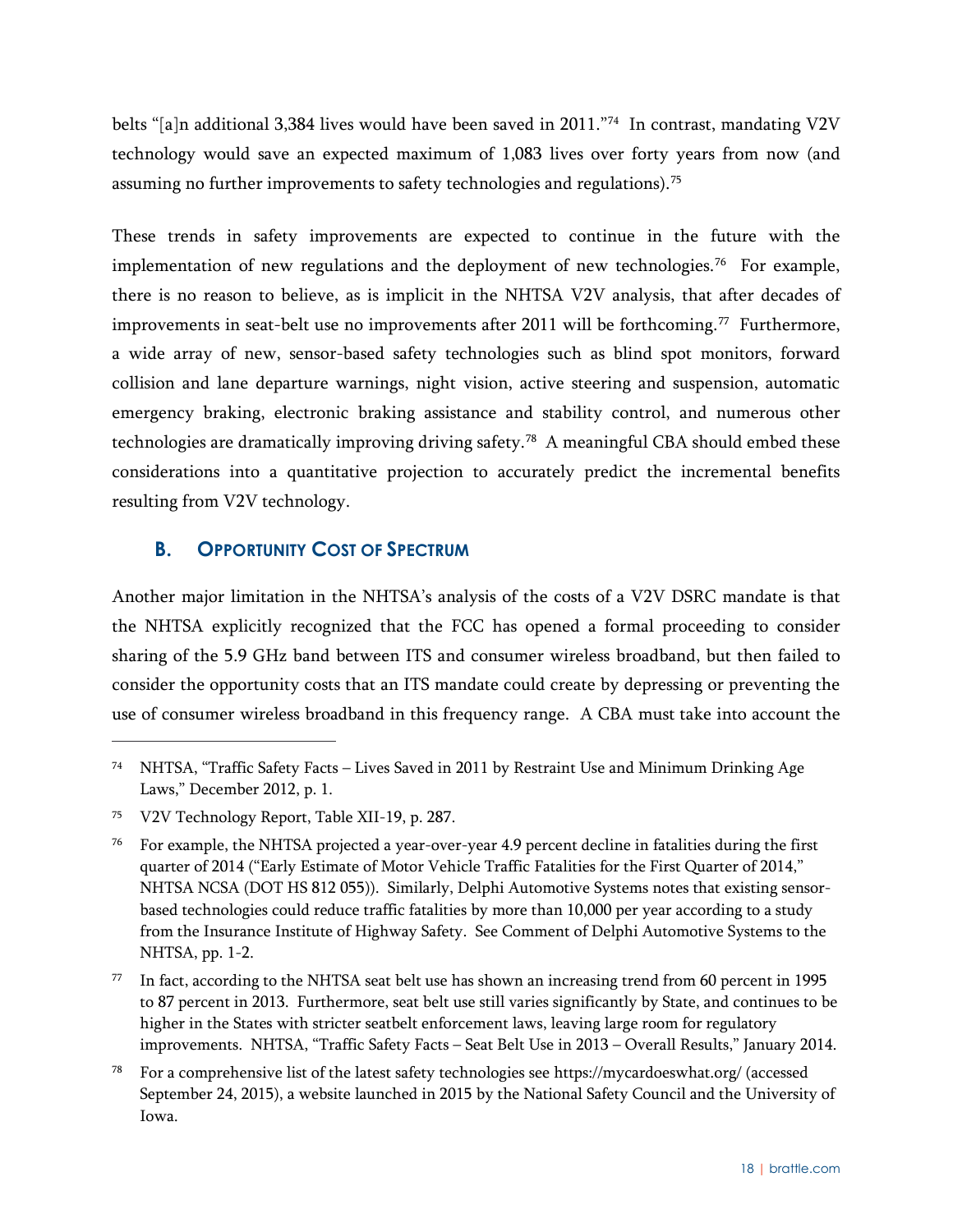belts "[a]n additional 3,384 lives would have been saved in 2011."[74] In contrast, mandating V2V technology would save an expected maximum of 1,083 lives over forty years from now (and assuming no further improvements to safety technologies and regulations).[75]

These trends in safety improvements are expected to continue in the future with the implementation of new regulations and the deployment of new technologies.[76] For example, there is no reason to believe, as is implicit in the NHTSA V2V analysis, that after decades of improvements in seat-belt use no improvements after 2011 will be forthcoming.[77] Furthermore, a wide array of new, sensor-based safety technologies such as blind spot monitors, forward collision and lane departure warnings, night vision, active steering and suspension, automatic emergency braking, electronic braking assistance and stability control, and numerous other technologies are dramatically improving driving safety.[78] A meaningful CBA should embed these considerations into a quantitative projection to accurately predict the incremental benefits resulting from V2V technology.

## B. Opportunity Cost of Spectrum

Another major limitation in the NHTSA's analysis of the costs of a V2V DSRC mandate is that the NHTSA explicitly recognized that the FCC has opened a formal proceeding to consider sharing of the 5.9 GHz band between ITS and consumer wireless broadband, but then failed to consider the opportunity costs that an ITS mandate could create by depressing or preventing the use of consumer wireless broadband in this frequency range. A CBA must take into account the

---

[74] NHTSA, "Traffic Safety Facts – Lives Saved in 2011 by Restraint Use and Minimum Drinking Age Laws," December 2012, p. 1.

[75] V2V Technology Report, Table XII-19, p. 287.

[76] For example, the NHTSA projected a year-over-year 4.9 percent decline in fatalities during the first quarter of 2014 ("Early Estimate of Motor Vehicle Traffic Fatalities for the First Quarter of 2014," NHTSA NCSA (DOT HS 812 055)). Similarly, Delphi Automotive Systems notes that existing sensor-based technologies could reduce traffic fatalities by more than 10,000 per year according to a study from the Insurance Institute of Highway Safety. See Comment of Delphi Automotive Systems to the NHTSA, pp. 1-2.

[77] In fact, according to the NHTSA seat belt use has shown an increasing trend from 60 percent in 1995 to 87 percent in 2013. Furthermore, seat belt use still varies significantly by State, and continues to be higher in the States with stricter seatbelt enforcement laws, leaving large room for regulatory improvements. NHTSA, "Traffic Safety Facts – Seat Belt Use in 2013 – Overall Results," January 2014.

[78] For a comprehensive list of the latest safety technologies see https://mycardoeswhat.org/ (accessed September 24, 2015), a website launched in 2015 by the National Safety Council and the University of Iowa.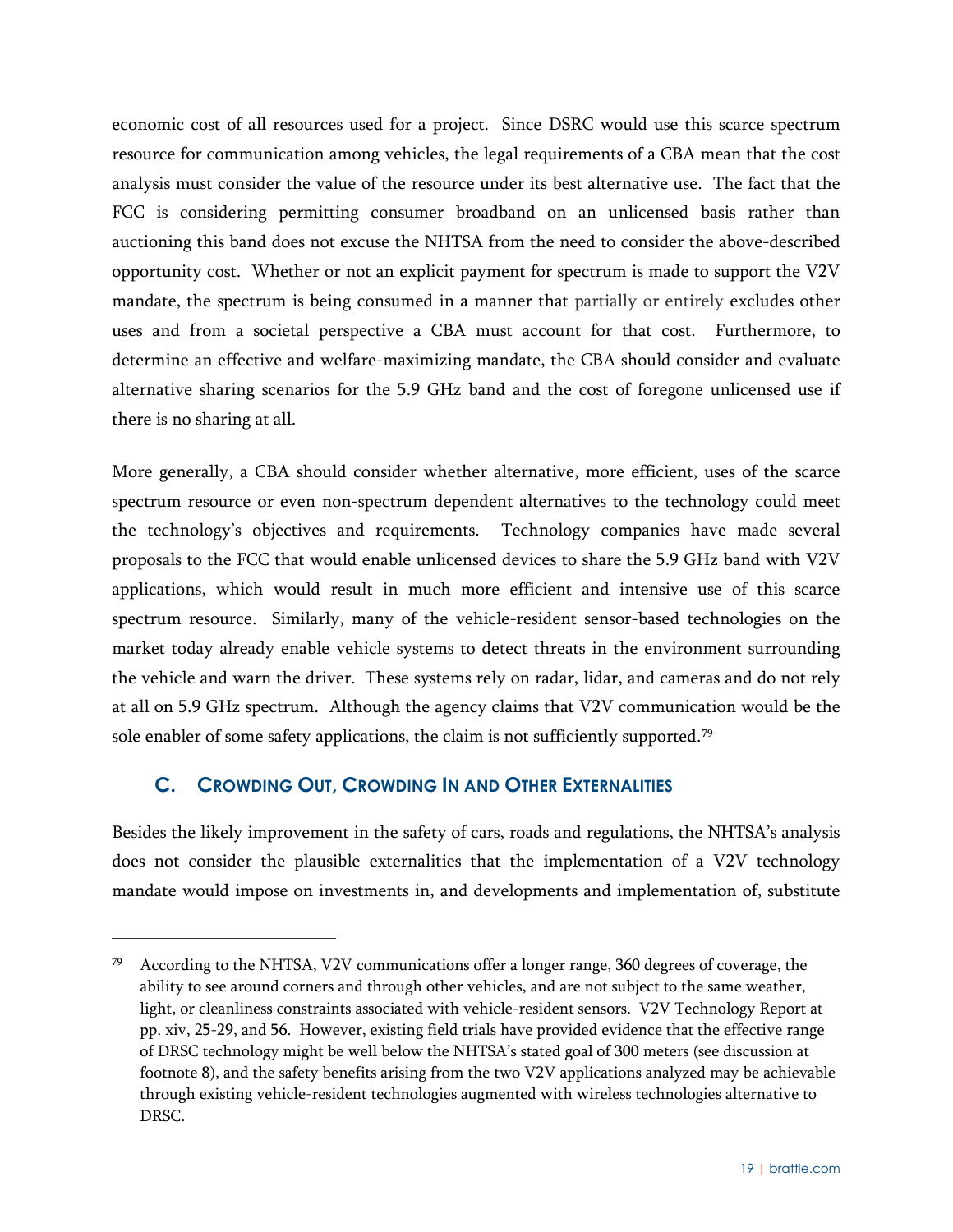economic cost of all resources used for a project. Since DSRC would use this scarce spectrum resource for communication among vehicles, the legal requirements of a CBA mean that the cost analysis must consider the value of the resource under its best alternative use. The fact that the FCC is considering permitting consumer broadband on an unlicensed basis rather than auctioning this band does not excuse the NHTSA from the need to consider the above-described opportunity cost. Whether or not an explicit payment for spectrum is made to support the V2V mandate, the spectrum is being consumed in a manner that partially or entirely excludes other uses and from a societal perspective a CBA must account for that cost. Furthermore, to determine an effective and welfare-maximizing mandate, the CBA should consider and evaluate alternative sharing scenarios for the 5.9 GHz band and the cost of foregone unlicensed use if there is no sharing at all.

More generally, a CBA should consider whether alternative, more efficient, uses of the scarce spectrum resource or even non-spectrum dependent alternatives to the technology could meet the technology's objectives and requirements. Technology companies have made several proposals to the FCC that would enable unlicensed devices to share the 5.9 GHz band with V2V applications, which would result in much more efficient and intensive use of this scarce spectrum resource. Similarly, many of the vehicle-resident sensor-based technologies on the market today already enable vehicle systems to detect threats in the environment surrounding the vehicle and warn the driver. These systems rely on radar, lidar, and cameras and do not rely at all on 5.9 GHz spectrum. Although the agency claims that V2V communication would be the sole enabler of some safety applications, the claim is not sufficiently supported.[79]

### C. Crowding Out, Crowding In and Other Externalities

Besides the likely improvement in the safety of cars, roads and regulations, the NHTSA's analysis does not consider the plausible externalities that the implementation of a V2V technology mandate would impose on investments in, and developments and implementation of, substitute

---

[79] According to the NHTSA, V2V communications offer a longer range, 360 degrees of coverage, the ability to see around corners and through other vehicles, and are not subject to the same weather, light, or cleanliness constraints associated with vehicle-resident sensors. V2V Technology Report at pp. xiv, 25-29, and 56. However, existing field trials have provided evidence that the effective range of DRSC technology might be well below the NHTSA's stated goal of 300 meters (see discussion at footnote 8), and the safety benefits arising from the two V2V applications analyzed may be achievable through existing vehicle-resident technologies augmented with wireless technologies alternative to DRSC.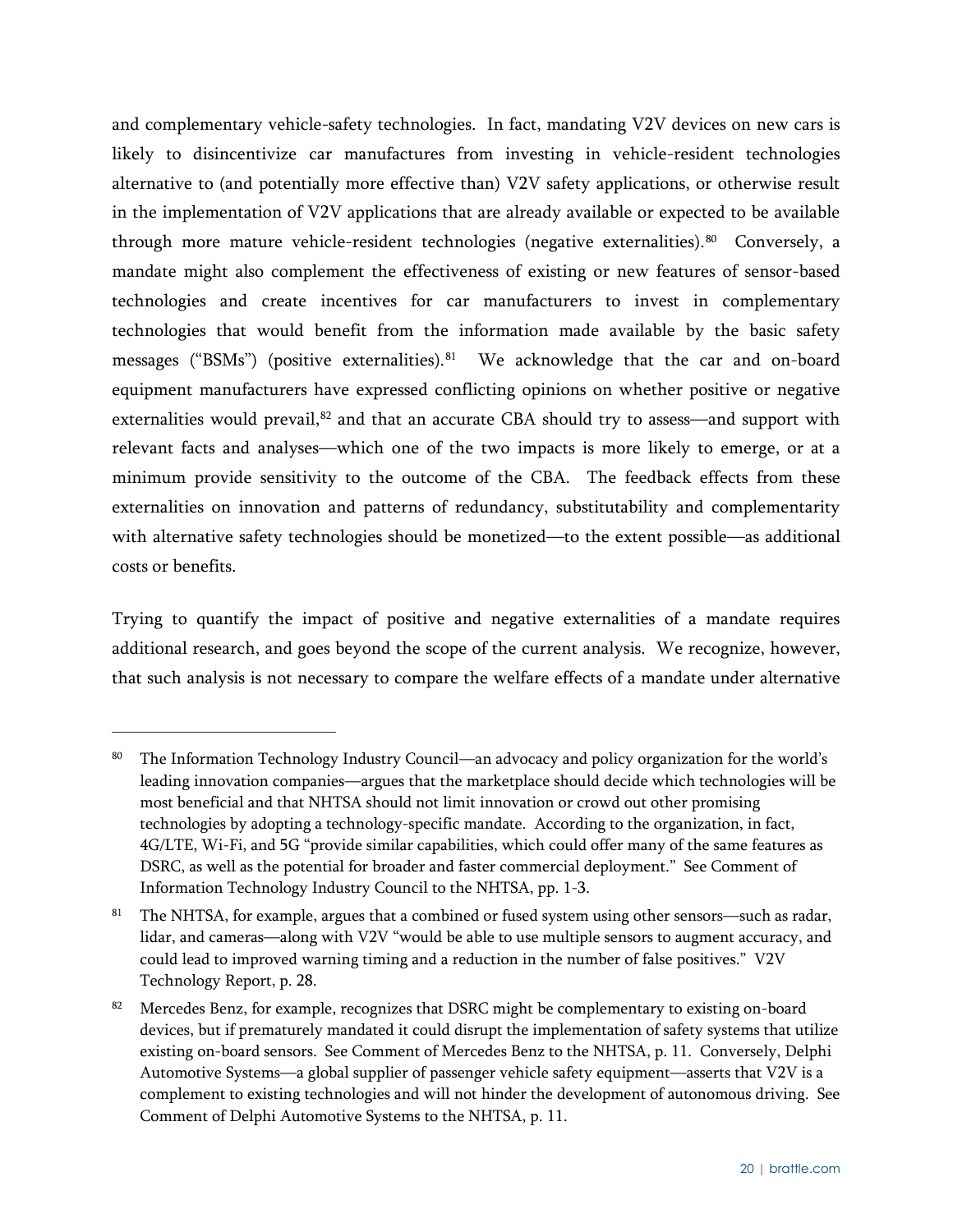and complementary vehicle-safety technologies. In fact, mandating V2V devices on new cars is likely to disincentivize car manufactures from investing in vehicle-resident technologies alternative to (and potentially more effective than) V2V safety applications, or otherwise result in the implementation of V2V applications that are already available or expected to be available through more mature vehicle-resident technologies (negative externalities).[80] Conversely, a mandate might also complement the effectiveness of existing or new features of sensor-based technologies and create incentives for car manufacturers to invest in complementary technologies that would benefit from the information made available by the basic safety messages ("BSMs") (positive externalities).[81] We acknowledge that the car and on-board equipment manufacturers have expressed conflicting opinions on whether positive or negative externalities would prevail,[82] and that an accurate CBA should try to assess—and support with relevant facts and analyses—which one of the two impacts is more likely to emerge, or at a minimum provide sensitivity to the outcome of the CBA. The feedback effects from these externalities on innovation and patterns of redundancy, substitutability and complementarity with alternative safety technologies should be monetized—to the extent possible—as additional costs or benefits.

Trying to quantify the impact of positive and negative externalities of a mandate requires additional research, and goes beyond the scope of the current analysis. We recognize, however, that such analysis is not necessary to compare the welfare effects of a mandate under alternative

---

[80] The Information Technology Industry Council—an advocacy and policy organization for the world's leading innovation companies—argues that the marketplace should decide which technologies will be most beneficial and that NHTSA should not limit innovation or crowd out other promising technologies by adopting a technology-specific mandate. According to the organization, in fact, 4G/LTE, Wi-Fi, and 5G "provide similar capabilities, which could offer many of the same features as DSRC, as well as the potential for broader and faster commercial deployment." See Comment of Information Technology Industry Council to the NHTSA, pp. 1-3.

[81] The NHTSA, for example, argues that a combined or fused system using other sensors—such as radar, lidar, and cameras—along with V2V "would be able to use multiple sensors to augment accuracy, and could lead to improved warning timing and a reduction in the number of false positives." V2V Technology Report, p. 28.

[82] Mercedes Benz, for example, recognizes that DSRC might be complementary to existing on-board devices, but if prematurely mandated it could disrupt the implementation of safety systems that utilize existing on-board sensors. See Comment of Mercedes Benz to the NHTSA, p. 11. Conversely, Delphi Automotive Systems—a global supplier of passenger vehicle safety equipment—asserts that V2V is a complement to existing technologies and will not hinder the development of autonomous driving. See Comment of Delphi Automotive Systems to the NHTSA, p. 11.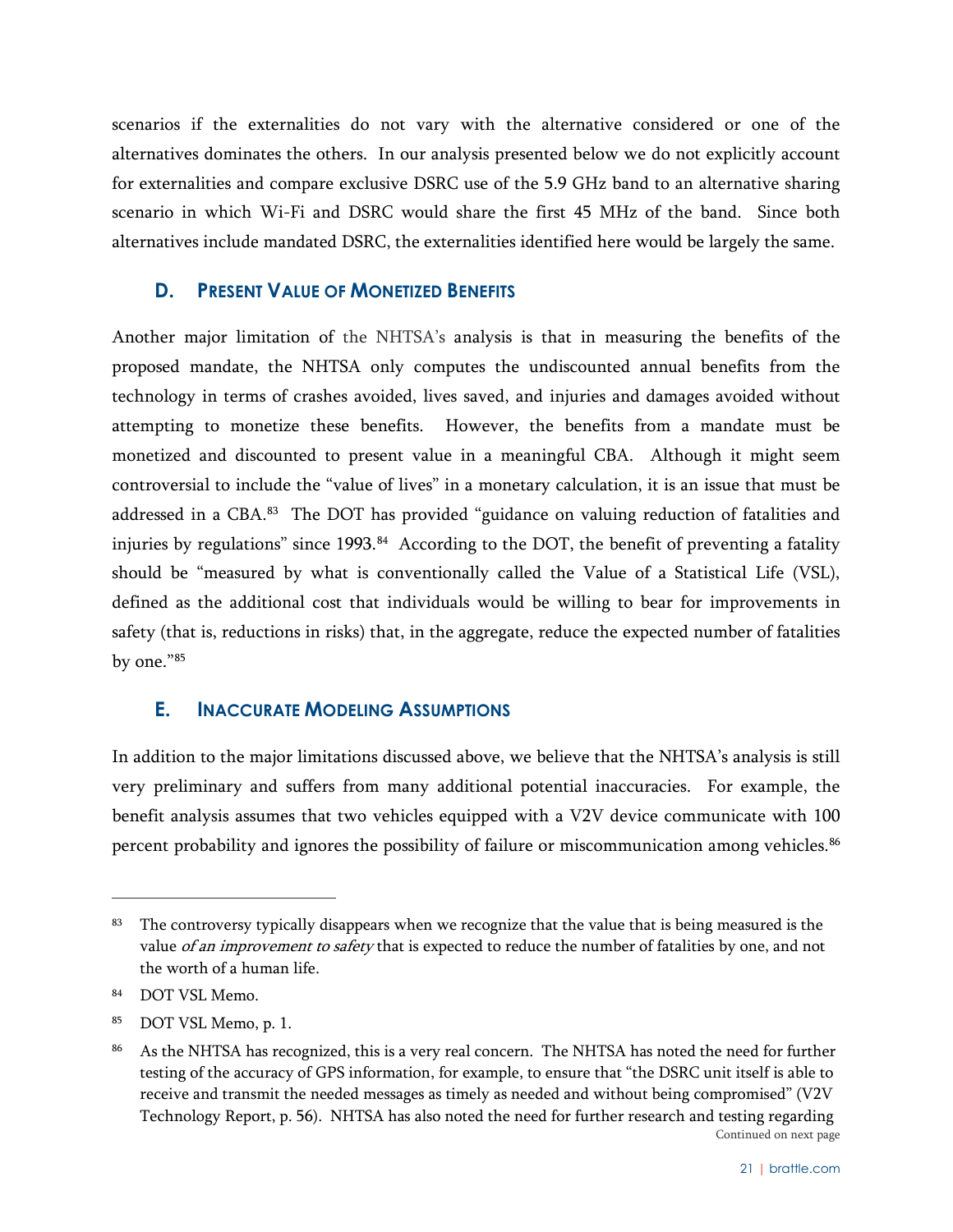scenarios if the externalities do not vary with the alternative considered or one of the alternatives dominates the others. In our analysis presented below we do not explicitly account for externalities and compare exclusive DSRC use of the 5.9 GHz band to an alternative sharing scenario in which Wi-Fi and DSRC would share the first 45 MHz of the band. Since both alternatives include mandated DSRC, the externalities identified here would be largely the same.

### D. Present Value of Monetized Benefits

Another major limitation of the NHTSA's analysis is that in measuring the benefits of the proposed mandate, the NHTSA only computes the undiscounted annual benefits from the technology in terms of crashes avoided, lives saved, and injuries and damages avoided without attempting to monetize these benefits. However, the benefits from a mandate must be monetized and discounted to present value in a meaningful CBA. Although it might seem controversial to include the "value of lives" in a monetary calculation, it is an issue that must be addressed in a CBA.[83] The DOT has provided "guidance on valuing reduction of fatalities and injuries by regulations" since 1993.[84] According to the DOT, the benefit of preventing a fatality should be "measured by what is conventionally called the Value of a Statistical Life (VSL), defined as the additional cost that individuals would be willing to bear for improvements in safety (that is, reductions in risks) that, in the aggregate, reduce the expected number of fatalities by one."[85]

### E. Inaccurate Modeling Assumptions

In addition to the major limitations discussed above, we believe that the NHTSA's analysis is still very preliminary and suffers from many additional potential inaccuracies. For example, the benefit analysis assumes that two vehicles equipped with a V2V device communicate with 100 percent probability and ignores the possibility of failure or miscommunication among vehicles.[86]

---

[83] The controversy typically disappears when we recognize that the value that is being measured is the value *of an improvement to safety* that is expected to reduce the number of fatalities by one, and not the worth of a human life.

[84] DOT VSL Memo.

[85] DOT VSL Memo, p. 1.

[86] As the NHTSA has recognized, this is a very real concern. The NHTSA has noted the need for further testing of the accuracy of GPS information, for example, to ensure that "the DSRC unit itself is able to receive and transmit the needed messages as timely as needed and without being compromised" (V2V Technology Report, p. 56). NHTSA has also noted the need for further research and testing regarding

Continued on next page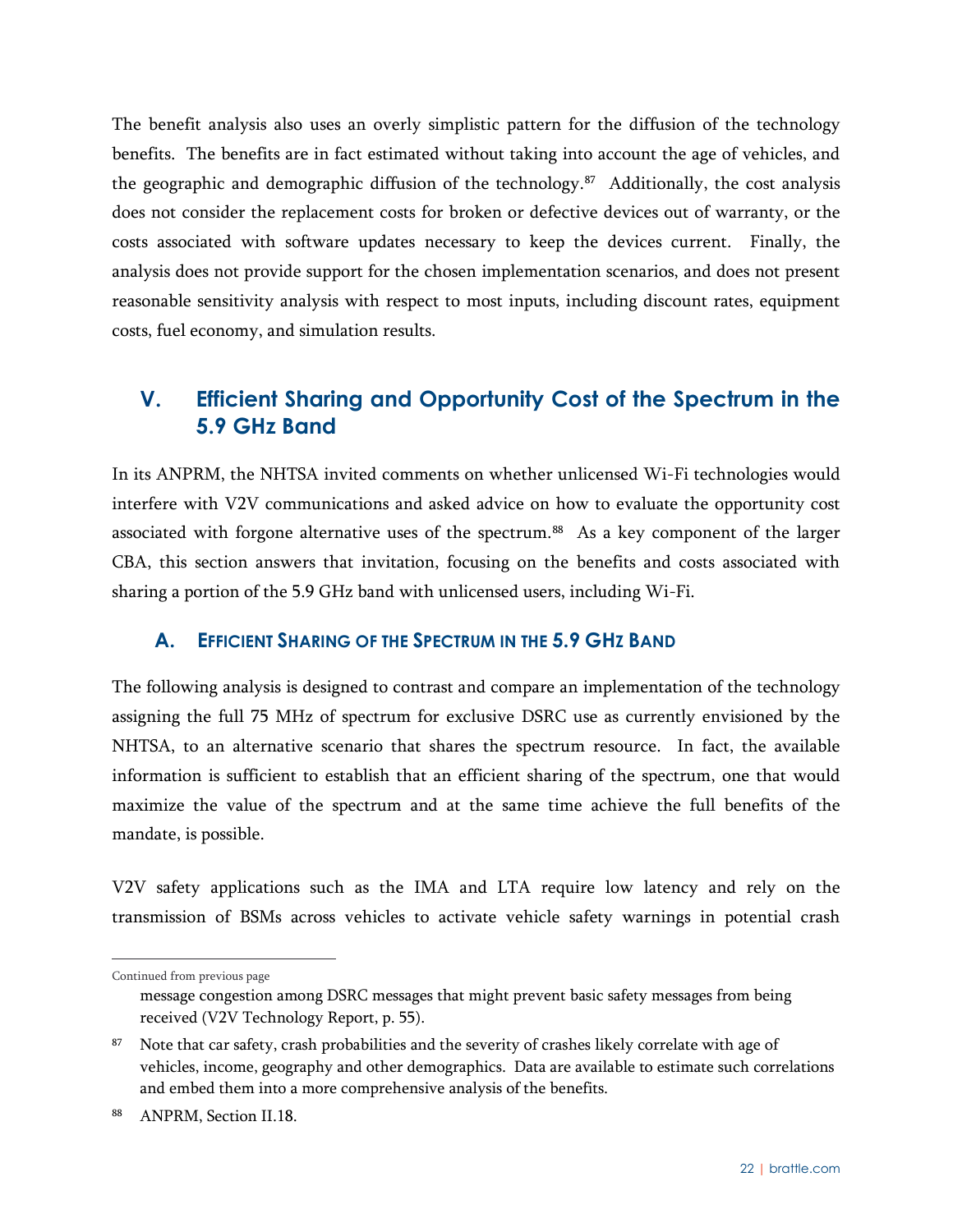The benefit analysis also uses an overly simplistic pattern for the diffusion of the technology benefits. The benefits are in fact estimated without taking into account the age of vehicles, and the geographic and demographic diffusion of the technology.[87] Additionally, the cost analysis does not consider the replacement costs for broken or defective devices out of warranty, or the costs associated with software updates necessary to keep the devices current. Finally, the analysis does not provide support for the chosen implementation scenarios, and does not present reasonable sensitivity analysis with respect to most inputs, including discount rates, equipment costs, fuel economy, and simulation results.

## V. Efficient Sharing and Opportunity Cost of the Spectrum in the 5.9 GHz Band

In its ANPRM, the NHTSA invited comments on whether unlicensed Wi-Fi technologies would interfere with V2V communications and asked advice on how to evaluate the opportunity cost associated with forgone alternative uses of the spectrum.[88] As a key component of the larger CBA, this section answers that invitation, focusing on the benefits and costs associated with sharing a portion of the 5.9 GHz band with unlicensed users, including Wi-Fi.

### A. Efficient Sharing of the Spectrum in the 5.9 GHz Band

The following analysis is designed to contrast and compare an implementation of the technology assigning the full 75 MHz of spectrum for exclusive DSRC use as currently envisioned by the NHTSA, to an alternative scenario that shares the spectrum resource. In fact, the available information is sufficient to establish that an efficient sharing of the spectrum, one that would maximize the value of the spectrum and at the same time achieve the full benefits of the mandate, is possible.

V2V safety applications such as the IMA and LTA require low latency and rely on the transmission of BSMs across vehicles to activate vehicle safety warnings in potential crash

---

Continued from previous page

message congestion among DSRC messages that might prevent basic safety messages from being received (V2V Technology Report, p. 55).

[87] Note that car safety, crash probabilities and the severity of crashes likely correlate with age of vehicles, income, geography and other demographics. Data are available to estimate such correlations and embed them into a more comprehensive analysis of the benefits.

[88] ANPRM, Section II.18.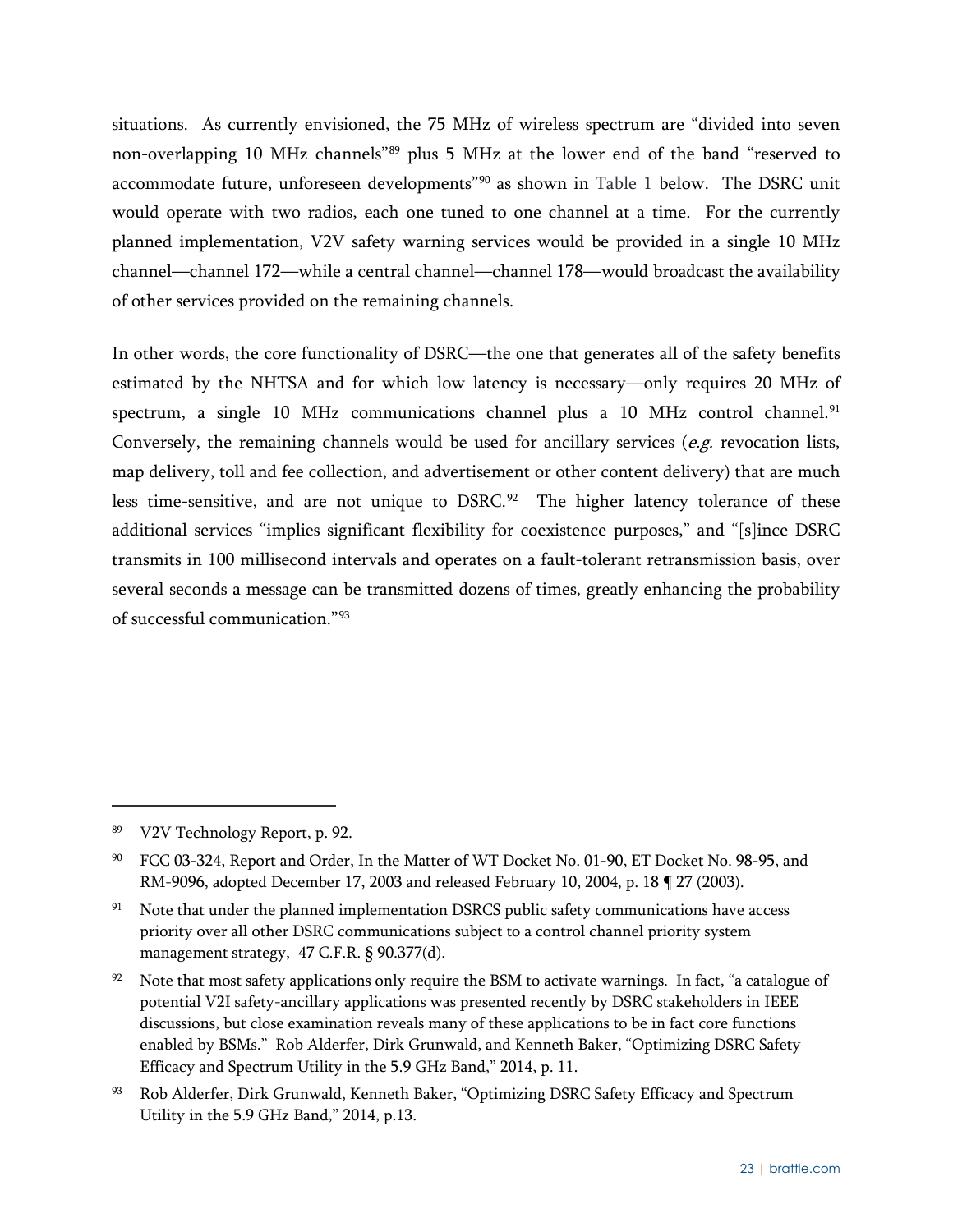situations. As currently envisioned, the 75 MHz of wireless spectrum are "divided into seven non-overlapping 10 MHz channels"[89] plus 5 MHz at the lower end of the band "reserved to accommodate future, unforeseen developments"[90] as shown in Table 1 below. The DSRC unit would operate with two radios, each one tuned to one channel at a time. For the currently planned implementation, V2V safety warning services would be provided in a single 10 MHz channel—channel 172—while a central channel—channel 178—would broadcast the availability of other services provided on the remaining channels.

In other words, the core functionality of DSRC—the one that generates all of the safety benefits estimated by the NHTSA and for which low latency is necessary—only requires 20 MHz of spectrum, a single 10 MHz communications channel plus a 10 MHz control channel.[91] Conversely, the remaining channels would be used for ancillary services (*e.g.* revocation lists, map delivery, toll and fee collection, and advertisement or other content delivery) that are much less time-sensitive, and are not unique to DSRC.[92] The higher latency tolerance of these additional services "implies significant flexibility for coexistence purposes," and "[s]ince DSRC transmits in 100 millisecond intervals and operates on a fault-tolerant retransmission basis, over several seconds a message can be transmitted dozens of times, greatly enhancing the probability of successful communication."[93]

---

[89] V2V Technology Report, p. 92.

[90] FCC 03-324, Report and Order, In the Matter of WT Docket No. 01-90, ET Docket No. 98-95, and RM-9096, adopted December 17, 2003 and released February 10, 2004, p. 18 ¶ 27 (2003).

[91] Note that under the planned implementation DSRCS public safety communications have access priority over all other DSRC communications subject to a control channel priority system management strategy, 47 C.F.R. § 90.377(d).

[92] Note that most safety applications only require the BSM to activate warnings. In fact, "a catalogue of potential V2I safety-ancillary applications was presented recently by DSRC stakeholders in IEEE discussions, but close examination reveals many of these applications to be in fact core functions enabled by BSMs." Rob Alderfer, Dirk Grunwald, and Kenneth Baker, "Optimizing DSRC Safety Efficacy and Spectrum Utility in the 5.9 GHz Band," 2014, p. 11.

[93] Rob Alderfer, Dirk Grunwald, Kenneth Baker, "Optimizing DSRC Safety Efficacy and Spectrum Utility in the 5.9 GHz Band," 2014, p.13.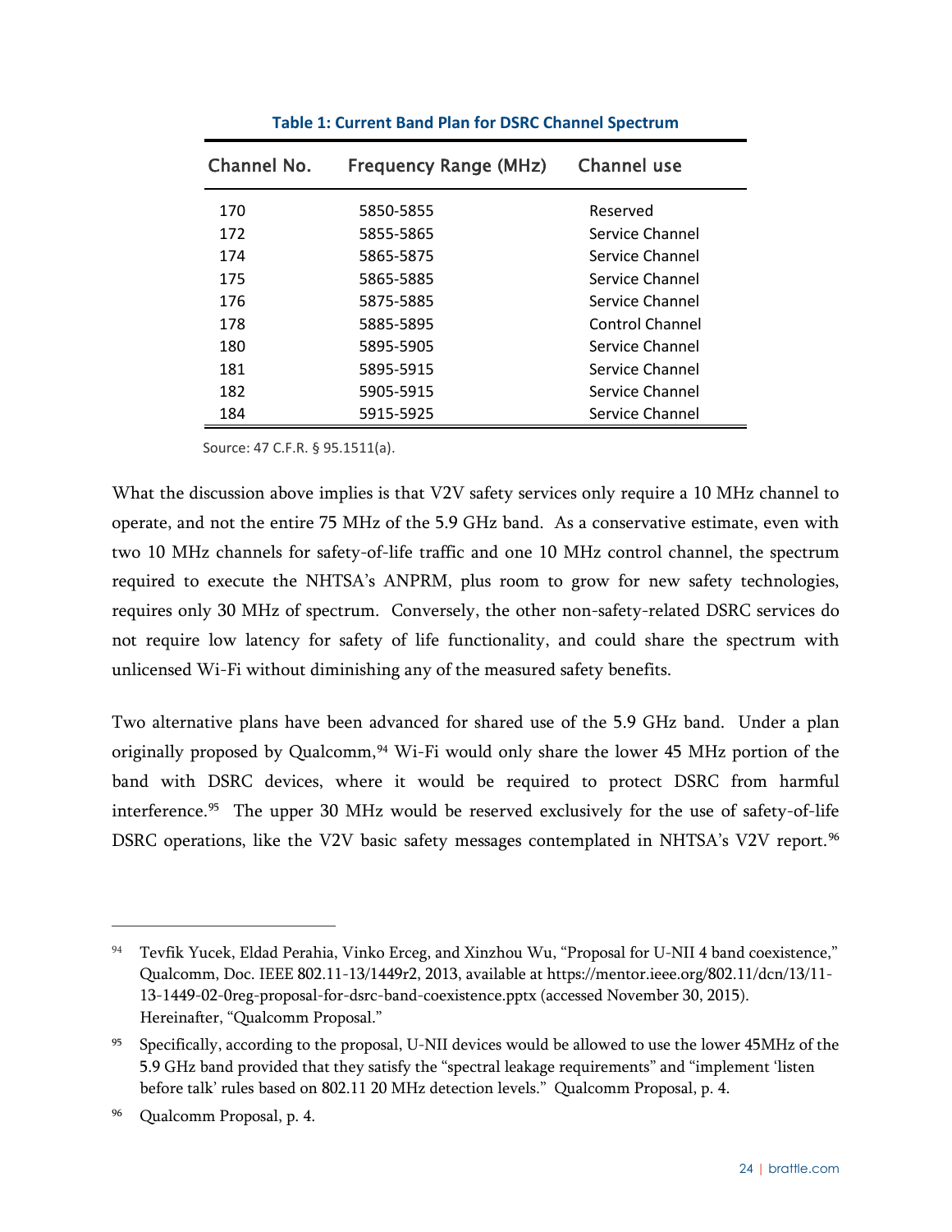**Table 1: Current Band Plan for DSRC Channel Spectrum**

| Channel No. | Frequency Range (MHz) | Channel use |
|---|---|---|
| 170 | 5850-5855 | Reserved |
| 172 | 5855-5865 | Service Channel |
| 174 | 5865-5875 | Service Channel |
| 175 | 5865-5885 | Service Channel |
| 176 | 5875-5885 | Service Channel |
| 178 | 5885-5895 | Control Channel |
| 180 | 5895-5905 | Service Channel |
| 181 | 5895-5915 | Service Channel |
| 182 | 5905-5915 | Service Channel |
| 184 | 5915-5925 | Service Channel |

Source: 47 C.F.R. § 95.1511(a).

What the discussion above implies is that V2V safety services only require a 10 MHz channel to operate, and not the entire 75 MHz of the 5.9 GHz band. As a conservative estimate, even with two 10 MHz channels for safety-of-life traffic and one 10 MHz control channel, the spectrum required to execute the NHTSA's ANPRM, plus room to grow for new safety technologies, requires only 30 MHz of spectrum. Conversely, the other non-safety-related DSRC services do not require low latency for safety of life functionality, and could share the spectrum with unlicensed Wi-Fi without diminishing any of the measured safety benefits.

Two alternative plans have been advanced for shared use of the 5.9 GHz band. Under a plan originally proposed by Qualcomm,[94] Wi-Fi would only share the lower 45 MHz portion of the band with DSRC devices, where it would be required to protect DSRC from harmful interference.[95] The upper 30 MHz would be reserved exclusively for the use of safety-of-life DSRC operations, like the V2V basic safety messages contemplated in NHTSA's V2V report.[96]

---

[94] Tevfik Yucek, Eldad Perahia, Vinko Erceg, and Xinzhou Wu, "Proposal for U-NII 4 band coexistence," Qualcomm, Doc. IEEE 802.11-13/1449r2, 2013, available at https://mentor.ieee.org/802.11/dcn/13/11-13-1449-02-0reg-proposal-for-dsrc-band-coexistence.pptx (accessed November 30, 2015). Hereinafter, "Qualcomm Proposal."

[95] Specifically, according to the proposal, U-NII devices would be allowed to use the lower 45MHz of the 5.9 GHz band provided that they satisfy the "spectral leakage requirements" and "implement 'listen before talk' rules based on 802.11 20 MHz detection levels." Qualcomm Proposal, p. 4.

[96] Qualcomm Proposal, p. 4.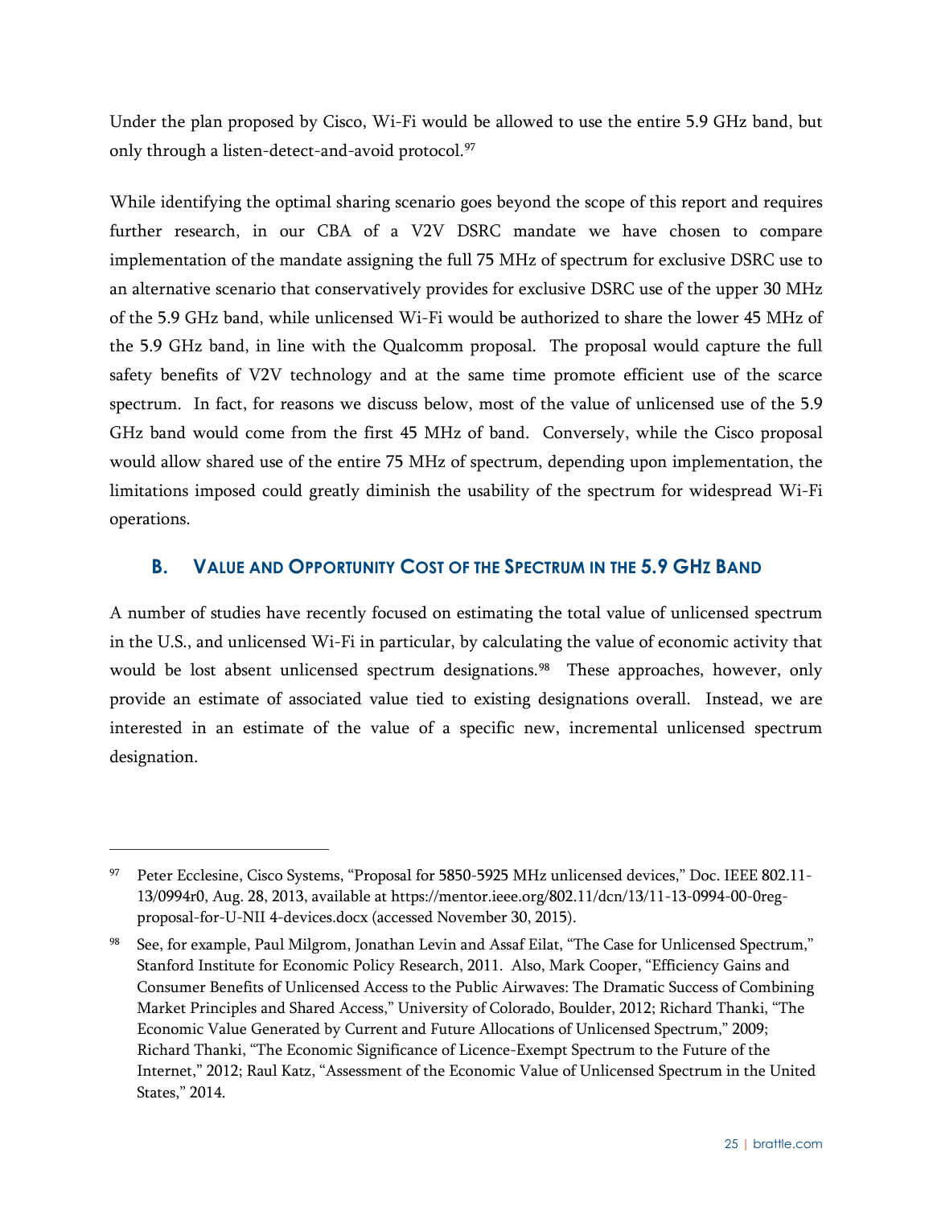Under the plan proposed by Cisco, Wi-Fi would be allowed to use the entire 5.9 GHz band, but only through a listen-detect-and-avoid protocol.[97]

While identifying the optimal sharing scenario goes beyond the scope of this report and requires further research, in our CBA of a V2V DSRC mandate we have chosen to compare implementation of the mandate assigning the full 75 MHz of spectrum for exclusive DSRC use to an alternative scenario that conservatively provides for exclusive DSRC use of the upper 30 MHz of the 5.9 GHz band, while unlicensed Wi-Fi would be authorized to share the lower 45 MHz of the 5.9 GHz band, in line with the Qualcomm proposal. The proposal would capture the full safety benefits of V2V technology and at the same time promote efficient use of the scarce spectrum. In fact, for reasons we discuss below, most of the value of unlicensed use of the 5.9 GHz band would come from the first 45 MHz of band. Conversely, while the Cisco proposal would allow shared use of the entire 75 MHz of spectrum, depending upon implementation, the limitations imposed could greatly diminish the usability of the spectrum for widespread Wi-Fi operations.

## B. Value and Opportunity Cost of the Spectrum in the 5.9 GHz Band

A number of studies have recently focused on estimating the total value of unlicensed spectrum in the U.S., and unlicensed Wi-Fi in particular, by calculating the value of economic activity that would be lost absent unlicensed spectrum designations.[98] These approaches, however, only provide an estimate of associated value tied to existing designations overall. Instead, we are interested in an estimate of the value of a specific new, incremental unlicensed spectrum designation.

---

[97] Peter Ecclesine, Cisco Systems, "Proposal for 5850-5925 MHz unlicensed devices," Doc. IEEE 802.11-13/0994r0, Aug. 28, 2013, available at https://mentor.ieee.org/802.11/dcn/13/11-13-0994-00-0reg-proposal-for-U-NII 4-devices.docx (accessed November 30, 2015).

[98] See, for example, Paul Milgrom, Jonathan Levin and Assaf Eilat, "The Case for Unlicensed Spectrum," Stanford Institute for Economic Policy Research, 2011. Also, Mark Cooper, "Efficiency Gains and Consumer Benefits of Unlicensed Access to the Public Airwaves: The Dramatic Success of Combining Market Principles and Shared Access," University of Colorado, Boulder, 2012; Richard Thanki, "The Economic Value Generated by Current and Future Allocations of Unlicensed Spectrum," 2009; Richard Thanki, "The Economic Significance of Licence-Exempt Spectrum to the Future of the Internet," 2012; Raul Katz, "Assessment of the Economic Value of Unlicensed Spectrum in the United States," 2014.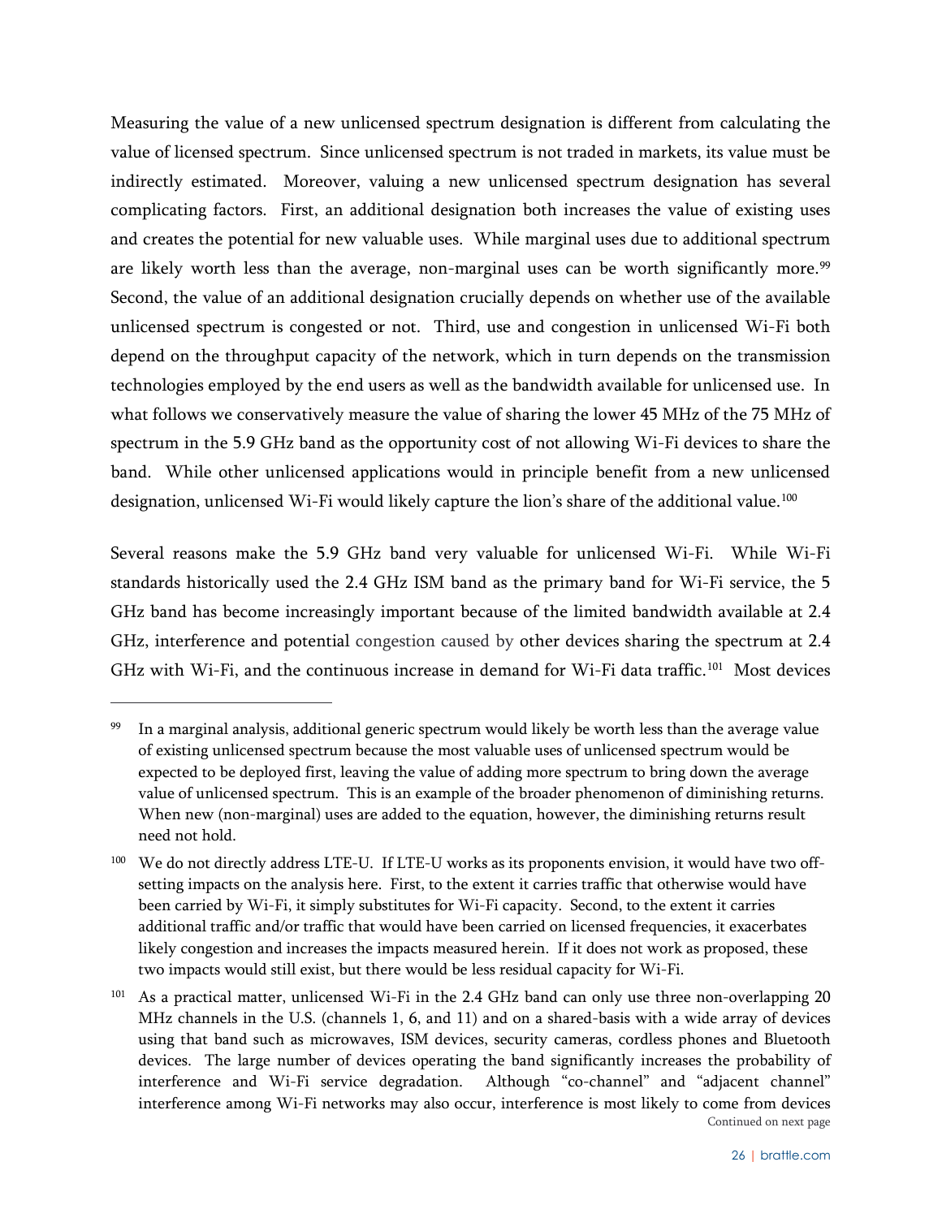Measuring the value of a new unlicensed spectrum designation is different from calculating the value of licensed spectrum. Since unlicensed spectrum is not traded in markets, its value must be indirectly estimated. Moreover, valuing a new unlicensed spectrum designation has several complicating factors. First, an additional designation both increases the value of existing uses and creates the potential for new valuable uses. While marginal uses due to additional spectrum are likely worth less than the average, non-marginal uses can be worth significantly more.[99] Second, the value of an additional designation crucially depends on whether use of the available unlicensed spectrum is congested or not. Third, use and congestion in unlicensed Wi-Fi both depend on the throughput capacity of the network, which in turn depends on the transmission technologies employed by the end users as well as the bandwidth available for unlicensed use. In what follows we conservatively measure the value of sharing the lower 45 MHz of the 75 MHz of spectrum in the 5.9 GHz band as the opportunity cost of not allowing Wi-Fi devices to share the band. While other unlicensed applications would in principle benefit from a new unlicensed designation, unlicensed Wi-Fi would likely capture the lion's share of the additional value.[100]

Several reasons make the 5.9 GHz band very valuable for unlicensed Wi-Fi. While Wi-Fi standards historically used the 2.4 GHz ISM band as the primary band for Wi-Fi service, the 5 GHz band has become increasingly important because of the limited bandwidth available at 2.4 GHz, interference and potential congestion caused by other devices sharing the spectrum at 2.4 GHz with Wi-Fi, and the continuous increase in demand for Wi-Fi data traffic.[101] Most devices

---

[99] In a marginal analysis, additional generic spectrum would likely be worth less than the average value of existing unlicensed spectrum because the most valuable uses of unlicensed spectrum would be expected to be deployed first, leaving the value of adding more spectrum to bring down the average value of unlicensed spectrum. This is an example of the broader phenomenon of diminishing returns. When new (non-marginal) uses are added to the equation, however, the diminishing returns result need not hold.

[100] We do not directly address LTE-U. If LTE-U works as its proponents envision, it would have two off-setting impacts on the analysis here. First, to the extent it carries traffic that otherwise would have been carried by Wi-Fi, it simply substitutes for Wi-Fi capacity. Second, to the extent it carries additional traffic and/or traffic that would have been carried on licensed frequencies, it exacerbates likely congestion and increases the impacts measured herein. If it does not work as proposed, these two impacts would still exist, but there would be less residual capacity for Wi-Fi.

[101] As a practical matter, unlicensed Wi-Fi in the 2.4 GHz band can only use three non-overlapping 20 MHz channels in the U.S. (channels 1, 6, and 11) and on a shared-basis with a wide array of devices using that band such as microwaves, ISM devices, security cameras, cordless phones and Bluetooth devices. The large number of devices operating the band significantly increases the probability of interference and Wi-Fi service degradation. Although "co-channel" and "adjacent channel" interference among Wi-Fi networks may also occur, interference is most likely to come from devices

Continued on next page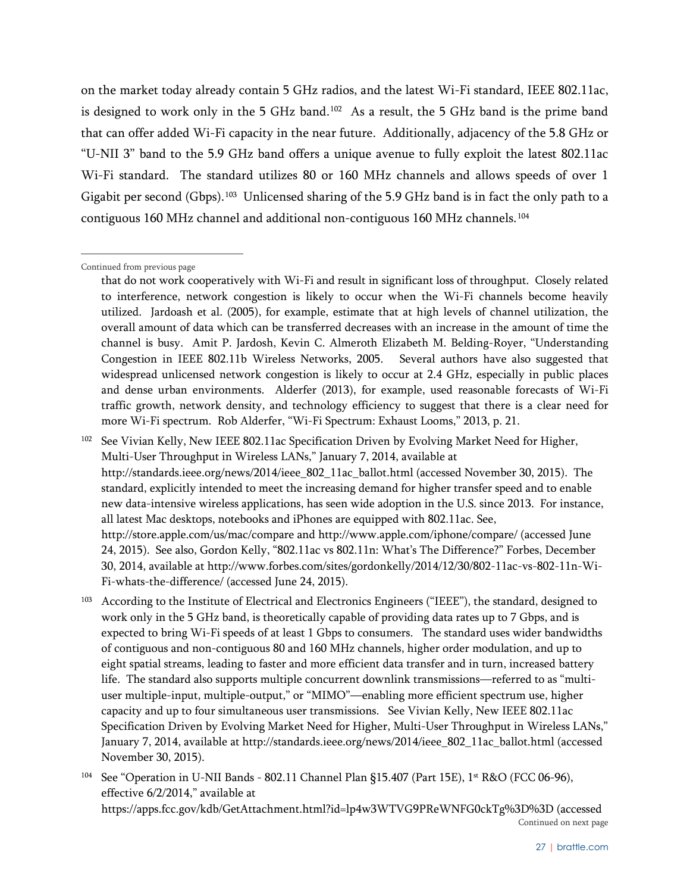on the market today already contain 5 GHz radios, and the latest Wi-Fi standard, IEEE 802.11ac, is designed to work only in the 5 GHz band.[102] As a result, the 5 GHz band is the prime band that can offer added Wi-Fi capacity in the near future. Additionally, adjacency of the 5.8 GHz or "U-NII 3" band to the 5.9 GHz band offers a unique avenue to fully exploit the latest 802.11ac Wi-Fi standard. The standard utilizes 80 or 160 MHz channels and allows speeds of over 1 Gigabit per second (Gbps).[103] Unlicensed sharing of the 5.9 GHz band is in fact the only path to a contiguous 160 MHz channel and additional non-contiguous 160 MHz channels.[104]

---

Continued from previous page

that do not work cooperatively with Wi-Fi and result in significant loss of throughput. Closely related to interference, network congestion is likely to occur when the Wi-Fi channels become heavily utilized. Jardoash et al. (2005), for example, estimate that at high levels of channel utilization, the overall amount of data which can be transferred decreases with an increase in the amount of time the channel is busy. Amit P. Jardosh, Kevin C. Almeroth Elizabeth M. Belding-Royer, "Understanding Congestion in IEEE 802.11b Wireless Networks, 2005. Several authors have also suggested that widespread unlicensed network congestion is likely to occur at 2.4 GHz, especially in public places and dense urban environments. Alderfer (2013), for example, used reasonable forecasts of Wi-Fi traffic growth, network density, and technology efficiency to suggest that there is a clear need for more Wi-Fi spectrum. Rob Alderfer, "Wi-Fi Spectrum: Exhaust Looms," 2013, p. 21.

[102] See Vivian Kelly, New IEEE 802.11ac Specification Driven by Evolving Market Need for Higher, Multi-User Throughput in Wireless LANs," January 7, 2014, available at http://standards.ieee.org/news/2014/ieee_802_11ac_ballot.html (accessed November 30, 2015). The standard, explicitly intended to meet the increasing demand for higher transfer speed and to enable new data-intensive wireless applications, has seen wide adoption in the U.S. since 2013. For instance, all latest Mac desktops, notebooks and iPhones are equipped with 802.11ac. See, http://store.apple.com/us/mac/compare and http://www.apple.com/iphone/compare/ (accessed June 24, 2015). See also, Gordon Kelly, "802.11ac vs 802.11n: What's The Difference?" Forbes, December 30, 2014, available at http://www.forbes.com/sites/gordonkelly/2014/12/30/802-11ac-vs-802-11n-Wi-Fi-whats-the-difference/ (accessed June 24, 2015).

[103] According to the Institute of Electrical and Electronics Engineers ("IEEE"), the standard, designed to work only in the 5 GHz band, is theoretically capable of providing data rates up to 7 Gbps, and is expected to bring Wi-Fi speeds of at least 1 Gbps to consumers. The standard uses wider bandwidths of contiguous and non-contiguous 80 and 160 MHz channels, higher order modulation, and up to eight spatial streams, leading to faster and more efficient data transfer and in turn, increased battery life. The standard also supports multiple concurrent downlink transmissions—referred to as "multi-user multiple-input, multiple-output," or "MIMO"—enabling more efficient spectrum use, higher capacity and up to four simultaneous user transmissions. See Vivian Kelly, New IEEE 802.11ac Specification Driven by Evolving Market Need for Higher, Multi-User Throughput in Wireless LANs," January 7, 2014, available at http://standards.ieee.org/news/2014/ieee_802_11ac_ballot.html (accessed November 30, 2015).

[104] See "Operation in U-NII Bands - 802.11 Channel Plan §15.407 (Part 15E), 1st R&O (FCC 06-96), effective 6/2/2014," available at https://apps.fcc.gov/kdb/GetAttachment.html?id=lp4w3WTVG9PReWNFG0ckTg%3D%3D (accessed

Continued on next page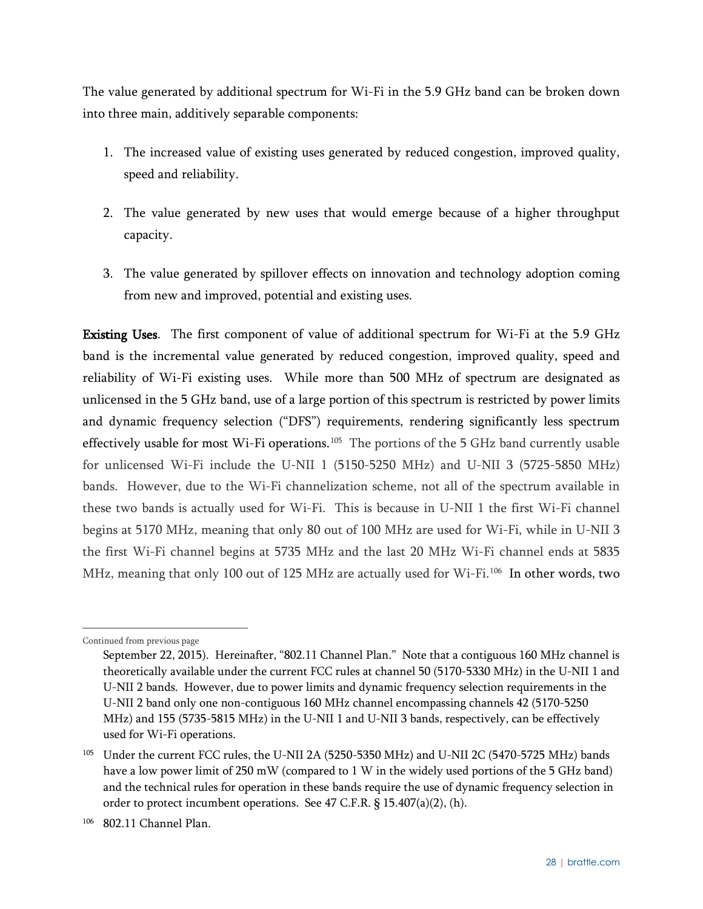The value generated by additional spectrum for Wi-Fi in the 5.9 GHz band can be broken down into three main, additively separable components:

1. The increased value of existing uses generated by reduced congestion, improved quality, speed and reliability.

2. The value generated by new uses that would emerge because of a higher throughput capacity.

3. The value generated by spillover effects on innovation and technology adoption coming from new and improved, potential and existing uses.

**Existing Uses**. The first component of value of additional spectrum for Wi-Fi at the 5.9 GHz band is the incremental value generated by reduced congestion, improved quality, speed and reliability of Wi-Fi existing uses. While more than 500 MHz of spectrum are designated as unlicensed in the 5 GHz band, use of a large portion of this spectrum is restricted by power limits and dynamic frequency selection ("DFS") requirements, rendering significantly less spectrum effectively usable for most Wi-Fi operations.[105] The portions of the 5 GHz band currently usable for unlicensed Wi-Fi include the U-NII 1 (5150-5250 MHz) and U-NII 3 (5725-5850 MHz) bands. However, due to the Wi-Fi channelization scheme, not all of the spectrum available in these two bands is actually used for Wi-Fi. This is because in U-NII 1 the first Wi-Fi channel begins at 5170 MHz, meaning that only 80 out of 100 MHz are used for Wi-Fi, while in U-NII 3 the first Wi-Fi channel begins at 5735 MHz and the last 20 MHz Wi-Fi channel ends at 5835 MHz, meaning that only 100 out of 125 MHz are actually used for Wi-Fi.[106] In other words, two

---

Continued from previous page

September 22, 2015). Hereinafter, "802.11 Channel Plan." Note that a contiguous 160 MHz channel is theoretically available under the current FCC rules at channel 50 (5170-5330 MHz) in the U-NII 1 and U-NII 2 bands. However, due to power limits and dynamic frequency selection requirements in the U-NII 2 band only one non-contiguous 160 MHz channel encompassing channels 42 (5170-5250 MHz) and 155 (5735-5815 MHz) in the U-NII 1 and U-NII 3 bands, respectively, can be effectively used for Wi-Fi operations.

[105] Under the current FCC rules, the U-NII 2A (5250-5350 MHz) and U-NII 2C (5470-5725 MHz) bands have a low power limit of 250 mW (compared to 1 W in the widely used portions of the 5 GHz band) and the technical rules for operation in these bands require the use of dynamic frequency selection in order to protect incumbent operations. See 47 C.F.R. § 15.407(a)(2), (h).

[106] 802.11 Channel Plan.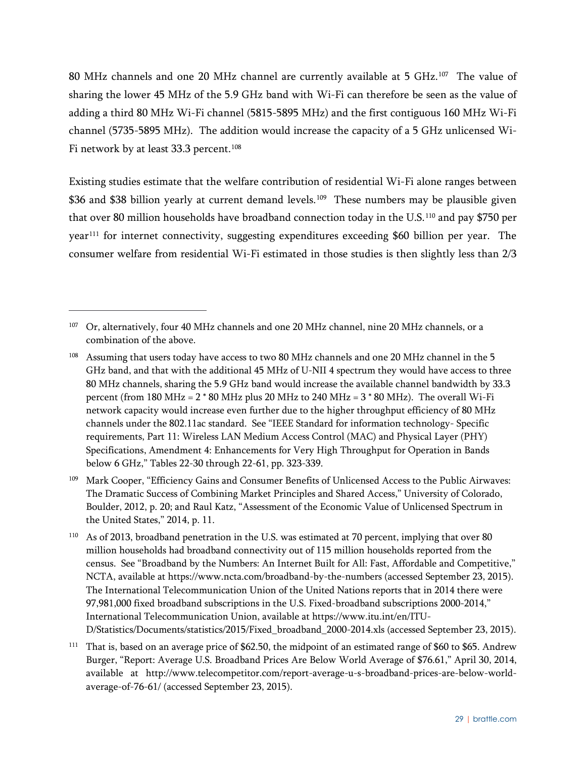80 MHz channels and one 20 MHz channel are currently available at 5 GHz.[107] The value of sharing the lower 45 MHz of the 5.9 GHz band with Wi-Fi can therefore be seen as the value of adding a third 80 MHz Wi-Fi channel (5815-5895 MHz) and the first contiguous 160 MHz Wi-Fi channel (5735-5895 MHz). The addition would increase the capacity of a 5 GHz unlicensed Wi-Fi network by at least 33.3 percent.[108]

Existing studies estimate that the welfare contribution of residential Wi-Fi alone ranges between \$36 and \$38 billion yearly at current demand levels.[109] These numbers may be plausible given that over 80 million households have broadband connection today in the U.S.[110] and pay \$750 per year[111] for internet connectivity, suggesting expenditures exceeding \$60 billion per year. The consumer welfare from residential Wi-Fi estimated in those studies is then slightly less than 2/3

---

[107] Or, alternatively, four 40 MHz channels and one 20 MHz channel, nine 20 MHz channels, or a combination of the above.

[108] Assuming that users today have access to two 80 MHz channels and one 20 MHz channel in the 5 GHz band, and that with the additional 45 MHz of U-NII 4 spectrum they would have access to three 80 MHz channels, sharing the 5.9 GHz band would increase the available channel bandwidth by 33.3 percent (from 180 MHz = 2 * 80 MHz plus 20 MHz to 240 MHz = 3 * 80 MHz). The overall Wi-Fi network capacity would increase even further due to the higher throughput efficiency of 80 MHz channels under the 802.11ac standard. See "IEEE Standard for information technology- Specific requirements, Part 11: Wireless LAN Medium Access Control (MAC) and Physical Layer (PHY) Specifications, Amendment 4: Enhancements for Very High Throughput for Operation in Bands below 6 GHz," Tables 22-30 through 22-61, pp. 323-339.

[109] Mark Cooper, "Efficiency Gains and Consumer Benefits of Unlicensed Access to the Public Airwaves: The Dramatic Success of Combining Market Principles and Shared Access," University of Colorado, Boulder, 2012, p. 20; and Raul Katz, "Assessment of the Economic Value of Unlicensed Spectrum in the United States," 2014, p. 11.

[110] As of 2013, broadband penetration in the U.S. was estimated at 70 percent, implying that over 80 million households had broadband connectivity out of 115 million households reported from the census. See "Broadband by the Numbers: An Internet Built for All: Fast, Affordable and Competitive," NCTA, available at https://www.ncta.com/broadband-by-the-numbers (accessed September 23, 2015). The International Telecommunication Union of the United Nations reports that in 2014 there were 97,981,000 fixed broadband subscriptions in the U.S. Fixed-broadband subscriptions 2000-2014," International Telecommunication Union, available at https://www.itu.int/en/ITU-D/Statistics/Documents/statistics/2015/Fixed_broadband_2000-2014.xls (accessed September 23, 2015).

[111] That is, based on an average price of \$62.50, the midpoint of an estimated range of \$60 to \$65. Andrew Burger, "Report: Average U.S. Broadband Prices Are Below World Average of \$76.61," April 30, 2014, available at http://www.telecompetitor.com/report-average-u-s-broadband-prices-are-below-world-average-of-76-61/ (accessed September 23, 2015).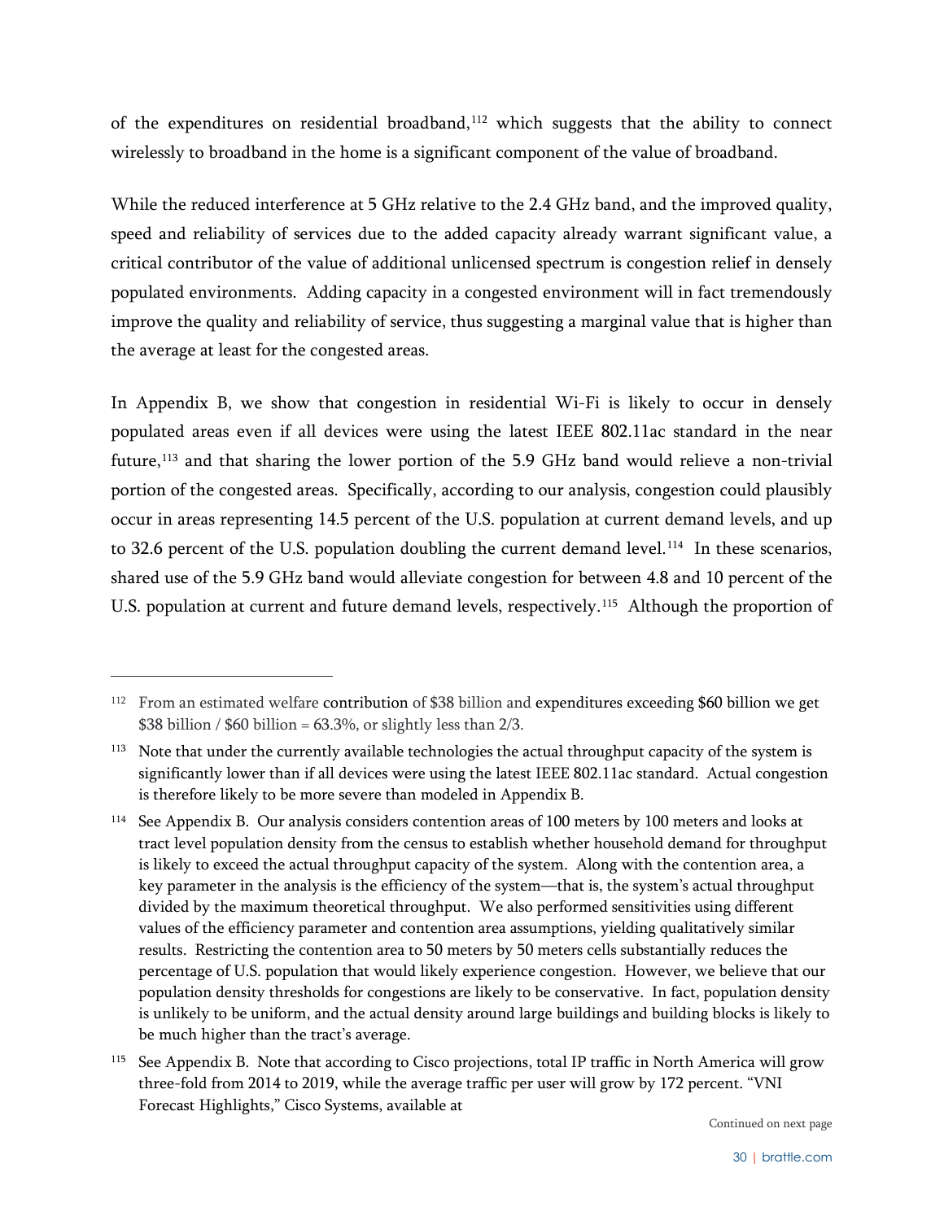of the expenditures on residential broadband,[112] which suggests that the ability to connect wirelessly to broadband in the home is a significant component of the value of broadband.

While the reduced interference at 5 GHz relative to the 2.4 GHz band, and the improved quality, speed and reliability of services due to the added capacity already warrant significant value, a critical contributor of the value of additional unlicensed spectrum is congestion relief in densely populated environments. Adding capacity in a congested environment will in fact tremendously improve the quality and reliability of service, thus suggesting a marginal value that is higher than the average at least for the congested areas.

In Appendix B, we show that congestion in residential Wi-Fi is likely to occur in densely populated areas even if all devices were using the latest IEEE 802.11ac standard in the near future,[113] and that sharing the lower portion of the 5.9 GHz band would relieve a non-trivial portion of the congested areas. Specifically, according to our analysis, congestion could plausibly occur in areas representing 14.5 percent of the U.S. population at current demand levels, and up to 32.6 percent of the U.S. population doubling the current demand level.[114] In these scenarios, shared use of the 5.9 GHz band would alleviate congestion for between 4.8 and 10 percent of the U.S. population at current and future demand levels, respectively.[115] Although the proportion of

---

[112] From an estimated welfare contribution of $38 billion and expenditures exceeding $60 billion we get $38 billion / $60 billion = 63.3%, or slightly less than 2/3.

[113] Note that under the currently available technologies the actual throughput capacity of the system is significantly lower than if all devices were using the latest IEEE 802.11ac standard. Actual congestion is therefore likely to be more severe than modeled in Appendix B.

[114] See Appendix B. Our analysis considers contention areas of 100 meters by 100 meters and looks at tract level population density from the census to establish whether household demand for throughput is likely to exceed the actual throughput capacity of the system. Along with the contention area, a key parameter in the analysis is the efficiency of the system—that is, the system's actual throughput divided by the maximum theoretical throughput. We also performed sensitivities using different values of the efficiency parameter and contention area assumptions, yielding qualitatively similar results. Restricting the contention area to 50 meters by 50 meters cells substantially reduces the percentage of U.S. population that would likely experience congestion. However, we believe that our population density thresholds for congestions are likely to be conservative. In fact, population density is unlikely to be uniform, and the actual density around large buildings and building blocks is likely to be much higher than the tract's average.

[115] See Appendix B. Note that according to Cisco projections, total IP traffic in North America will grow three-fold from 2014 to 2019, while the average traffic per user will grow by 172 percent. "VNI Forecast Highlights," Cisco Systems, available at

Continued on next page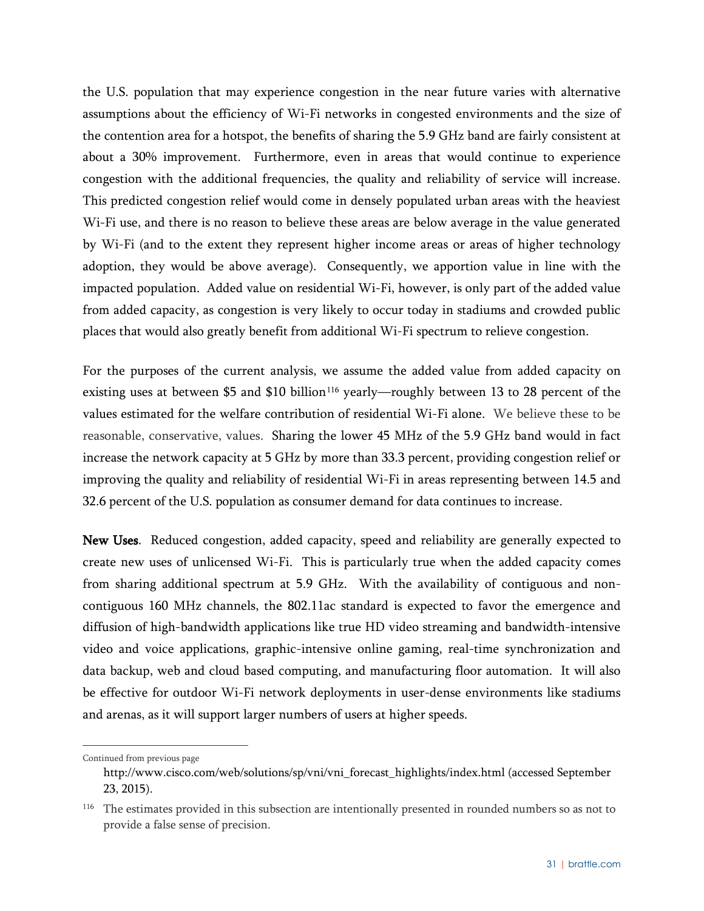the U.S. population that may experience congestion in the near future varies with alternative assumptions about the efficiency of Wi-Fi networks in congested environments and the size of the contention area for a hotspot, the benefits of sharing the 5.9 GHz band are fairly consistent at about a 30% improvement. Furthermore, even in areas that would continue to experience congestion with the additional frequencies, the quality and reliability of service will increase. This predicted congestion relief would come in densely populated urban areas with the heaviest Wi-Fi use, and there is no reason to believe these areas are below average in the value generated by Wi-Fi (and to the extent they represent higher income areas or areas of higher technology adoption, they would be above average). Consequently, we apportion value in line with the impacted population. Added value on residential Wi-Fi, however, is only part of the added value from added capacity, as congestion is very likely to occur today in stadiums and crowded public places that would also greatly benefit from additional Wi-Fi spectrum to relieve congestion.

For the purposes of the current analysis, we assume the added value from added capacity on existing uses at between $5 and $10 billion[116] yearly—roughly between 13 to 28 percent of the values estimated for the welfare contribution of residential Wi-Fi alone. We believe these to be reasonable, conservative, values. Sharing the lower 45 MHz of the 5.9 GHz band would in fact increase the network capacity at 5 GHz by more than 33.3 percent, providing congestion relief or improving the quality and reliability of residential Wi-Fi in areas representing between 14.5 and 32.6 percent of the U.S. population as consumer demand for data continues to increase.

**New Uses**. Reduced congestion, added capacity, speed and reliability are generally expected to create new uses of unlicensed Wi-Fi. This is particularly true when the added capacity comes from sharing additional spectrum at 5.9 GHz. With the availability of contiguous and non-contiguous 160 MHz channels, the 802.11ac standard is expected to favor the emergence and diffusion of high-bandwidth applications like true HD video streaming and bandwidth-intensive video and voice applications, graphic-intensive online gaming, real-time synchronization and data backup, web and cloud based computing, and manufacturing floor automation. It will also be effective for outdoor Wi-Fi network deployments in user-dense environments like stadiums and arenas, as it will support larger numbers of users at higher speeds.

---

Continued from previous page

http://www.cisco.com/web/solutions/sp/vni/vni_forecast_highlights/index.html (accessed September 23, 2015).

[116] The estimates provided in this subsection are intentionally presented in rounded numbers so as not to provide a false sense of precision.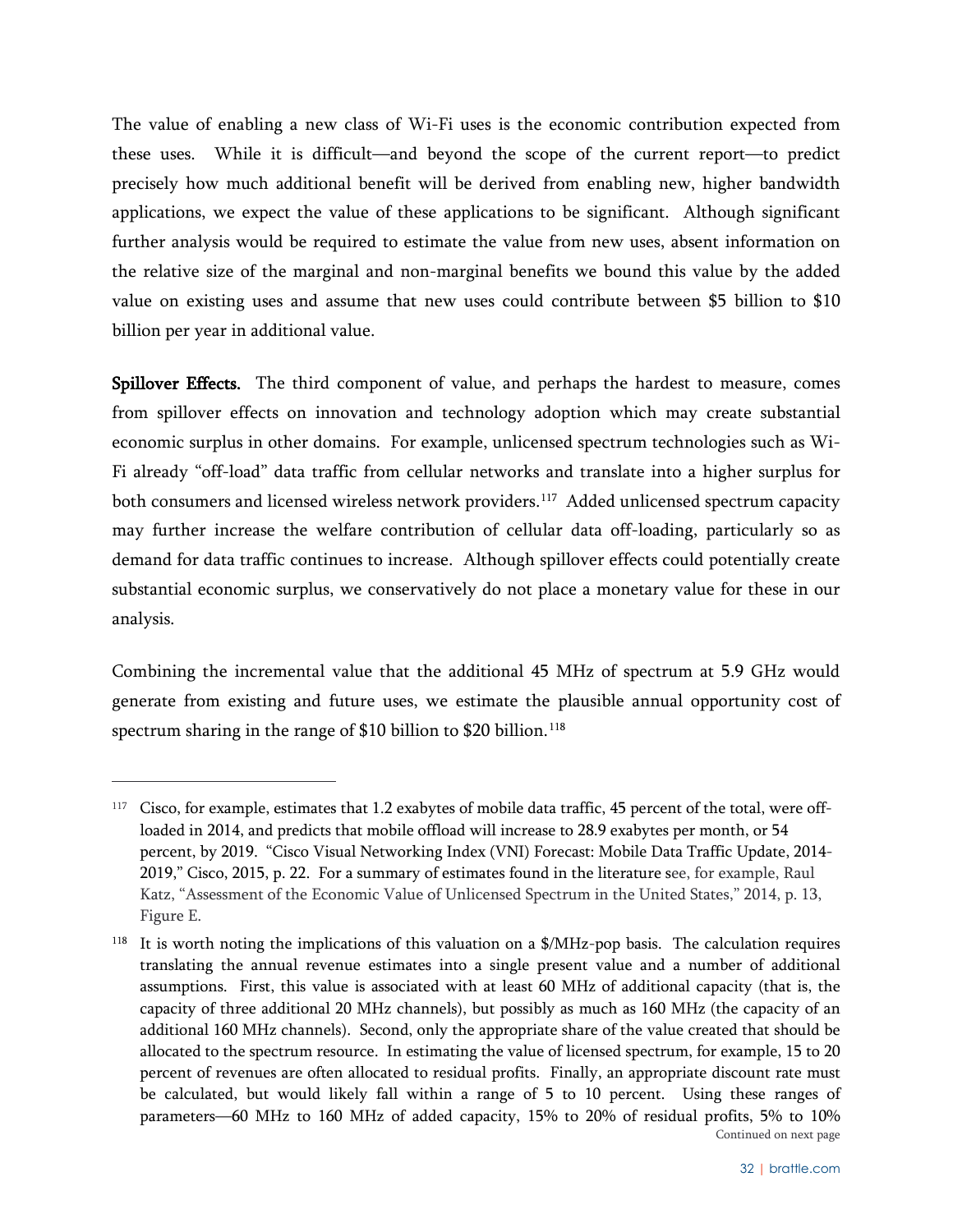The value of enabling a new class of Wi-Fi uses is the economic contribution expected from these uses. While it is difficult—and beyond the scope of the current report—to predict precisely how much additional benefit will be derived from enabling new, higher bandwidth applications, we expect the value of these applications to be significant. Although significant further analysis would be required to estimate the value from new uses, absent information on the relative size of the marginal and non-marginal benefits we bound this value by the added value on existing uses and assume that new uses could contribute between $5 billion to $10 billion per year in additional value.

**Spillover Effects.** The third component of value, and perhaps the hardest to measure, comes from spillover effects on innovation and technology adoption which may create substantial economic surplus in other domains. For example, unlicensed spectrum technologies such as Wi-Fi already "off-load" data traffic from cellular networks and translate into a higher surplus for both consumers and licensed wireless network providers.[117] Added unlicensed spectrum capacity may further increase the welfare contribution of cellular data off-loading, particularly so as demand for data traffic continues to increase. Although spillover effects could potentially create substantial economic surplus, we conservatively do not place a monetary value for these in our analysis.

Combining the incremental value that the additional 45 MHz of spectrum at 5.9 GHz would generate from existing and future uses, we estimate the plausible annual opportunity cost of spectrum sharing in the range of $10 billion to $20 billion.[118]

---

[117] Cisco, for example, estimates that 1.2 exabytes of mobile data traffic, 45 percent of the total, were off-loaded in 2014, and predicts that mobile offload will increase to 28.9 exabytes per month, or 54 percent, by 2019. "Cisco Visual Networking Index (VNI) Forecast: Mobile Data Traffic Update, 2014-2019," Cisco, 2015, p. 22. For a summary of estimates found in the literature see, for example, Raul Katz, "Assessment of the Economic Value of Unlicensed Spectrum in the United States," 2014, p. 13, Figure E.

[118] It is worth noting the implications of this valuation on a $/MHz-pop basis. The calculation requires translating the annual revenue estimates into a single present value and a number of additional assumptions. First, this value is associated with at least 60 MHz of additional capacity (that is, the capacity of three additional 20 MHz channels), but possibly as much as 160 MHz (the capacity of an additional 160 MHz channels). Second, only the appropriate share of the value created that should be allocated to the spectrum resource. In estimating the value of licensed spectrum, for example, 15 to 20 percent of revenues are often allocated to residual profits. Finally, an appropriate discount rate must be calculated, but would likely fall within a range of 5 to 10 percent. Using these ranges of parameters—60 MHz to 160 MHz of added capacity, 15% to 20% of residual profits, 5% to 10%

Continued on next page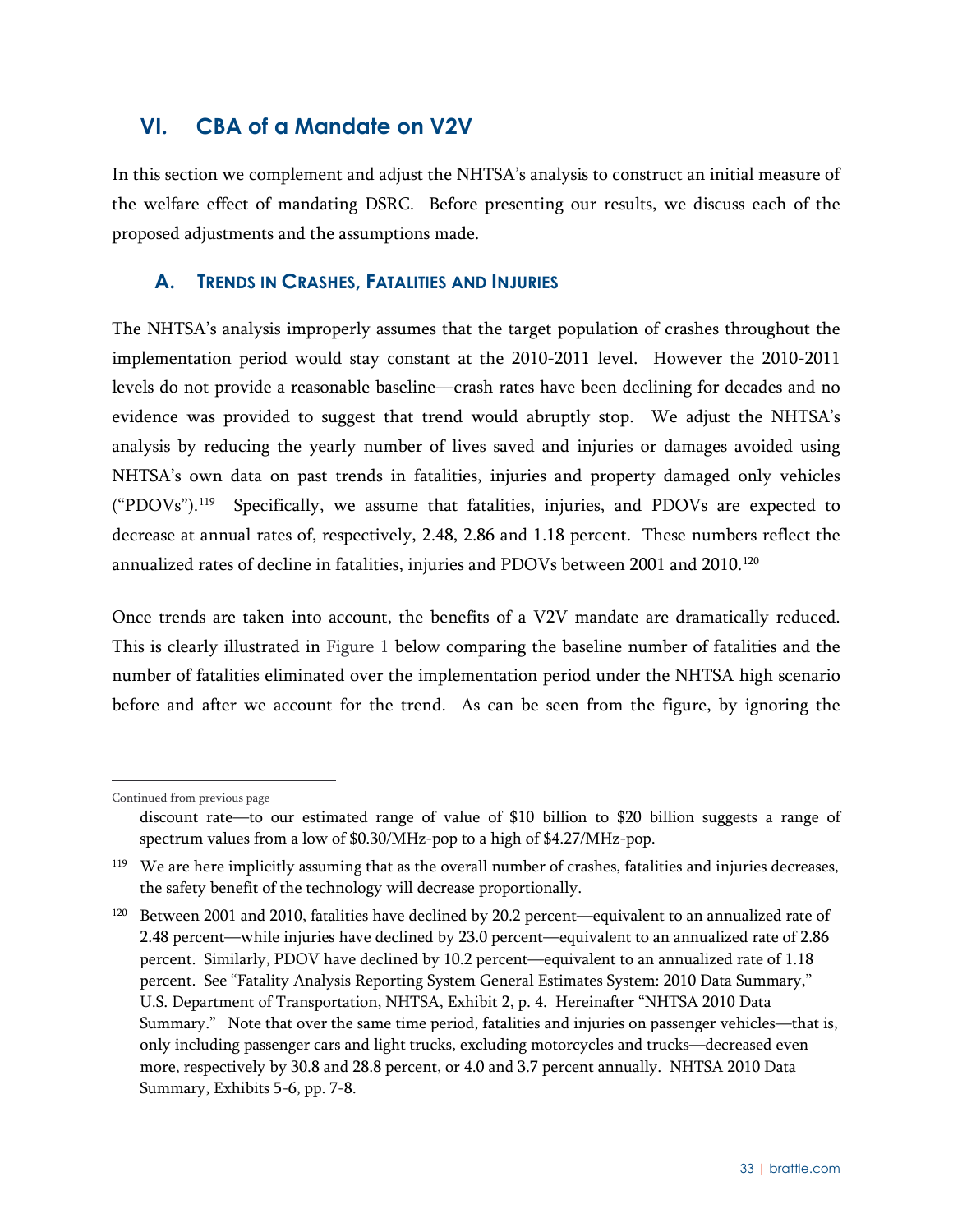## VI. CBA of a Mandate on V2V

In this section we complement and adjust the NHTSA's analysis to construct an initial measure of the welfare effect of mandating DSRC. Before presenting our results, we discuss each of the proposed adjustments and the assumptions made.

### A. Trends in Crashes, Fatalities and Injuries

The NHTSA's analysis improperly assumes that the target population of crashes throughout the implementation period would stay constant at the 2010-2011 level. However the 2010-2011 levels do not provide a reasonable baseline—crash rates have been declining for decades and no evidence was provided to suggest that trend would abruptly stop. We adjust the NHTSA's analysis by reducing the yearly number of lives saved and injuries or damages avoided using NHTSA's own data on past trends in fatalities, injuries and property damaged only vehicles ("PDOVs").[119] Specifically, we assume that fatalities, injuries, and PDOVs are expected to decrease at annual rates of, respectively, 2.48, 2.86 and 1.18 percent. These numbers reflect the annualized rates of decline in fatalities, injuries and PDOVs between 2001 and 2010.[120]

Once trends are taken into account, the benefits of a V2V mandate are dramatically reduced. This is clearly illustrated in Figure 1 below comparing the baseline number of fatalities and the number of fatalities eliminated over the implementation period under the NHTSA high scenario before and after we account for the trend. As can be seen from the figure, by ignoring the

---

Continued from previous page

discount rate—to our estimated range of value of \$10 billion to \$20 billion suggests a range of spectrum values from a low of \$0.30/MHz-pop to a high of \$4.27/MHz-pop.

[119] We are here implicitly assuming that as the overall number of crashes, fatalities and injuries decreases, the safety benefit of the technology will decrease proportionally.

[120] Between 2001 and 2010, fatalities have declined by 20.2 percent—equivalent to an annualized rate of 2.48 percent—while injuries have declined by 23.0 percent—equivalent to an annualized rate of 2.86 percent. Similarly, PDOV have declined by 10.2 percent—equivalent to an annualized rate of 1.18 percent. See "Fatality Analysis Reporting System General Estimates System: 2010 Data Summary," U.S. Department of Transportation, NHTSA, Exhibit 2, p. 4. Hereinafter "NHTSA 2010 Data Summary." Note that over the same time period, fatalities and injuries on passenger vehicles—that is, only including passenger cars and light trucks, excluding motorcycles and trucks—decreased even more, respectively by 30.8 and 28.8 percent, or 4.0 and 3.7 percent annually. NHTSA 2010 Data Summary, Exhibits 5-6, pp. 7-8.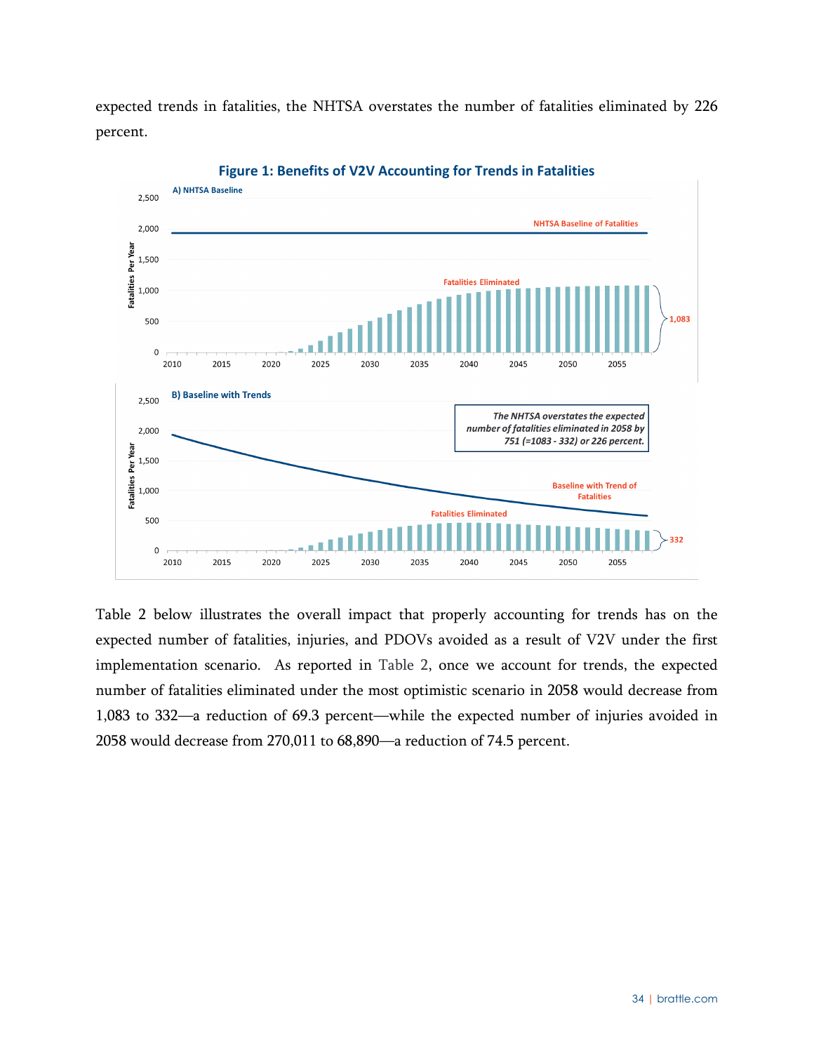expected trends in fatalities, the NHTSA overstates the number of fatalities eliminated by 226 percent.

**Figure 1: Benefits of V2V Accounting for Trends in Fatalities**

A) NHTSA Baseline

B) Baseline with Trends

*The NHTSA overstates the expected number of fatalities eliminated in 2058 by 751 (=1083 - 332) or 226 percent.*

Table 2 below illustrates the overall impact that properly accounting for trends has on the expected number of fatalities, injuries, and PDOVs avoided as a result of V2V under the first implementation scenario. As reported in Table 2, once we account for trends, the expected number of fatalities eliminated under the most optimistic scenario in 2058 would decrease from 1,083 to 332—a reduction of 69.3 percent—while the expected number of injuries avoided in 2058 would decrease from 270,011 to 68,890—a reduction of 74.5 percent.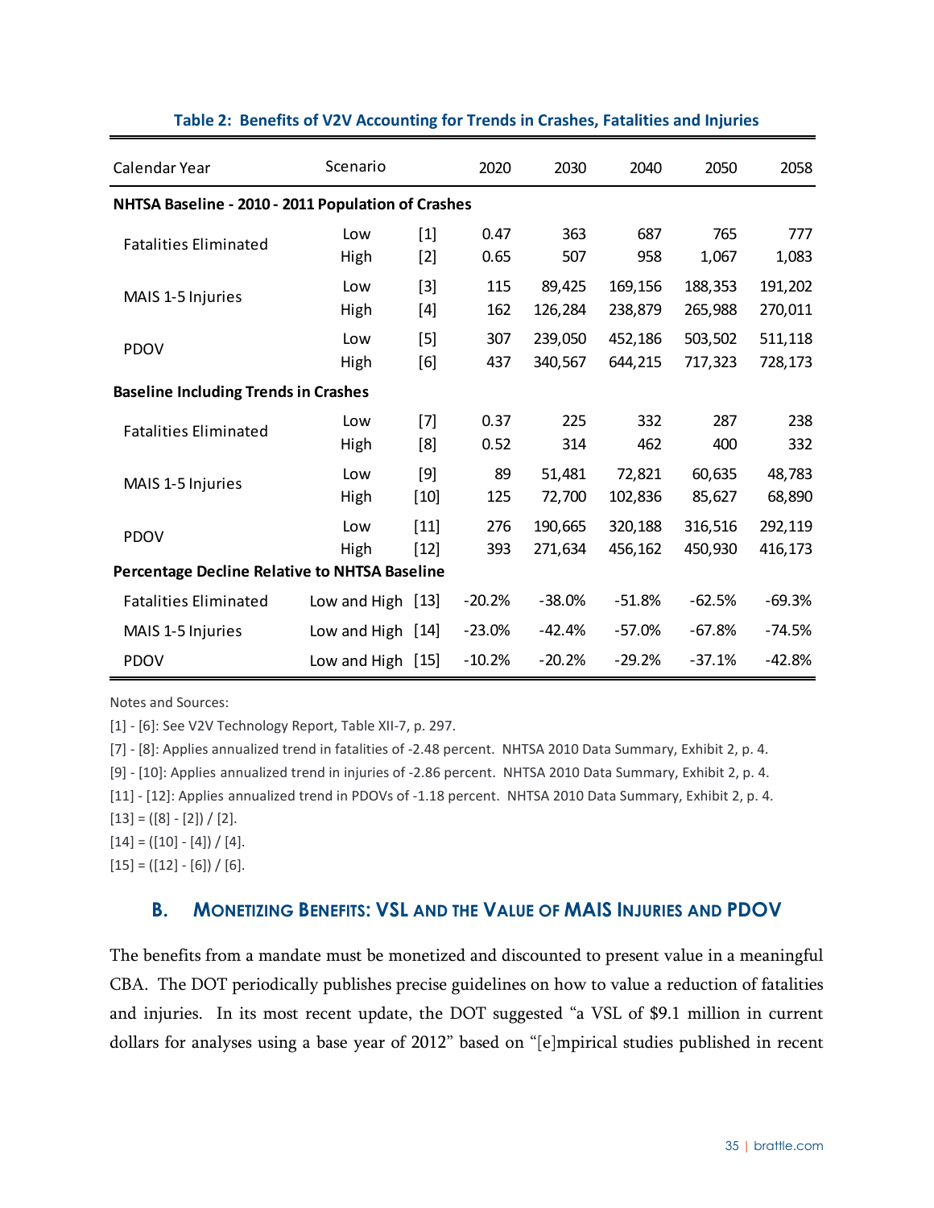**Table 2: Benefits of V2V Accounting for Trends in Crashes, Fatalities and Injuries**

| Calendar Year | Scenario | | 2020 | 2030 | 2040 | 2050 | 2058 |
|---|---|---|---|---|---|---|---|
| **NHTSA Baseline - 2010 - 2011 Population of Crashes** | | | | | | | |
| Fatalities Eliminated | Low | [1] | 0.47 | 363 | 687 | 765 | 777 |
| | High | [2] | 0.65 | 507 | 958 | 1,067 | 1,083 |
| MAIS 1-5 Injuries | Low | [3] | 115 | 89,425 | 169,156 | 188,353 | 191,202 |
| | High | [4] | 162 | 126,284 | 238,879 | 265,988 | 270,011 |
| PDOV | Low | [5] | 307 | 239,050 | 452,186 | 503,502 | 511,118 |
| | High | [6] | 437 | 340,567 | 644,215 | 717,323 | 728,173 |
| **Baseline Including Trends in Crashes** | | | | | | | |
| Fatalities Eliminated | Low | [7] | 0.37 | 225 | 332 | 287 | 238 |
| | High | [8] | 0.52 | 314 | 462 | 400 | 332 |
| MAIS 1-5 Injuries | Low | [9] | 89 | 51,481 | 72,821 | 60,635 | 48,783 |
| | High | [10] | 125 | 72,700 | 102,836 | 85,627 | 68,890 |
| PDOV | Low | [11] | 276 | 190,665 | 320,188 | 316,516 | 292,119 |
| | High | [12] | 393 | 271,634 | 456,162 | 450,930 | 416,173 |
| **Percentage Decline Relative to NHTSA Baseline** | | | | | | | |
| Fatalities Eliminated | Low and High | [13] | -20.2% | -38.0% | -51.8% | -62.5% | -69.3% |
| MAIS 1-5 Injuries | Low and High | [14] | -23.0% | -42.4% | -57.0% | -67.8% | -74.5% |
| PDOV | Low and High | [15] | -10.2% | -20.2% | -29.2% | -37.1% | -42.8% |

Notes and Sources:

[1] - [6]: See V2V Technology Report, Table XII-7, p. 297.

[7] - [8]: Applies annualized trend in fatalities of -2.48 percent. NHTSA 2010 Data Summary, Exhibit 2, p. 4.

[9] - [10]: Applies annualized trend in injuries of -2.86 percent. NHTSA 2010 Data Summary, Exhibit 2, p. 4.

[11] - [12]: Applies annualized trend in PDOVs of -1.18 percent. NHTSA 2010 Data Summary, Exhibit 2, p. 4.

[13] = ([8] - [2]) / [2].

[14] = ([10] - [4]) / [4].

[15] = ([12] - [6]) / [6].

### B. Monetizing Benefits: VSL and the Value of MAIS Injuries and PDOV

The benefits from a mandate must be monetized and discounted to present value in a meaningful CBA. The DOT periodically publishes precise guidelines on how to value a reduction of fatalities and injuries. In its most recent update, the DOT suggested "a VSL of $9.1 million in current dollars for analyses using a base year of 2012" based on "[e]mpirical studies published in recent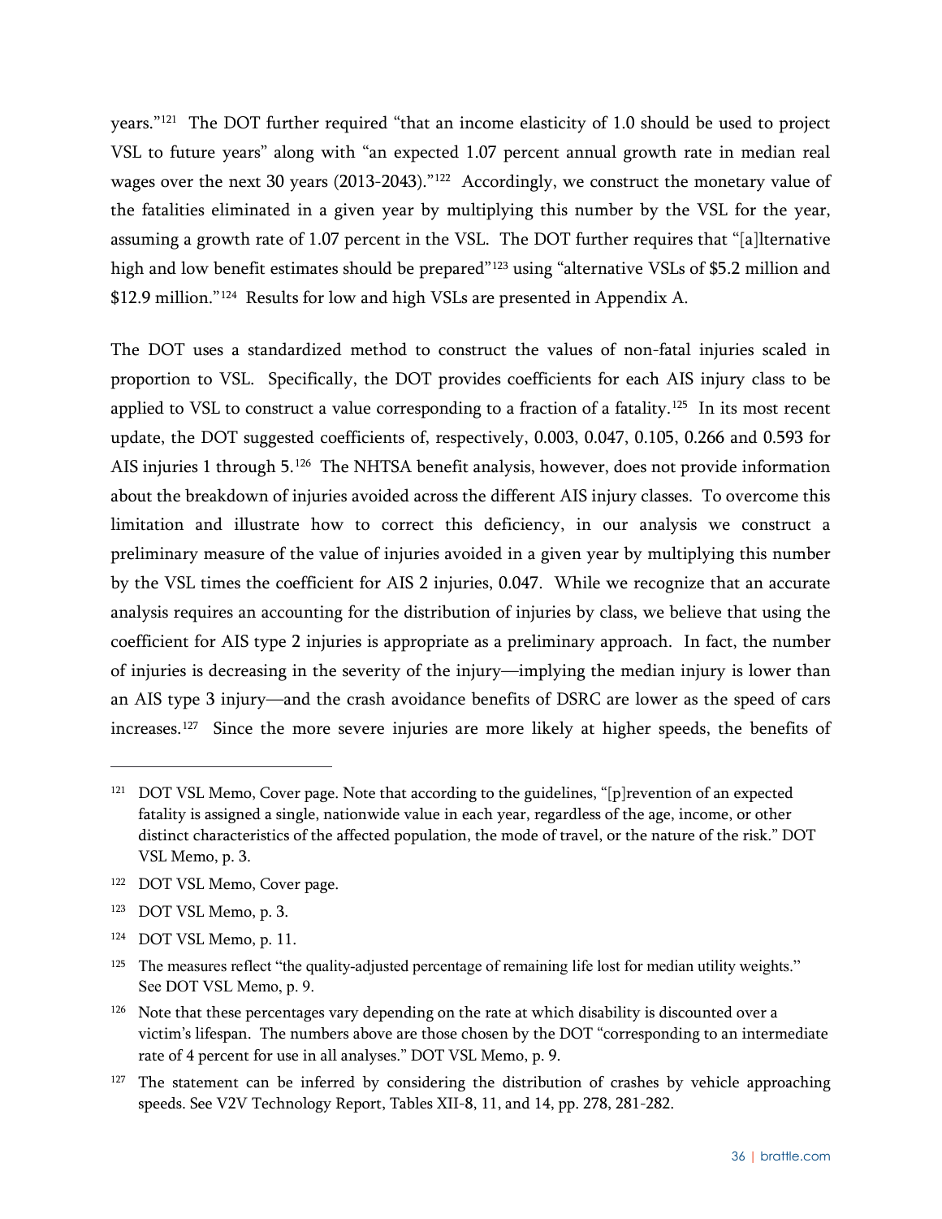years."[121] The DOT further required "that an income elasticity of 1.0 should be used to project VSL to future years" along with "an expected 1.07 percent annual growth rate in median real wages over the next 30 years (2013-2043)."[122] Accordingly, we construct the monetary value of the fatalities eliminated in a given year by multiplying this number by the VSL for the year, assuming a growth rate of 1.07 percent in the VSL. The DOT further requires that "[a]lternative high and low benefit estimates should be prepared"[123] using "alternative VSLs of $5.2 million and $12.9 million."[124] Results for low and high VSLs are presented in Appendix A.

The DOT uses a standardized method to construct the values of non-fatal injuries scaled in proportion to VSL. Specifically, the DOT provides coefficients for each AIS injury class to be applied to VSL to construct a value corresponding to a fraction of a fatality.[125] In its most recent update, the DOT suggested coefficients of, respectively, 0.003, 0.047, 0.105, 0.266 and 0.593 for AIS injuries 1 through 5.[126] The NHTSA benefit analysis, however, does not provide information about the breakdown of injuries avoided across the different AIS injury classes. To overcome this limitation and illustrate how to correct this deficiency, in our analysis we construct a preliminary measure of the value of injuries avoided in a given year by multiplying this number by the VSL times the coefficient for AIS 2 injuries, 0.047. While we recognize that an accurate analysis requires an accounting for the distribution of injuries by class, we believe that using the coefficient for AIS type 2 injuries is appropriate as a preliminary approach. In fact, the number of injuries is decreasing in the severity of the injury—implying the median injury is lower than an AIS type 3 injury—and the crash avoidance benefits of DSRC are lower as the speed of cars increases.[127] Since the more severe injuries are more likely at higher speeds, the benefits of

---

[121] DOT VSL Memo, Cover page. Note that according to the guidelines, "[p]revention of an expected fatality is assigned a single, nationwide value in each year, regardless of the age, income, or other distinct characteristics of the affected population, the mode of travel, or the nature of the risk." DOT VSL Memo, p. 3.

[122] DOT VSL Memo, Cover page.

[123] DOT VSL Memo, p. 3.

[124] DOT VSL Memo, p. 11.

[125] The measures reflect "the quality-adjusted percentage of remaining life lost for median utility weights." See DOT VSL Memo, p. 9.

[126] Note that these percentages vary depending on the rate at which disability is discounted over a victim's lifespan. The numbers above are those chosen by the DOT "corresponding to an intermediate rate of 4 percent for use in all analyses." DOT VSL Memo, p. 9.

[127] The statement can be inferred by considering the distribution of crashes by vehicle approaching speeds. See V2V Technology Report, Tables XII-8, 11, and 14, pp. 278, 281-282.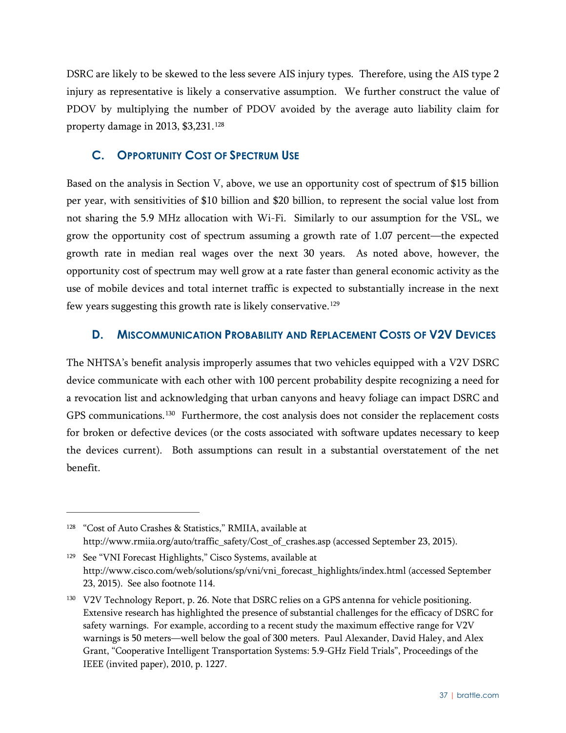DSRC are likely to be skewed to the less severe AIS injury types. Therefore, using the AIS type 2 injury as representative is likely a conservative assumption. We further construct the value of PDOV by multiplying the number of PDOV avoided by the average auto liability claim for property damage in 2013, $3,231.[128]

## C. Opportunity Cost of Spectrum Use

Based on the analysis in Section V, above, we use an opportunity cost of spectrum of $15 billion per year, with sensitivities of $10 billion and $20 billion, to represent the social value lost from not sharing the 5.9 MHz allocation with Wi-Fi. Similarly to our assumption for the VSL, we grow the opportunity cost of spectrum assuming a growth rate of 1.07 percent—the expected growth rate in median real wages over the next 30 years. As noted above, however, the opportunity cost of spectrum may well grow at a rate faster than general economic activity as the use of mobile devices and total internet traffic is expected to substantially increase in the next few years suggesting this growth rate is likely conservative.[129]

## D. Miscommunication Probability and Replacement Costs of V2V Devices

The NHTSA's benefit analysis improperly assumes that two vehicles equipped with a V2V DSRC device communicate with each other with 100 percent probability despite recognizing a need for a revocation list and acknowledging that urban canyons and heavy foliage can impact DSRC and GPS communications.[130] Furthermore, the cost analysis does not consider the replacement costs for broken or defective devices (or the costs associated with software updates necessary to keep the devices current). Both assumptions can result in a substantial overstatement of the net benefit.

---

[128] "Cost of Auto Crashes & Statistics," RMIIA, available at http://www.rmiia.org/auto/traffic_safety/Cost_of_crashes.asp (accessed September 23, 2015).

[129] See "VNI Forecast Highlights," Cisco Systems, available at http://www.cisco.com/web/solutions/sp/vni/vni_forecast_highlights/index.html (accessed September 23, 2015). See also footnote 114.

[130] V2V Technology Report, p. 26. Note that DSRC relies on a GPS antenna for vehicle positioning. Extensive research has highlighted the presence of substantial challenges for the efficacy of DSRC for safety warnings. For example, according to a recent study the maximum effective range for V2V warnings is 50 meters—well below the goal of 300 meters. Paul Alexander, David Haley, and Alex Grant, "Cooperative Intelligent Transportation Systems: 5.9-GHz Field Trials", Proceedings of the IEEE (invited paper), 2010, p. 1227.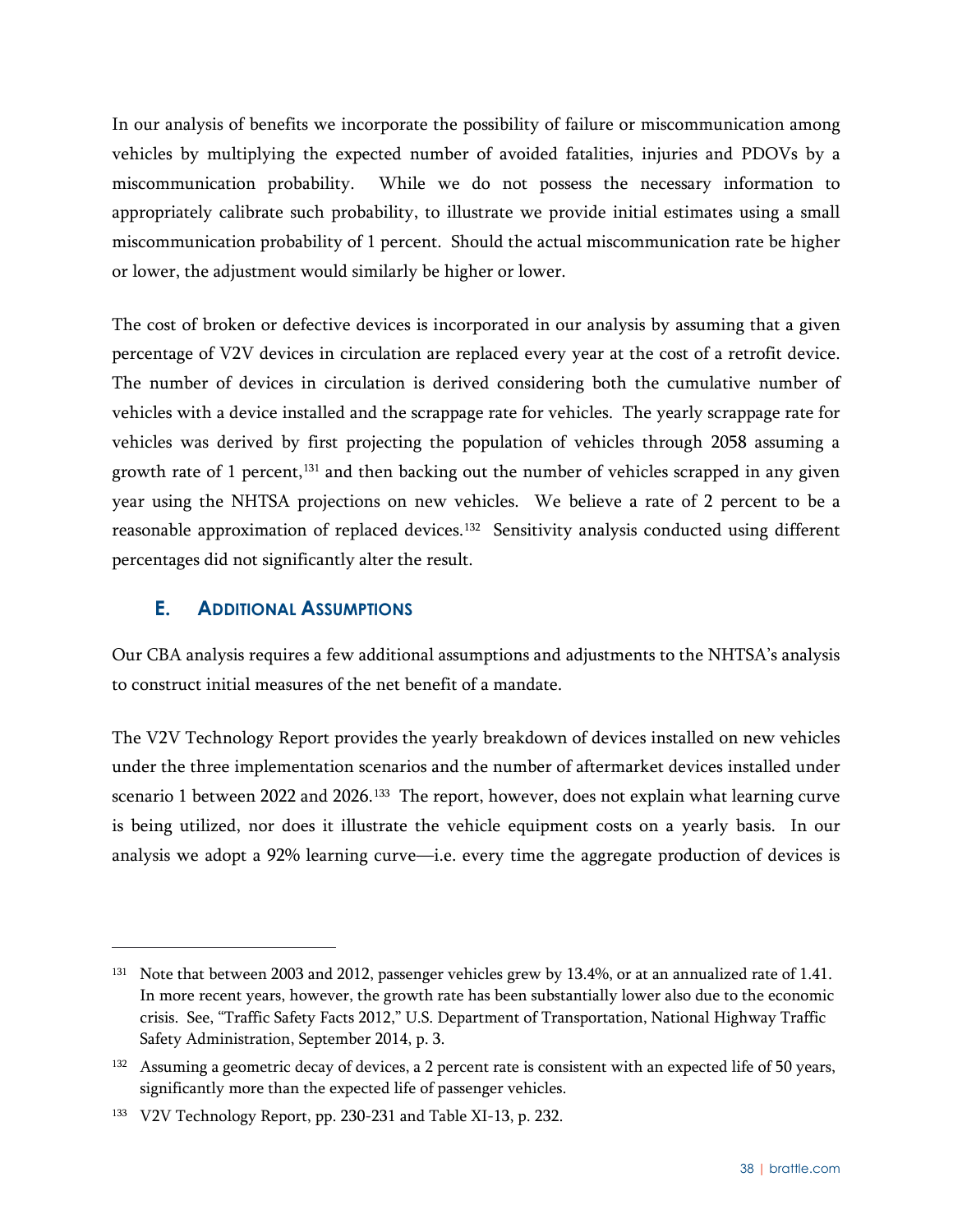In our analysis of benefits we incorporate the possibility of failure or miscommunication among vehicles by multiplying the expected number of avoided fatalities, injuries and PDOVs by a miscommunication probability. While we do not possess the necessary information to appropriately calibrate such probability, to illustrate we provide initial estimates using a small miscommunication probability of 1 percent. Should the actual miscommunication rate be higher or lower, the adjustment would similarly be higher or lower.

The cost of broken or defective devices is incorporated in our analysis by assuming that a given percentage of V2V devices in circulation are replaced every year at the cost of a retrofit device. The number of devices in circulation is derived considering both the cumulative number of vehicles with a device installed and the scrappage rate for vehicles. The yearly scrappage rate for vehicles was derived by first projecting the population of vehicles through 2058 assuming a growth rate of 1 percent,[131] and then backing out the number of vehicles scrapped in any given year using the NHTSA projections on new vehicles. We believe a rate of 2 percent to be a reasonable approximation of replaced devices.[132] Sensitivity analysis conducted using different percentages did not significantly alter the result.

### E. Additional Assumptions

Our CBA analysis requires a few additional assumptions and adjustments to the NHTSA's analysis to construct initial measures of the net benefit of a mandate.

The V2V Technology Report provides the yearly breakdown of devices installed on new vehicles under the three implementation scenarios and the number of aftermarket devices installed under scenario 1 between 2022 and 2026.[133] The report, however, does not explain what learning curve is being utilized, nor does it illustrate the vehicle equipment costs on a yearly basis. In our analysis we adopt a 92% learning curve—i.e. every time the aggregate production of devices is

---

[131] Note that between 2003 and 2012, passenger vehicles grew by 13.4%, or at an annualized rate of 1.41. In more recent years, however, the growth rate has been substantially lower also due to the economic crisis. See, "Traffic Safety Facts 2012," U.S. Department of Transportation, National Highway Traffic Safety Administration, September 2014, p. 3.

[132] Assuming a geometric decay of devices, a 2 percent rate is consistent with an expected life of 50 years, significantly more than the expected life of passenger vehicles.

[133] V2V Technology Report, pp. 230-231 and Table XI-13, p. 232.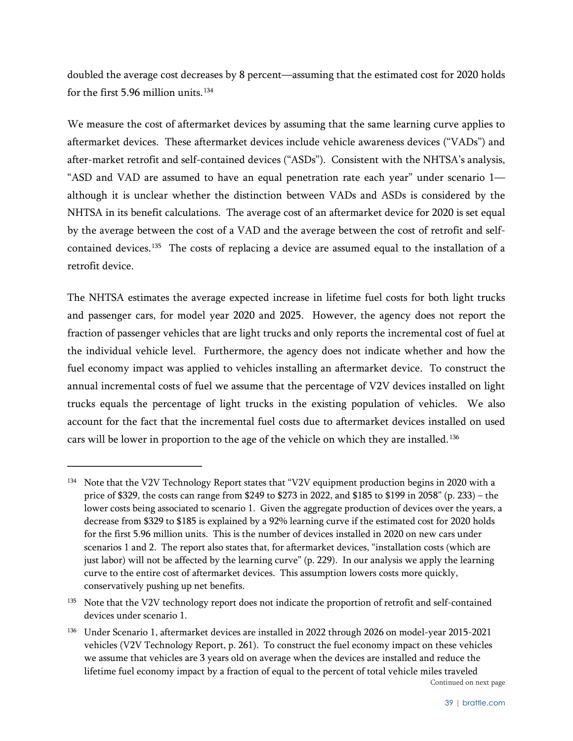doubled the average cost decreases by 8 percent—assuming that the estimated cost for 2020 holds for the first 5.96 million units.[134]

We measure the cost of aftermarket devices by assuming that the same learning curve applies to aftermarket devices. These aftermarket devices include vehicle awareness devices ("VADs") and after-market retrofit and self-contained devices ("ASDs"). Consistent with the NHTSA's analysis, "ASD and VAD are assumed to have an equal penetration rate each year" under scenario 1—although it is unclear whether the distinction between VADs and ASDs is considered by the NHTSA in its benefit calculations. The average cost of an aftermarket device for 2020 is set equal by the average between the cost of a VAD and the average between the cost of retrofit and self-contained devices.[135] The costs of replacing a device are assumed equal to the installation of a retrofit device.

The NHTSA estimates the average expected increase in lifetime fuel costs for both light trucks and passenger cars, for model year 2020 and 2025. However, the agency does not report the fraction of passenger vehicles that are light trucks and only reports the incremental cost of fuel at the individual vehicle level. Furthermore, the agency does not indicate whether and how the fuel economy impact was applied to vehicles installing an aftermarket device. To construct the annual incremental costs of fuel we assume that the percentage of V2V devices installed on light trucks equals the percentage of light trucks in the existing population of vehicles. We also account for the fact that the incremental fuel costs due to aftermarket devices installed on used cars will be lower in proportion to the age of the vehicle on which they are installed.[136]

---

[134] Note that the V2V Technology Report states that "V2V equipment production begins in 2020 with a price of $329, the costs can range from $249 to $273 in 2022, and $185 to $199 in 2058" (p. 233) – the lower costs being associated to scenario 1. Given the aggregate production of devices over the years, a decrease from $329 to $185 is explained by a 92% learning curve if the estimated cost for 2020 holds for the first 5.96 million units. This is the number of devices installed in 2020 on new cars under scenarios 1 and 2. The report also states that, for aftermarket devices, "installation costs (which are just labor) will not be affected by the learning curve" (p. 229). In our analysis we apply the learning curve to the entire cost of aftermarket devices. This assumption lowers costs more quickly, conservatively pushing up net benefits.

[135] Note that the V2V technology report does not indicate the proportion of retrofit and self-contained devices under scenario 1.

[136] Under Scenario 1, aftermarket devices are installed in 2022 through 2026 on model-year 2015-2021 vehicles (V2V Technology Report, p. 261). To construct the fuel economy impact on these vehicles we assume that vehicles are 3 years old on average when the devices are installed and reduce the lifetime fuel economy impact by a fraction of equal to the percent of total vehicle miles traveled

Continued on next page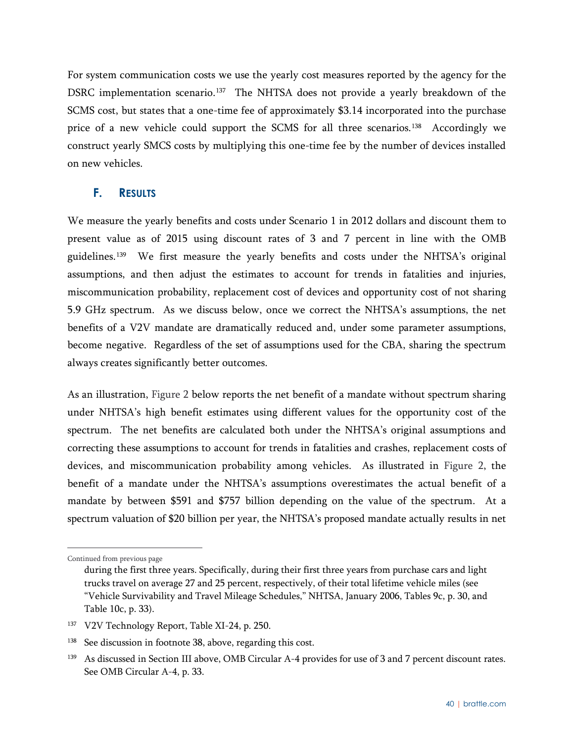For system communication costs we use the yearly cost measures reported by the agency for the DSRC implementation scenario.[137] The NHTSA does not provide a yearly breakdown of the SCMS cost, but states that a one-time fee of approximately $3.14 incorporated into the purchase price of a new vehicle could support the SCMS for all three scenarios.[138] Accordingly we construct yearly SMCS costs by multiplying this one-time fee by the number of devices installed on new vehicles.

### F. Results

We measure the yearly benefits and costs under Scenario 1 in 2012 dollars and discount them to present value as of 2015 using discount rates of 3 and 7 percent in line with the OMB guidelines.[139] We first measure the yearly benefits and costs under the NHTSA's original assumptions, and then adjust the estimates to account for trends in fatalities and injuries, miscommunication probability, replacement cost of devices and opportunity cost of not sharing 5.9 GHz spectrum. As we discuss below, once we correct the NHTSA's assumptions, the net benefits of a V2V mandate are dramatically reduced and, under some parameter assumptions, become negative. Regardless of the set of assumptions used for the CBA, sharing the spectrum always creates significantly better outcomes.

As an illustration, Figure 2 below reports the net benefit of a mandate without spectrum sharing under NHTSA's high benefit estimates using different values for the opportunity cost of the spectrum. The net benefits are calculated both under the NHTSA's original assumptions and correcting these assumptions to account for trends in fatalities and crashes, replacement costs of devices, and miscommunication probability among vehicles. As illustrated in Figure 2, the benefit of a mandate under the NHTSA's assumptions overestimates the actual benefit of a mandate by between $591 and $757 billion depending on the value of the spectrum. At a spectrum valuation of $20 billion per year, the NHTSA's proposed mandate actually results in net

---

Continued from previous page

during the first three years. Specifically, during their first three years from purchase cars and light trucks travel on average 27 and 25 percent, respectively, of their total lifetime vehicle miles (see "Vehicle Survivability and Travel Mileage Schedules," NHTSA, January 2006, Tables 9c, p. 30, and Table 10c, p. 33).

[137] V2V Technology Report, Table XI-24, p. 250.

[138] See discussion in footnote 38, above, regarding this cost.

[139] As discussed in Section III above, OMB Circular A-4 provides for use of 3 and 7 percent discount rates. See OMB Circular A-4, p. 33.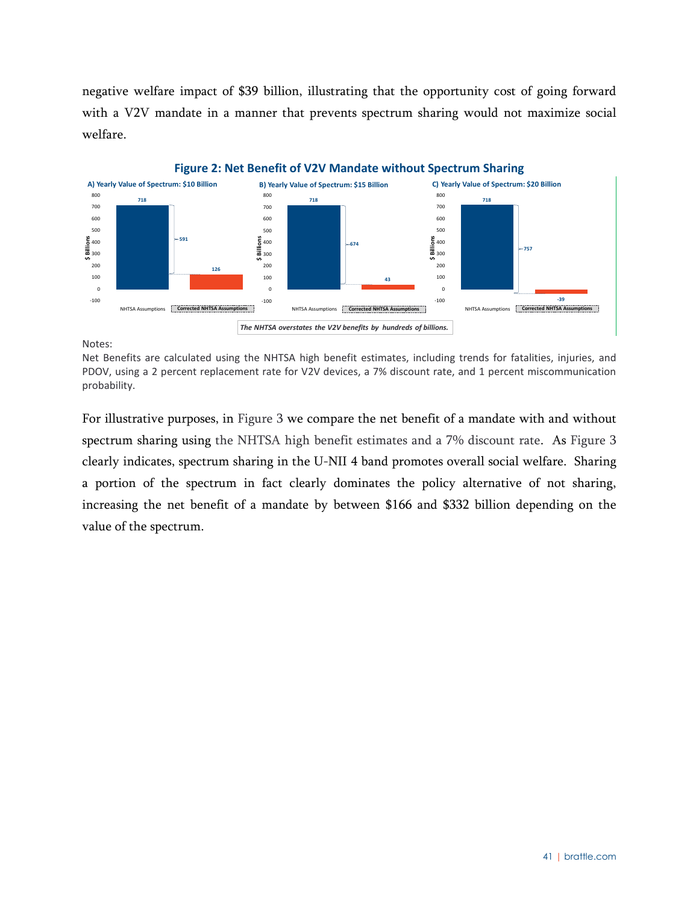negative welfare impact of $39 billion, illustrating that the opportunity cost of going forward with a V2V mandate in a manner that prevents spectrum sharing would not maximize social welfare.

**Figure 2: Net Benefit of V2V Mandate without Spectrum Sharing**

| | A) Yearly Value of Spectrum: $10 Billion | B) Yearly Value of Spectrum: $15 Billion | C) Yearly Value of Spectrum: $20 Billion |
|---|---|---|---|
| NHTSA Assumptions ($ Billions) | 718 | 718 | 718 |
| Corrected NHTSA Assumptions ($ Billions) | 126 | 43 | -39 |
| Difference ($ Billions) | 591 | 674 | 757 |

*The NHTSA overstates the V2V benefits by hundreds of billions.*

Notes:

Net Benefits are calculated using the NHTSA high benefit estimates, including trends for fatalities, injuries, and PDOV, using a 2 percent replacement rate for V2V devices, a 7% discount rate, and 1 percent miscommunication probability.

For illustrative purposes, in Figure 3 we compare the net benefit of a mandate with and without spectrum sharing using the NHTSA high benefit estimates and a 7% discount rate. As Figure 3 clearly indicates, spectrum sharing in the U-NII 4 band promotes overall social welfare. Sharing a portion of the spectrum in fact clearly dominates the policy alternative of not sharing, increasing the net benefit of a mandate by between $166 and $332 billion depending on the value of the spectrum.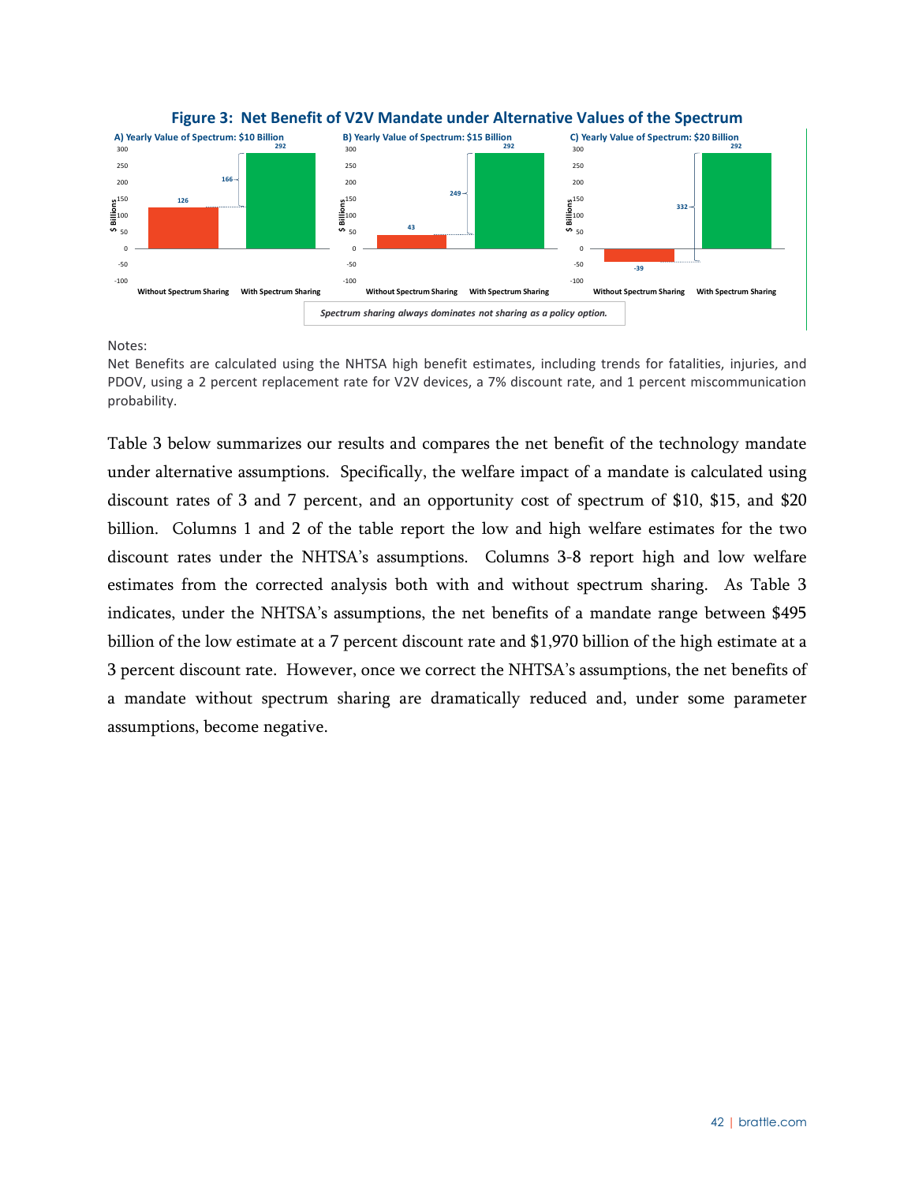**Figure 3: Net Benefit of V2V Mandate under Alternative Values of the Spectrum**

| Panel | Without Spectrum Sharing ($ Billions) | With Spectrum Sharing ($ Billions) | Difference ($ Billions) |
|---|---|---|---|
| A) Yearly Value of Spectrum: $10 Billion | 126 | 292 | 166 |
| B) Yearly Value of Spectrum: $15 Billion | 43 | 292 | 249 |
| C) Yearly Value of Spectrum: $20 Billion | -39 | 292 | 332 |

*Spectrum sharing always dominates not sharing as a policy option.*

Notes:

Net Benefits are calculated using the NHTSA high benefit estimates, including trends for fatalities, injuries, and PDOV, using a 2 percent replacement rate for V2V devices, a 7% discount rate, and 1 percent miscommunication probability.

Table 3 below summarizes our results and compares the net benefit of the technology mandate under alternative assumptions. Specifically, the welfare impact of a mandate is calculated using discount rates of 3 and 7 percent, and an opportunity cost of spectrum of $10, $15, and $20 billion. Columns 1 and 2 of the table report the low and high welfare estimates for the two discount rates under the NHTSA's assumptions. Columns 3-8 report high and low welfare estimates from the corrected analysis both with and without spectrum sharing. As Table 3 indicates, under the NHTSA's assumptions, the net benefits of a mandate range between $495 billion of the low estimate at a 7 percent discount rate and $1,970 billion of the high estimate at a 3 percent discount rate. However, once we correct the NHTSA's assumptions, the net benefits of a mandate without spectrum sharing are dramatically reduced and, under some parameter assumptions, become negative.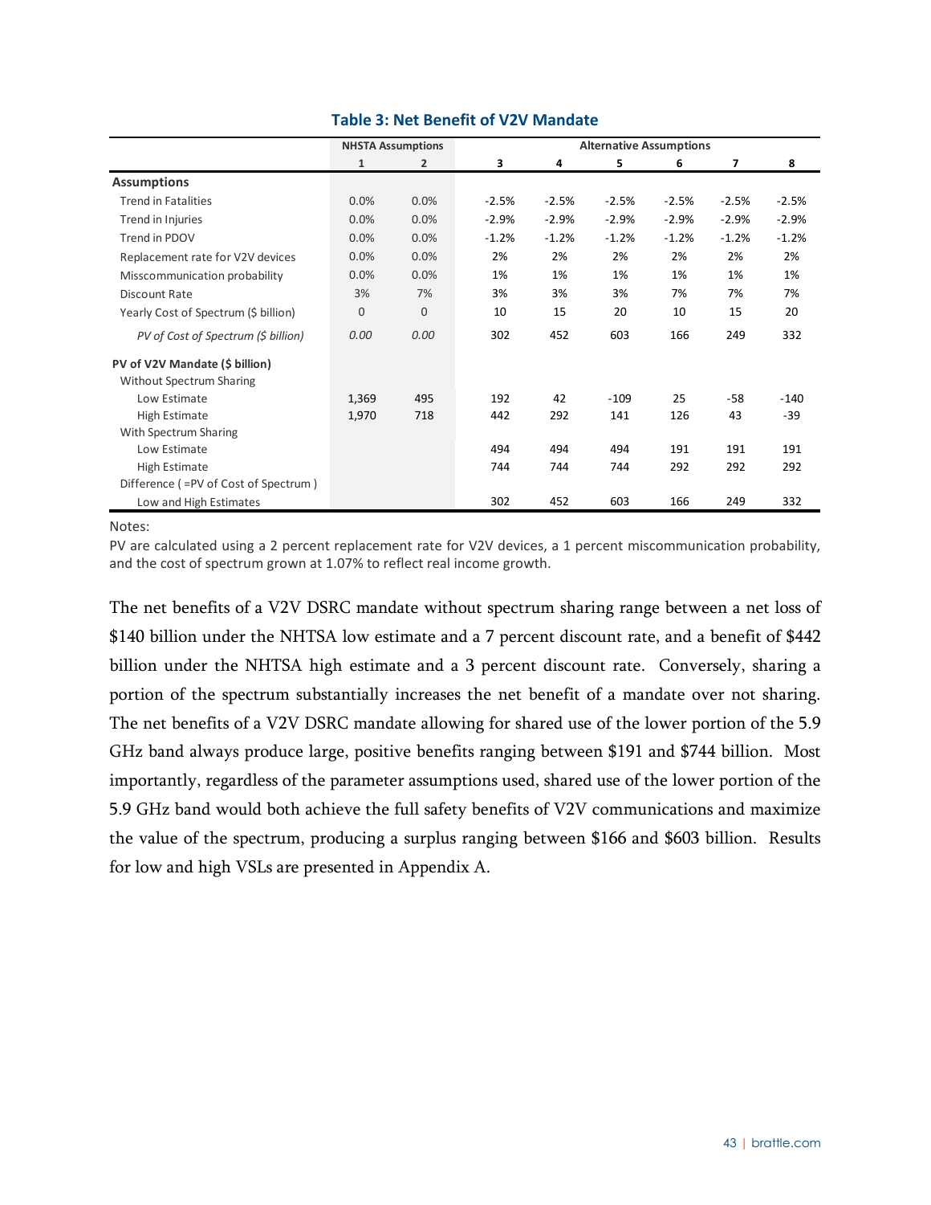### Table 3: Net Benefit of V2V Mandate

| | NHSTA Assumptions | | Alternative Assumptions | | | | | |
|---|---|---|---|---|---|---|---|---|
| | 1 | 2 | 3 | 4 | 5 | 6 | 7 | 8 |
| **Assumptions** | | | | | | | | |
| Trend in Fatalities | 0.0% | 0.0% | -2.5% | -2.5% | -2.5% | -2.5% | -2.5% | -2.5% |
| Trend in Injuries | 0.0% | 0.0% | -2.9% | -2.9% | -2.9% | -2.9% | -2.9% | -2.9% |
| Trend in PDOV | 0.0% | 0.0% | -1.2% | -1.2% | -1.2% | -1.2% | -1.2% | -1.2% |
| Replacement rate for V2V devices | 0.0% | 0.0% | 2% | 2% | 2% | 2% | 2% | 2% |
| Misscommunication probability | 0.0% | 0.0% | 1% | 1% | 1% | 1% | 1% | 1% |
| Discount Rate | 3% | 7% | 3% | 3% | 3% | 7% | 7% | 7% |
| Yearly Cost of Spectrum ($ billion) | 0 | 0 | 10 | 15 | 20 | 10 | 15 | 20 |
| *PV of Cost of Spectrum ($ billion)* | *0.00* | *0.00* | 302 | 452 | 603 | 166 | 249 | 332 |
| **PV of V2V Mandate ($ billion)** | | | | | | | | |
| Without Spectrum Sharing | | | | | | | | |
| Low Estimate | 1,369 | 495 | 192 | 42 | -109 | 25 | -58 | -140 |
| High Estimate | 1,970 | 718 | 442 | 292 | 141 | 126 | 43 | -39 |
| With Spectrum Sharing | | | | | | | | |
| Low Estimate | | | 494 | 494 | 494 | 191 | 191 | 191 |
| High Estimate | | | 744 | 744 | 744 | 292 | 292 | 292 |
| Difference ( =PV of Cost of Spectrum ) | | | | | | | | |
| Low and High Estimates | | | 302 | 452 | 603 | 166 | 249 | 332 |

Notes:

PV are calculated using a 2 percent replacement rate for V2V devices, a 1 percent miscommunication probability, and the cost of spectrum grown at 1.07% to reflect real income growth.

The net benefits of a V2V DSRC mandate without spectrum sharing range between a net loss of $140 billion under the NHTSA low estimate and a 7 percent discount rate, and a benefit of $442 billion under the NHTSA high estimate and a 3 percent discount rate. Conversely, sharing a portion of the spectrum substantially increases the net benefit of a mandate over not sharing. The net benefits of a V2V DSRC mandate allowing for shared use of the lower portion of the 5.9 GHz band always produce large, positive benefits ranging between $191 and $744 billion. Most importantly, regardless of the parameter assumptions used, shared use of the lower portion of the 5.9 GHz band would both achieve the full safety benefits of V2V communications and maximize the value of the spectrum, producing a surplus ranging between $166 and $603 billion. Results for low and high VSLs are presented in Appendix A.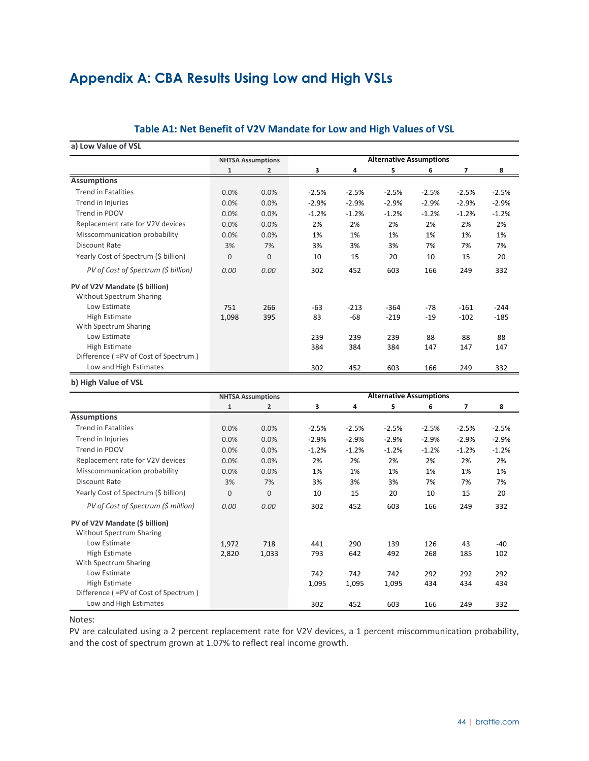# Appendix A: CBA Results Using Low and High VSLs

## Table A1: Net Benefit of V2V Mandate for Low and High Values of VSL

**a) Low Value of VSL**

| | NHTSA Assumptions | | Alternative Assumptions | | | | | |
|---|---|---|---|---|---|---|---|---|
| | 1 | 2 | 3 | 4 | 5 | 6 | 7 | 8 |
| **Assumptions** | | | | | | | | |
| Trend in Fatalities | 0.0% | 0.0% | -2.5% | -2.5% | -2.5% | -2.5% | -2.5% | -2.5% |
| Trend in Injuries | 0.0% | 0.0% | -2.9% | -2.9% | -2.9% | -2.9% | -2.9% | -2.9% |
| Trend in PDOV | 0.0% | 0.0% | -1.2% | -1.2% | -1.2% | -1.2% | -1.2% | -1.2% |
| Replacement rate for V2V devices | 0.0% | 0.0% | 2% | 2% | 2% | 2% | 2% | 2% |
| Misscommunication probability | 0.0% | 0.0% | 1% | 1% | 1% | 1% | 1% | 1% |
| Discount Rate | 3% | 7% | 3% | 3% | 3% | 7% | 7% | 7% |
| Yearly Cost of Spectrum ($ billion) | 0 | 0 | 10 | 15 | 20 | 10 | 15 | 20 |
| *PV of Cost of Spectrum ($ billion)* | *0.00* | *0.00* | 302 | 452 | 603 | 166 | 249 | 332 |
| **PV of V2V Mandate ($ billion)** | | | | | | | | |
| Without Spectrum Sharing | | | | | | | | |
| Low Estimate | 751 | 266 | -63 | -213 | -364 | -78 | -161 | -244 |
| High Estimate | 1,098 | 395 | 83 | -68 | -219 | -19 | -102 | -185 |
| With Spectrum Sharing | | | | | | | | |
| Low Estimate | | | 239 | 239 | 239 | 88 | 88 | 88 |
| High Estimate | | | 384 | 384 | 384 | 147 | 147 | 147 |
| Difference ( =PV of Cost of Spectrum ) | | | | | | | | |
| Low and High Estimates | | | 302 | 452 | 603 | 166 | 249 | 332 |

**b) High Value of VSL**

| | NHTSA Assumptions | | Alternative Assumptions | | | | | |
|---|---|---|---|---|---|---|---|---|
| | 1 | 2 | 3 | 4 | 5 | 6 | 7 | 8 |
| **Assumptions** | | | | | | | | |
| Trend in Fatalities | 0.0% | 0.0% | -2.5% | -2.5% | -2.5% | -2.5% | -2.5% | -2.5% |
| Trend in Injuries | 0.0% | 0.0% | -2.9% | -2.9% | -2.9% | -2.9% | -2.9% | -2.9% |
| Trend in PDOV | 0.0% | 0.0% | -1.2% | -1.2% | -1.2% | -1.2% | -1.2% | -1.2% |
| Replacement rate for V2V devices | 0.0% | 0.0% | 2% | 2% | 2% | 2% | 2% | 2% |
| Misscommunication probability | 0.0% | 0.0% | 1% | 1% | 1% | 1% | 1% | 1% |
| Discount Rate | 3% | 7% | 3% | 3% | 3% | 7% | 7% | 7% |
| Yearly Cost of Spectrum ($ billion) | 0 | 0 | 10 | 15 | 20 | 10 | 15 | 20 |
| *PV of Cost of Spectrum ($ million)* | *0.00* | *0.00* | 302 | 452 | 603 | 166 | 249 | 332 |
| **PV of V2V Mandate ($ billion)** | | | | | | | | |
| Without Spectrum Sharing | | | | | | | | |
| Low Estimate | 1,972 | 718 | 441 | 290 | 139 | 126 | 43 | -40 |
| High Estimate | 2,820 | 1,033 | 793 | 642 | 492 | 268 | 185 | 102 |
| With Spectrum Sharing | | | | | | | | |
| Low Estimate | | | 742 | 742 | 742 | 292 | 292 | 292 |
| High Estimate | | | 1,095 | 1,095 | 1,095 | 434 | 434 | 434 |
| Difference ( =PV of Cost of Spectrum ) | | | | | | | | |
| Low and High Estimates | | | 302 | 452 | 603 | 166 | 249 | 332 |

Notes:
PV are calculated using a 2 percent replacement rate for V2V devices, a 1 percent miscommunication probability, and the cost of spectrum grown at 1.07% to reflect real income growth.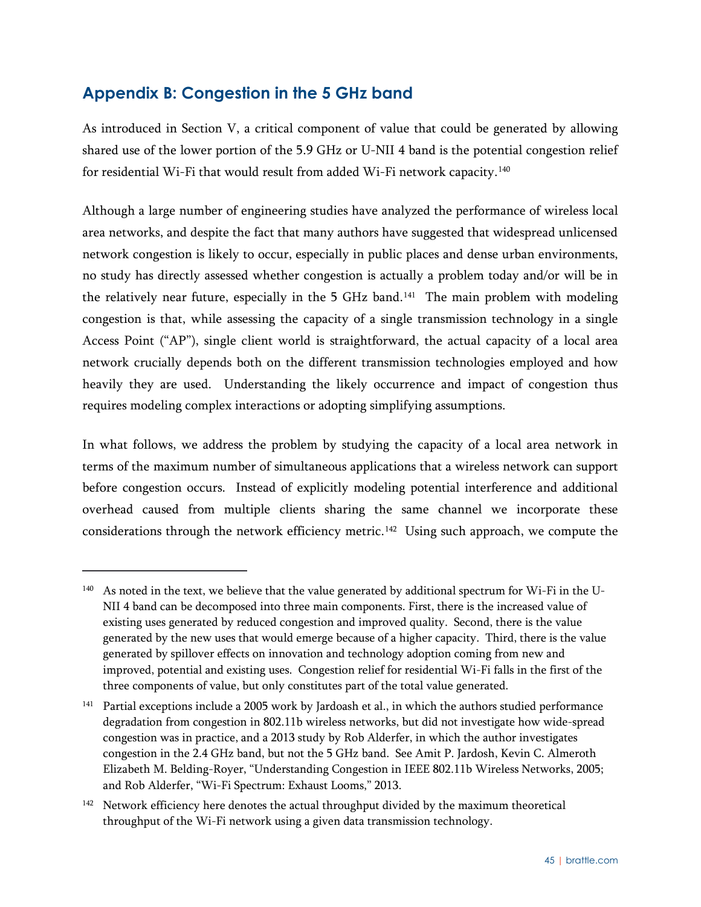## Appendix B: Congestion in the 5 GHz band

As introduced in Section V, a critical component of value that could be generated by allowing shared use of the lower portion of the 5.9 GHz or U-NII 4 band is the potential congestion relief for residential Wi-Fi that would result from added Wi-Fi network capacity.[140]

Although a large number of engineering studies have analyzed the performance of wireless local area networks, and despite the fact that many authors have suggested that widespread unlicensed network congestion is likely to occur, especially in public places and dense urban environments, no study has directly assessed whether congestion is actually a problem today and/or will be in the relatively near future, especially in the 5 GHz band.[141] The main problem with modeling congestion is that, while assessing the capacity of a single transmission technology in a single Access Point ("AP"), single client world is straightforward, the actual capacity of a local area network crucially depends both on the different transmission technologies employed and how heavily they are used. Understanding the likely occurrence and impact of congestion thus requires modeling complex interactions or adopting simplifying assumptions.

In what follows, we address the problem by studying the capacity of a local area network in terms of the maximum number of simultaneous applications that a wireless network can support before congestion occurs. Instead of explicitly modeling potential interference and additional overhead caused from multiple clients sharing the same channel we incorporate these considerations through the network efficiency metric.[142] Using such approach, we compute the

---

[140] As noted in the text, we believe that the value generated by additional spectrum for Wi-Fi in the U-NII 4 band can be decomposed into three main components. First, there is the increased value of existing uses generated by reduced congestion and improved quality. Second, there is the value generated by the new uses that would emerge because of a higher capacity. Third, there is the value generated by spillover effects on innovation and technology adoption coming from new and improved, potential and existing uses. Congestion relief for residential Wi-Fi falls in the first of the three components of value, but only constitutes part of the total value generated.

[141] Partial exceptions include a 2005 work by Jardoash et al., in which the authors studied performance degradation from congestion in 802.11b wireless networks, but did not investigate how wide-spread congestion was in practice, and a 2013 study by Rob Alderfer, in which the author investigates congestion in the 2.4 GHz band, but not the 5 GHz band. See Amit P. Jardosh, Kevin C. Almeroth Elizabeth M. Belding-Royer, "Understanding Congestion in IEEE 802.11b Wireless Networks, 2005; and Rob Alderfer, "Wi-Fi Spectrum: Exhaust Looms," 2013.

[142] Network efficiency here denotes the actual throughput divided by the maximum theoretical throughput of the Wi-Fi network using a given data transmission technology.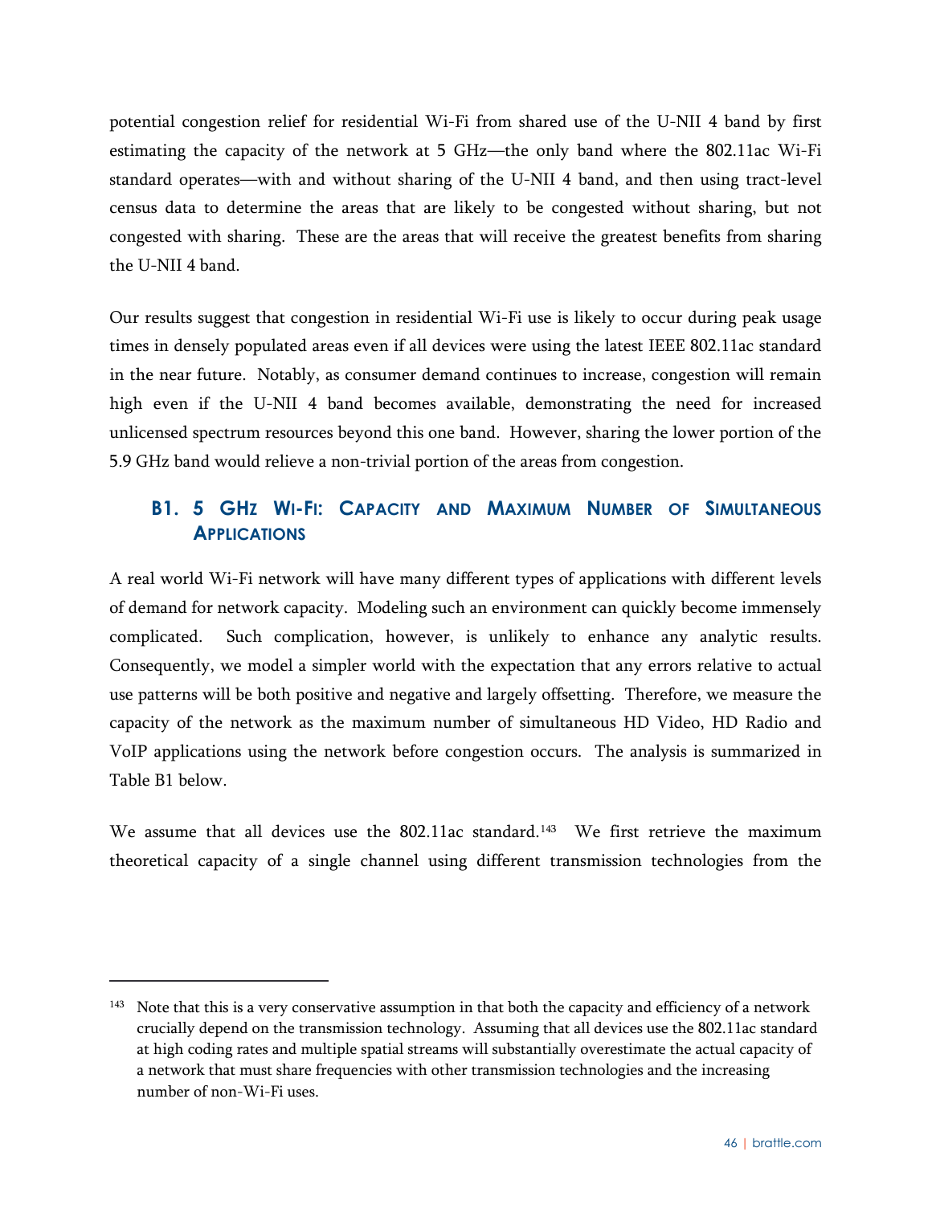potential congestion relief for residential Wi-Fi from shared use of the U-NII 4 band by first estimating the capacity of the network at 5 GHz—the only band where the 802.11ac Wi-Fi standard operates—with and without sharing of the U-NII 4 band, and then using tract-level census data to determine the areas that are likely to be congested without sharing, but not congested with sharing. These are the areas that will receive the greatest benefits from sharing the U-NII 4 band.

Our results suggest that congestion in residential Wi-Fi use is likely to occur during peak usage times in densely populated areas even if all devices were using the latest IEEE 802.11ac standard in the near future. Notably, as consumer demand continues to increase, congestion will remain high even if the U-NII 4 band becomes available, demonstrating the need for increased unlicensed spectrum resources beyond this one band. However, sharing the lower portion of the 5.9 GHz band would relieve a non-trivial portion of the areas from congestion.

## B1. 5 GHz Wi-Fi: Capacity and Maximum Number of Simultaneous Applications

A real world Wi-Fi network will have many different types of applications with different levels of demand for network capacity. Modeling such an environment can quickly become immensely complicated. Such complication, however, is unlikely to enhance any analytic results. Consequently, we model a simpler world with the expectation that any errors relative to actual use patterns will be both positive and negative and largely offsetting. Therefore, we measure the capacity of the network as the maximum number of simultaneous HD Video, HD Radio and VoIP applications using the network before congestion occurs. The analysis is summarized in Table B1 below.

We assume that all devices use the 802.11ac standard.[143] We first retrieve the maximum theoretical capacity of a single channel using different transmission technologies from the

---

[143] Note that this is a very conservative assumption in that both the capacity and efficiency of a network crucially depend on the transmission technology. Assuming that all devices use the 802.11ac standard at high coding rates and multiple spatial streams will substantially overestimate the actual capacity of a network that must share frequencies with other transmission technologies and the increasing number of non-Wi-Fi uses.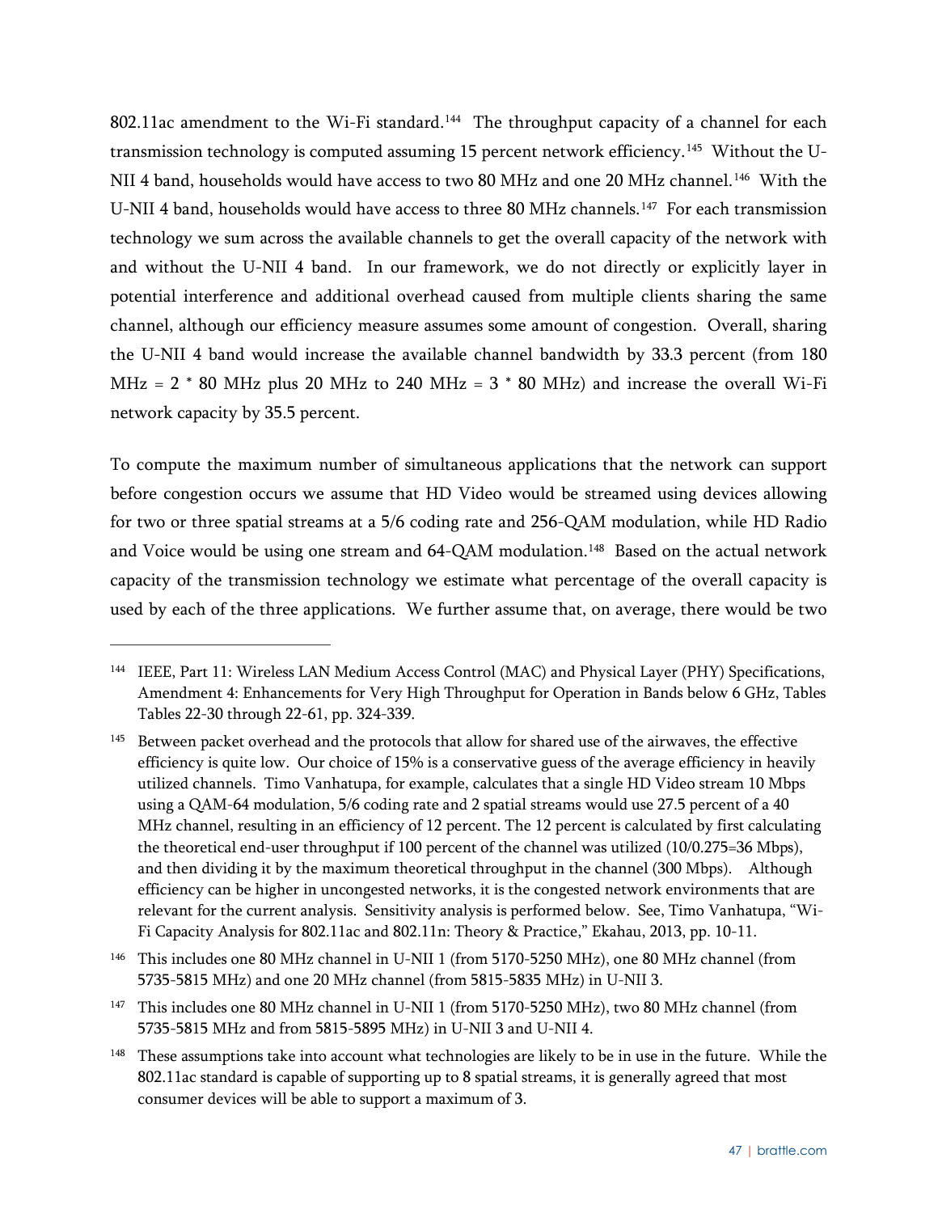802.11ac amendment to the Wi-Fi standard.[144] The throughput capacity of a channel for each transmission technology is computed assuming 15 percent network efficiency.[145] Without the U-NII 4 band, households would have access to two 80 MHz and one 20 MHz channel.[146] With the U-NII 4 band, households would have access to three 80 MHz channels.[147] For each transmission technology we sum across the available channels to get the overall capacity of the network with and without the U-NII 4 band. In our framework, we do not directly or explicitly layer in potential interference and additional overhead caused from multiple clients sharing the same channel, although our efficiency measure assumes some amount of congestion. Overall, sharing the U-NII 4 band would increase the available channel bandwidth by 33.3 percent (from 180 MHz = 2 * 80 MHz plus 20 MHz to 240 MHz = 3 * 80 MHz) and increase the overall Wi-Fi network capacity by 35.5 percent.

To compute the maximum number of simultaneous applications that the network can support before congestion occurs we assume that HD Video would be streamed using devices allowing for two or three spatial streams at a 5/6 coding rate and 256-QAM modulation, while HD Radio and Voice would be using one stream and 64-QAM modulation.[148] Based on the actual network capacity of the transmission technology we estimate what percentage of the overall capacity is used by each of the three applications. We further assume that, on average, there would be two

---

[144] IEEE, Part 11: Wireless LAN Medium Access Control (MAC) and Physical Layer (PHY) Specifications, Amendment 4: Enhancements for Very High Throughput for Operation in Bands below 6 GHz, Tables Tables 22-30 through 22-61, pp. 324-339.

[145] Between packet overhead and the protocols that allow for shared use of the airwaves, the effective efficiency is quite low. Our choice of 15% is a conservative guess of the average efficiency in heavily utilized channels. Timo Vanhatupa, for example, calculates that a single HD Video stream 10 Mbps using a QAM-64 modulation, 5/6 coding rate and 2 spatial streams would use 27.5 percent of a 40 MHz channel, resulting in an efficiency of 12 percent. The 12 percent is calculated by first calculating the theoretical end-user throughput if 100 percent of the channel was utilized (10/0.275=36 Mbps), and then dividing it by the maximum theoretical throughput in the channel (300 Mbps). Although efficiency can be higher in uncongested networks, it is the congested network environments that are relevant for the current analysis. Sensitivity analysis is performed below. See, Timo Vanhatupa, "Wi-Fi Capacity Analysis for 802.11ac and 802.11n: Theory & Practice," Ekahau, 2013, pp. 10-11.

[146] This includes one 80 MHz channel in U-NII 1 (from 5170-5250 MHz), one 80 MHz channel (from 5735-5815 MHz) and one 20 MHz channel (from 5815-5835 MHz) in U-NII 3.

[147] This includes one 80 MHz channel in U-NII 1 (from 5170-5250 MHz), two 80 MHz channel (from 5735-5815 MHz and from 5815-5895 MHz) in U-NII 3 and U-NII 4.

[148] These assumptions take into account what technologies are likely to be in use in the future. While the 802.11ac standard is capable of supporting up to 8 spatial streams, it is generally agreed that most consumer devices will be able to support a maximum of 3.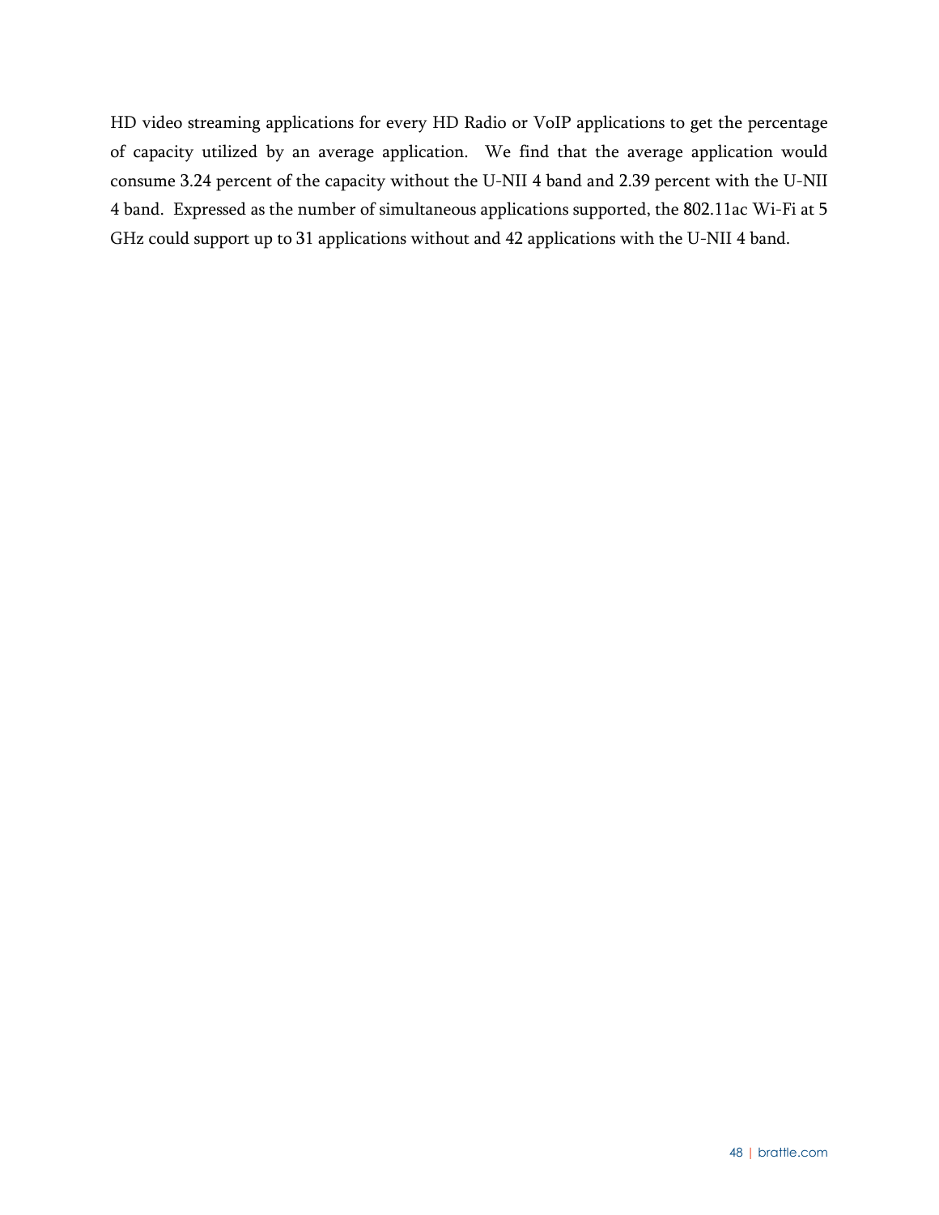HD video streaming applications for every HD Radio or VoIP applications to get the percentage of capacity utilized by an average application. We find that the average application would consume 3.24 percent of the capacity without the U-NII 4 band and 2.39 percent with the U-NII 4 band. Expressed as the number of simultaneous applications supported, the 802.11ac Wi-Fi at 5 GHz could support up to 31 applications without and 42 applications with the U-NII 4 band.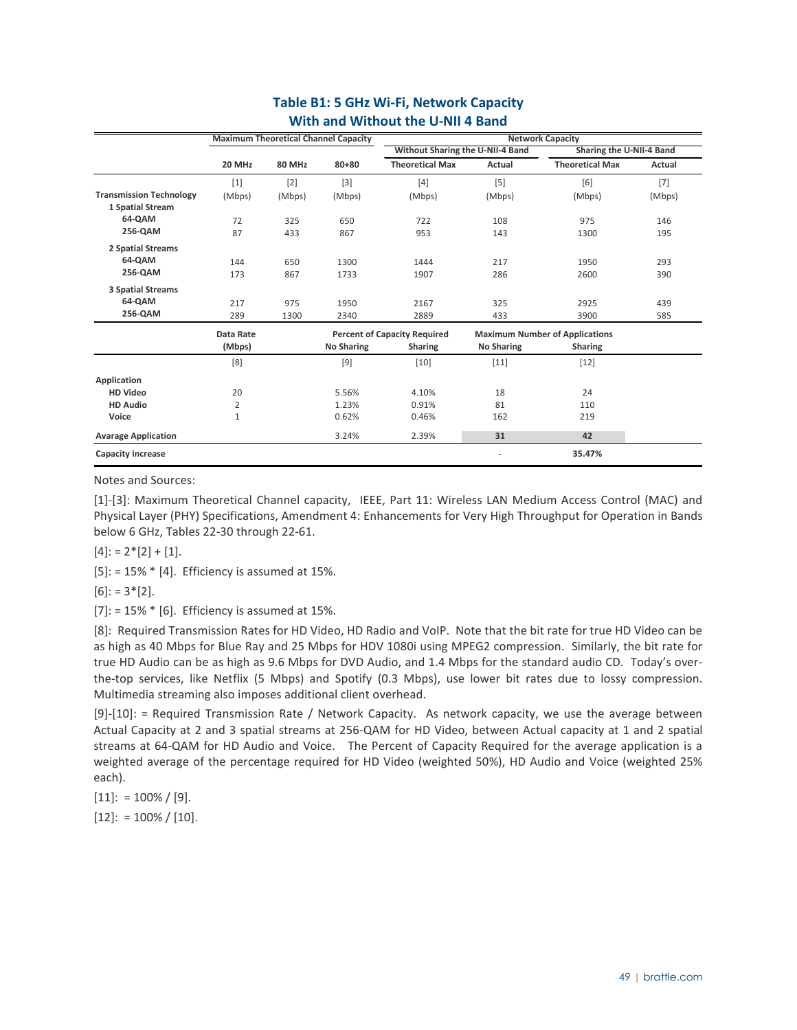# Table B1: 5 GHz Wi-Fi, Network Capacity With and Without the U-NII 4 Band

| | Maximum Theoretical Channel Capacity | | | Network Capacity | | | |
|---|---|---|---|---|---|---|---|
| | | | | Without Sharing the U-NII-4 Band | | Sharing the U-NII-4 Band | |
| | 20 MHz | 80 MHz | 80+80 | Theoretical Max | Actual | Theoretical Max | Actual |
| | [1] | [2] | [3] | [4] | [5] | [6] | [7] |
| **Transmission Technology** | (Mbps) | (Mbps) | (Mbps) | (Mbps) | (Mbps) | (Mbps) | (Mbps) |
| **1 Spatial Stream** | | | | | | | |
| **64-QAM** | 72 | 325 | 650 | 722 | 108 | 975 | 146 |
| **256-QAM** | 87 | 433 | 867 | 953 | 143 | 1300 | 195 |
| **2 Spatial Streams** | | | | | | | |
| **64-QAM** | 144 | 650 | 1300 | 1444 | 217 | 1950 | 293 |
| **256-QAM** | 173 | 867 | 1733 | 1907 | 286 | 2600 | 390 |
| **3 Spatial Streams** | | | | | | | |
| **64-QAM** | 217 | 975 | 1950 | 2167 | 325 | 2925 | 439 |
| **256-QAM** | 289 | 1300 | 2340 | 2889 | 433 | 3900 | 585 |
| | **Data Rate (Mbps)** | | **Percent of Capacity Required** | | **Maximum Number of Applications** | | |
| | | | **No Sharing** | **Sharing** | **No Sharing** | **Sharing** | |
| | [8] | | [9] | [10] | [11] | [12] | |
| **Application** | | | | | | | |
| **HD Video** | 20 | | 5.56% | 4.10% | 18 | 24 | |
| **HD Audio** | 2 | | 1.23% | 0.91% | 81 | 110 | |
| **Voice** | 1 | | 0.62% | 0.46% | 162 | 219 | |
| **Avarage Application** | | | 3.24% | 2.39% | **31** | **42** | |
| **Capacity increase** | | | | | - | **35.47%** | |

Notes and Sources:

[1]-[3]: Maximum Theoretical Channel capacity, IEEE, Part 11: Wireless LAN Medium Access Control (MAC) and Physical Layer (PHY) Specifications, Amendment 4: Enhancements for Very High Throughput for Operation in Bands below 6 GHz, Tables 22-30 through 22-61.

[4]: = 2*[2] + [1].

[5]: = 15% * [4]. Efficiency is assumed at 15%.

[6]: = 3*[2].

[7]: = 15% * [6]. Efficiency is assumed at 15%.

[8]: Required Transmission Rates for HD Video, HD Radio and VoIP. Note that the bit rate for true HD Video can be as high as 40 Mbps for Blue Ray and 25 Mbps for HDV 1080i using MPEG2 compression. Similarly, the bit rate for true HD Audio can be as high as 9.6 Mbps for DVD Audio, and 1.4 Mbps for the standard audio CD. Today's over-the-top services, like Netflix (5 Mbps) and Spotify (0.3 Mbps), use lower bit rates due to lossy compression. Multimedia streaming also imposes additional client overhead.

[9]-[10]: = Required Transmission Rate / Network Capacity. As network capacity, we use the average between Actual Capacity at 2 and 3 spatial streams at 256-QAM for HD Video, between Actual capacity at 1 and 2 spatial streams at 64-QAM for HD Audio and Voice. The Percent of Capacity Required for the average application is a weighted average of the percentage required for HD Video (weighted 50%), HD Audio and Voice (weighted 25% each).

[11]: = 100% / [9].

[12]: = 100% / [10].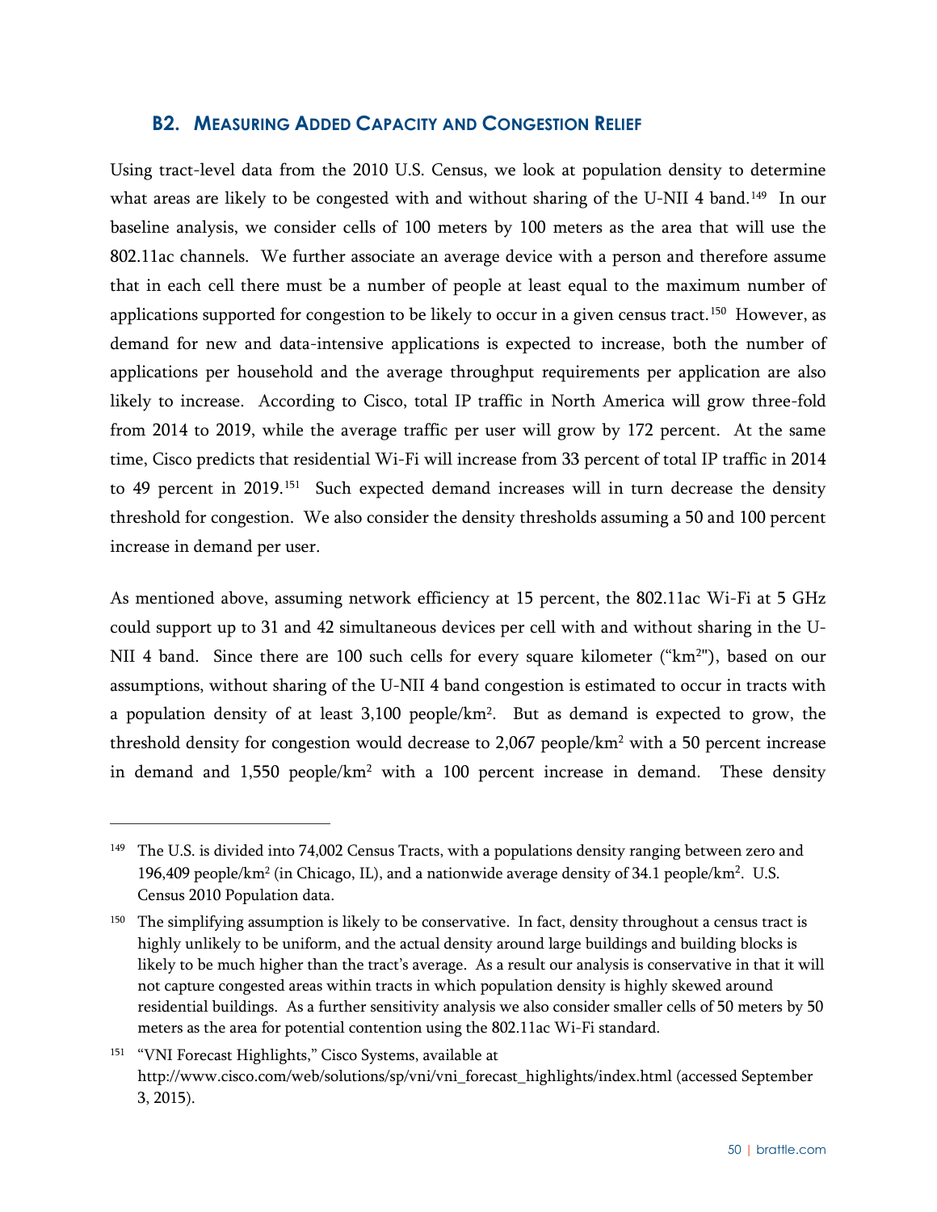### B2. MEASURING ADDED CAPACITY AND CONGESTION RELIEF

Using tract-level data from the 2010 U.S. Census, we look at population density to determine what areas are likely to be congested with and without sharing of the U-NII 4 band.[149] In our baseline analysis, we consider cells of 100 meters by 100 meters as the area that will use the 802.11ac channels. We further associate an average device with a person and therefore assume that in each cell there must be a number of people at least equal to the maximum number of applications supported for congestion to be likely to occur in a given census tract.[150] However, as demand for new and data-intensive applications is expected to increase, both the number of applications per household and the average throughput requirements per application are also likely to increase. According to Cisco, total IP traffic in North America will grow three-fold from 2014 to 2019, while the average traffic per user will grow by 172 percent. At the same time, Cisco predicts that residential Wi-Fi will increase from 33 percent of total IP traffic in 2014 to 49 percent in 2019.[151] Such expected demand increases will in turn decrease the density threshold for congestion. We also consider the density thresholds assuming a 50 and 100 percent increase in demand per user.

As mentioned above, assuming network efficiency at 15 percent, the 802.11ac Wi-Fi at 5 GHz could support up to 31 and 42 simultaneous devices per cell with and without sharing in the U-NII 4 band. Since there are 100 such cells for every square kilometer ("km$^2$"), based on our assumptions, without sharing of the U-NII 4 band congestion is estimated to occur in tracts with a population density of at least 3,100 people/km$^2$. But as demand is expected to grow, the threshold density for congestion would decrease to 2,067 people/km$^2$ with a 50 percent increase in demand and 1,550 people/km$^2$ with a 100 percent increase in demand. These density

---

[149] The U.S. is divided into 74,002 Census Tracts, with a populations density ranging between zero and 196,409 people/km$^2$ (in Chicago, IL), and a nationwide average density of 34.1 people/km$^2$. U.S. Census 2010 Population data.

[150] The simplifying assumption is likely to be conservative. In fact, density throughout a census tract is highly unlikely to be uniform, and the actual density around large buildings and building blocks is likely to be much higher than the tract's average. As a result our analysis is conservative in that it will not capture congested areas within tracts in which population density is highly skewed around residential buildings. As a further sensitivity analysis we also consider smaller cells of 50 meters by 50 meters as the area for potential contention using the 802.11ac Wi-Fi standard.

[151] "VNI Forecast Highlights," Cisco Systems, available at http://www.cisco.com/web/solutions/sp/vni/vni_forecast_highlights/index.html (accessed September 3, 2015).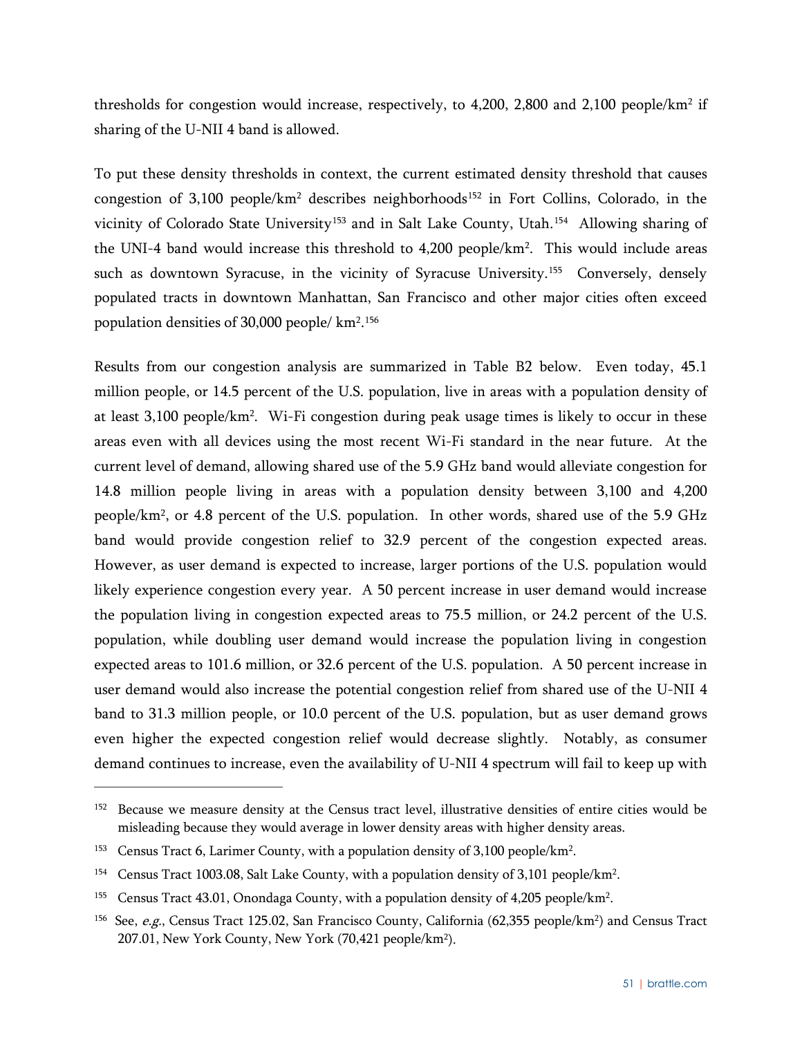thresholds for congestion would increase, respectively, to 4,200, 2,800 and 2,100 people/km$^2$ if sharing of the U-NII 4 band is allowed.

To put these density thresholds in context, the current estimated density threshold that causes congestion of 3,100 people/km$^2$ describes neighborhoods[152] in Fort Collins, Colorado, in the vicinity of Colorado State University[153] and in Salt Lake County, Utah.[154] Allowing sharing of the UNI-4 band would increase this threshold to 4,200 people/km$^2$. This would include areas such as downtown Syracuse, in the vicinity of Syracuse University.[155] Conversely, densely populated tracts in downtown Manhattan, San Francisco and other major cities often exceed population densities of 30,000 people/ km$^2$.[156]

Results from our congestion analysis are summarized in Table B2 below. Even today, 45.1 million people, or 14.5 percent of the U.S. population, live in areas with a population density of at least 3,100 people/km$^2$. Wi-Fi congestion during peak usage times is likely to occur in these areas even with all devices using the most recent Wi-Fi standard in the near future. At the current level of demand, allowing shared use of the 5.9 GHz band would alleviate congestion for 14.8 million people living in areas with a population density between 3,100 and 4,200 people/km$^2$, or 4.8 percent of the U.S. population. In other words, shared use of the 5.9 GHz band would provide congestion relief to 32.9 percent of the congestion expected areas. However, as user demand is expected to increase, larger portions of the U.S. population would likely experience congestion every year. A 50 percent increase in user demand would increase the population living in congestion expected areas to 75.5 million, or 24.2 percent of the U.S. population, while doubling user demand would increase the population living in congestion expected areas to 101.6 million, or 32.6 percent of the U.S. population. A 50 percent increase in user demand would also increase the potential congestion relief from shared use of the U-NII 4 band to 31.3 million people, or 10.0 percent of the U.S. population, but as user demand grows even higher the expected congestion relief would decrease slightly. Notably, as consumer demand continues to increase, even the availability of U-NII 4 spectrum will fail to keep up with

---

[152] Because we measure density at the Census tract level, illustrative densities of entire cities would be misleading because they would average in lower density areas with higher density areas.

[153] Census Tract 6, Larimer County, with a population density of 3,100 people/km$^2$.

[154] Census Tract 1003.08, Salt Lake County, with a population density of 3,101 people/km$^2$.

[155] Census Tract 43.01, Onondaga County, with a population density of 4,205 people/km$^2$.

[156] See, *e.g.*, Census Tract 125.02, San Francisco County, California (62,355 people/km$^2$) and Census Tract 207.01, New York County, New York (70,421 people/km$^2$).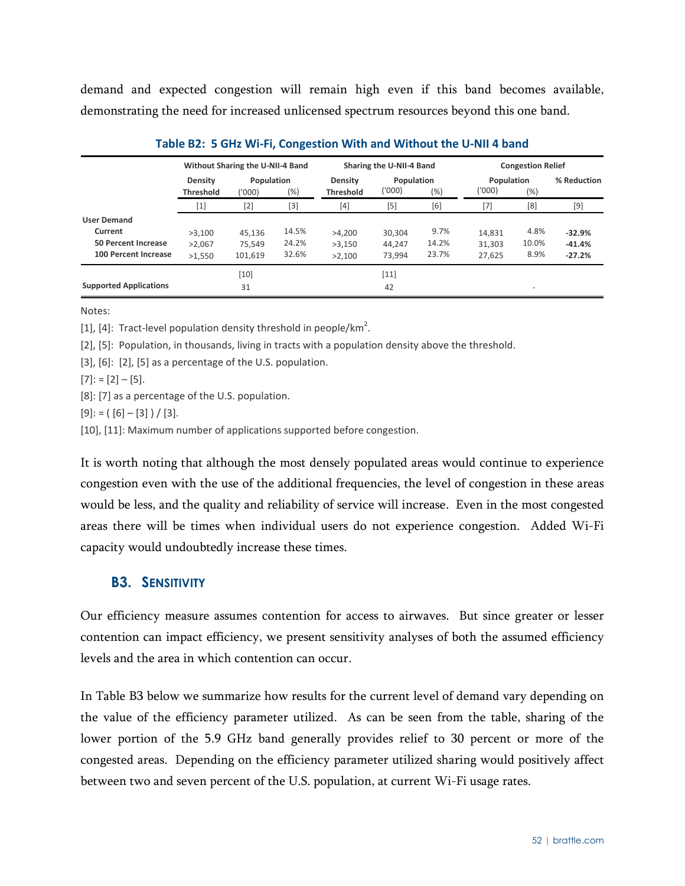demand and expected congestion will remain high even if this band becomes available, demonstrating the need for increased unlicensed spectrum resources beyond this one band.

**Table B2: 5 GHz Wi-Fi, Congestion With and Without the U-NII 4 band**

| | Without Sharing the U-NII-4 Band | | | Sharing the U-NII-4 Band | | | Congestion Relief | | |
|---|---|---|---|---|---|---|---|---|---|
| | Density Threshold | Population ('000) | Population (%) | Density Threshold | Population ('000) | Population (%) | Population ('000) | Population (%) | % Reduction |
| | [1] | [2] | [3] | [4] | [5] | [6] | [7] | [8] | [9] |
| **User Demand** | | | | | | | | | |
| **Current** | >3,100 | 45,136 | 14.5% | >4,200 | 30,304 | 9.7% | 14,831 | 4.8% | **-32.9%** |
| **50 Percent Increase** | >2,067 | 75,549 | 24.2% | >3,150 | 44,247 | 14.2% | 31,303 | 10.0% | **-41.4%** |
| **100 Percent Increase** | >1,550 | 101,619 | 32.6% | >2,100 | 73,994 | 23.7% | 27,625 | 8.9% | **-27.2%** |
| | | [10] | | | [11] | | | | |
| **Supported Applications** | | 31 | | | 42 | | | - | |

Notes:

[1], [4]: Tract-level population density threshold in people/km$^2$.

[2], [5]: Population, in thousands, living in tracts with a population density above the threshold.

[3], [6]: [2], [5] as a percentage of the U.S. population.

[7]: = [2] – [5].

[8]: [7] as a percentage of the U.S. population.

[9]: = ( [6] – [3] ) / [3].

[10], [11]: Maximum number of applications supported before congestion.

It is worth noting that although the most densely populated areas would continue to experience congestion even with the use of the additional frequencies, the level of congestion in these areas would be less, and the quality and reliability of service will increase. Even in the most congested areas there will be times when individual users do not experience congestion. Added Wi-Fi capacity would undoubtedly increase these times.

### B3. Sensitivity

Our efficiency measure assumes contention for access to airwaves. But since greater or lesser contention can impact efficiency, we present sensitivity analyses of both the assumed efficiency levels and the area in which contention can occur.

In Table B3 below we summarize how results for the current level of demand vary depending on the value of the efficiency parameter utilized. As can be seen from the table, sharing of the lower portion of the 5.9 GHz band generally provides relief to 30 percent or more of the congested areas. Depending on the efficiency parameter utilized sharing would positively affect between two and seven percent of the U.S. population, at current Wi-Fi usage rates.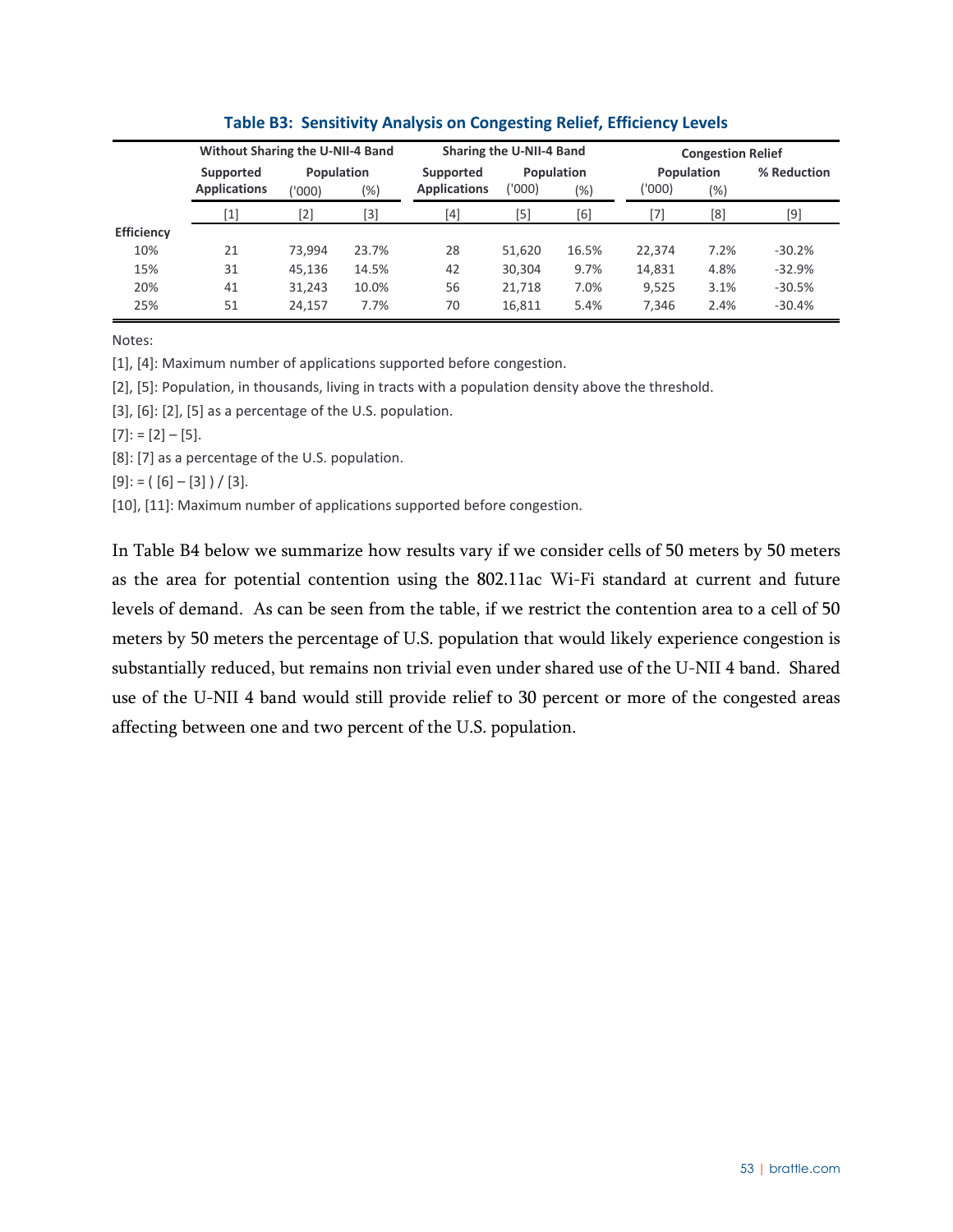**Table B3: Sensitivity Analysis on Congesting Relief, Efficiency Levels**

| | Without Sharing the U-NII-4 Band | | | Sharing the U-NII-4 Band | | | Congestion Relief | | |
|---|---|---|---|---|---|---|---|---|---|
| | Supported Applications | Population ('000) | Population (%) | Supported Applications | Population ('000) | Population (%) | Population ('000) | Population (%) | % Reduction |
| | [1] | [2] | [3] | [4] | [5] | [6] | [7] | [8] | [9] |
| **Efficiency** | | | | | | | | | |
| 10% | 21 | 73,994 | 23.7% | 28 | 51,620 | 16.5% | 22,374 | 7.2% | -30.2% |
| 15% | 31 | 45,136 | 14.5% | 42 | 30,304 | 9.7% | 14,831 | 4.8% | -32.9% |
| 20% | 41 | 31,243 | 10.0% | 56 | 21,718 | 7.0% | 9,525 | 3.1% | -30.5% |
| 25% | 51 | 24,157 | 7.7% | 70 | 16,811 | 5.4% | 7,346 | 2.4% | -30.4% |

Notes:

[1], [4]: Maximum number of applications supported before congestion.

[2], [5]: Population, in thousands, living in tracts with a population density above the threshold.

[3], [6]: [2], [5] as a percentage of the U.S. population.

[7]: = [2] – [5].

[8]: [7] as a percentage of the U.S. population.

[9]: = ( [6] – [3] ) / [3].

[10], [11]: Maximum number of applications supported before congestion.

In Table B4 below we summarize how results vary if we consider cells of 50 meters by 50 meters as the area for potential contention using the 802.11ac Wi-Fi standard at current and future levels of demand. As can be seen from the table, if we restrict the contention area to a cell of 50 meters by 50 meters the percentage of U.S. population that would likely experience congestion is substantially reduced, but remains non trivial even under shared use of the U-NII 4 band. Shared use of the U-NII 4 band would still provide relief to 30 percent or more of the congested areas affecting between one and two percent of the U.S. population.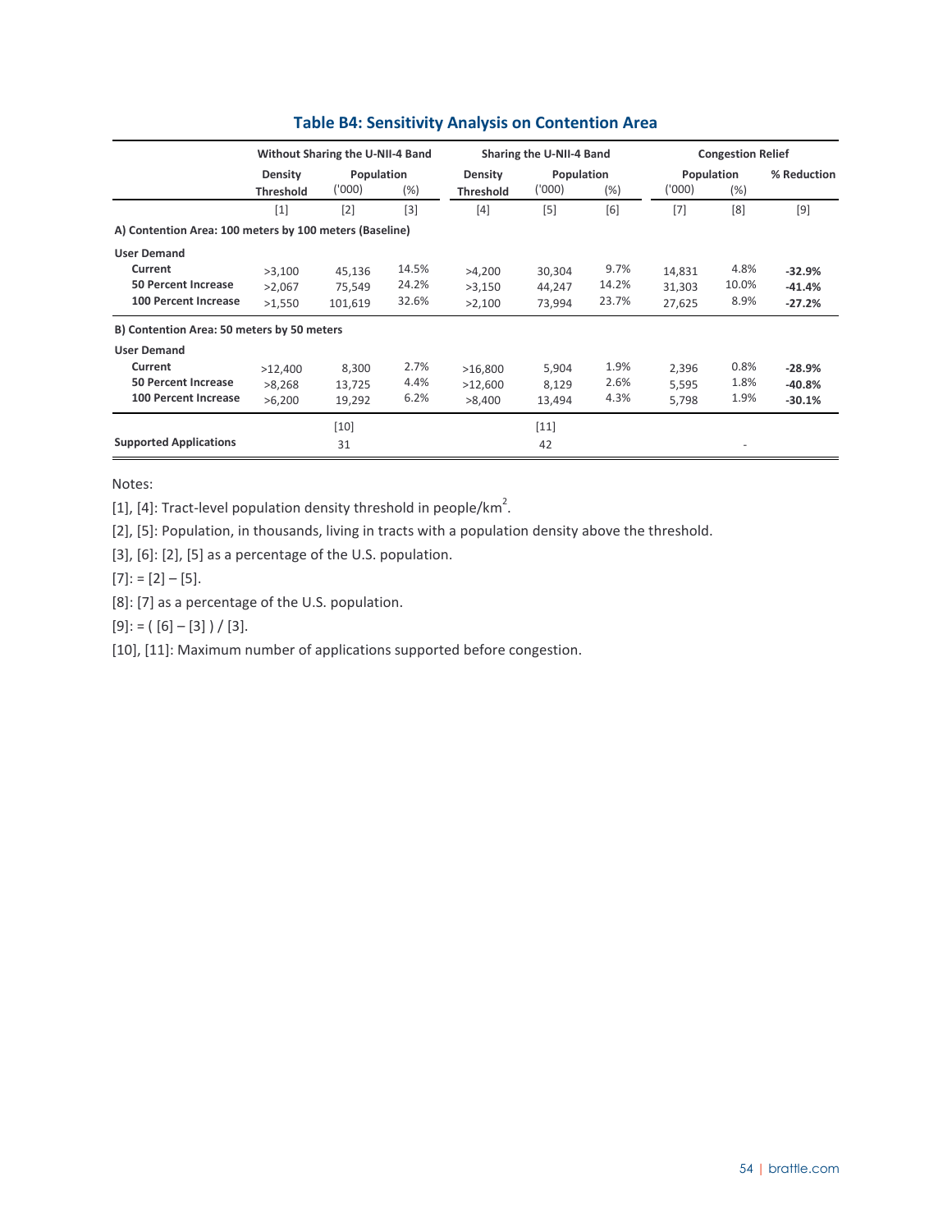### Table B4: Sensitivity Analysis on Contention Area

| | Without Sharing the U-NII-4 Band | | | Sharing the U-NII-4 Band | | | Congestion Relief | | |
|---|---|---|---|---|---|---|---|---|---|
| | Density Threshold | Population ('000) | Population (%) | Density Threshold | Population ('000) | Population (%) | Population ('000) | Population (%) | % Reduction |
| | [1] | [2] | [3] | [4] | [5] | [6] | [7] | [8] | [9] |
| **A) Contention Area: 100 meters by 100 meters (Baseline)** | | | | | | | | | |
| **User Demand** | | | | | | | | | |
| **Current** | >3,100 | 45,136 | 14.5% | >4,200 | 30,304 | 9.7% | 14,831 | 4.8% | **-32.9%** |
| **50 Percent Increase** | >2,067 | 75,549 | 24.2% | >3,150 | 44,247 | 14.2% | 31,303 | 10.0% | **-41.4%** |
| **100 Percent Increase** | >1,550 | 101,619 | 32.6% | >2,100 | 73,994 | 23.7% | 27,625 | 8.9% | **-27.2%** |
| **B) Contention Area: 50 meters by 50 meters** | | | | | | | | | |
| **User Demand** | | | | | | | | | |
| **Current** | >12,400 | 8,300 | 2.7% | >16,800 | 5,904 | 1.9% | 2,396 | 0.8% | **-28.9%** |
| **50 Percent Increase** | >8,268 | 13,725 | 4.4% | >12,600 | 8,129 | 2.6% | 5,595 | 1.8% | **-40.8%** |
| **100 Percent Increase** | >6,200 | 19,292 | 6.2% | >8,400 | 13,494 | 4.3% | 5,798 | 1.9% | **-30.1%** |
| | | [10] | | | [11] | | | | |
| **Supported Applications** | | 31 | | | 42 | | | - | |

Notes:

[1], [4]: Tract-level population density threshold in people/km$^2$.

[2], [5]: Population, in thousands, living in tracts with a population density above the threshold.

[3], [6]: [2], [5] as a percentage of the U.S. population.

[7]: = [2] – [5].

[8]: [7] as a percentage of the U.S. population.

[9]: = ( [6] – [3] ) / [3].

[10], [11]: Maximum number of applications supported before congestion.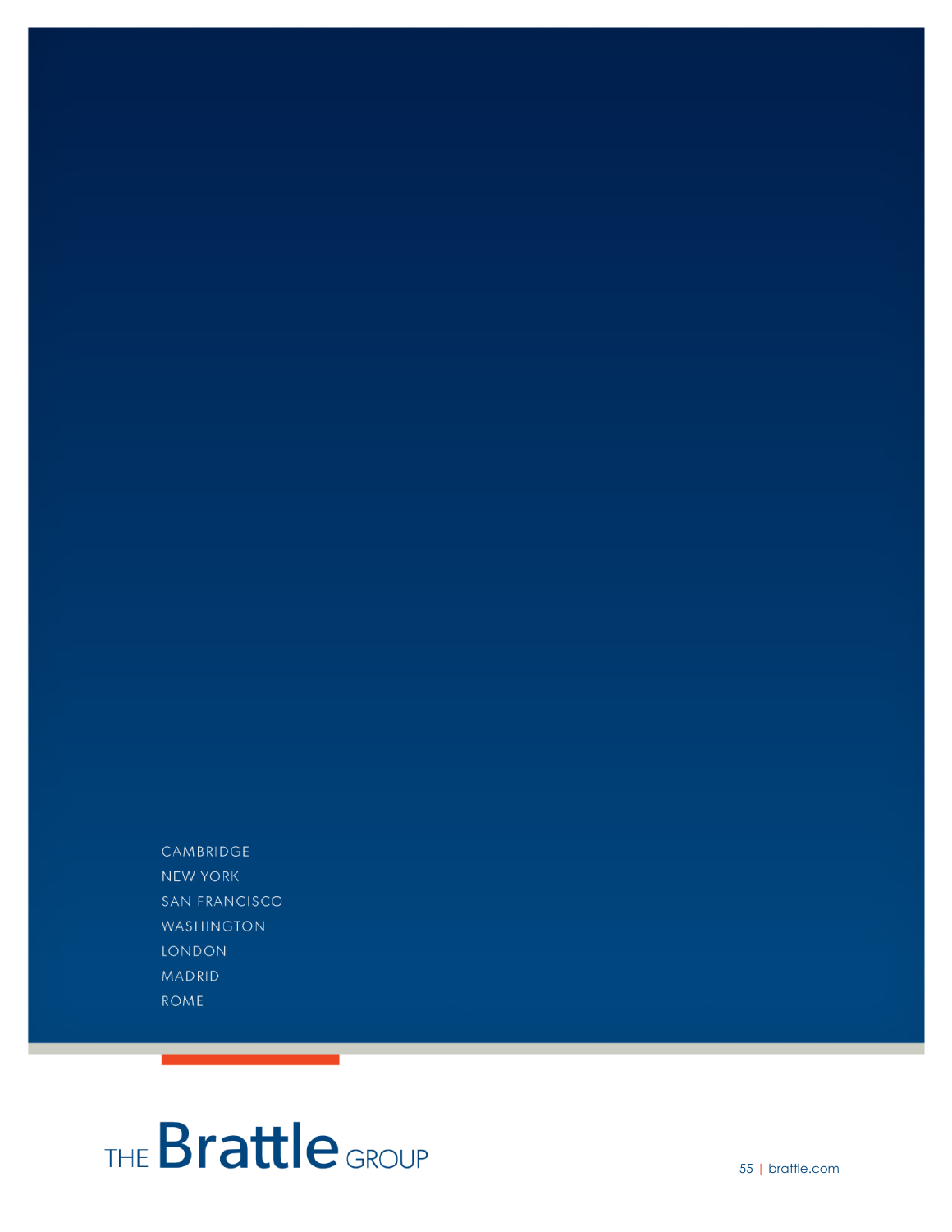CAMBRIDGE
NEW YORK
SAN FRANCISCO
WASHINGTON
LONDON
MADRID
ROME

THE Brattle GROUP